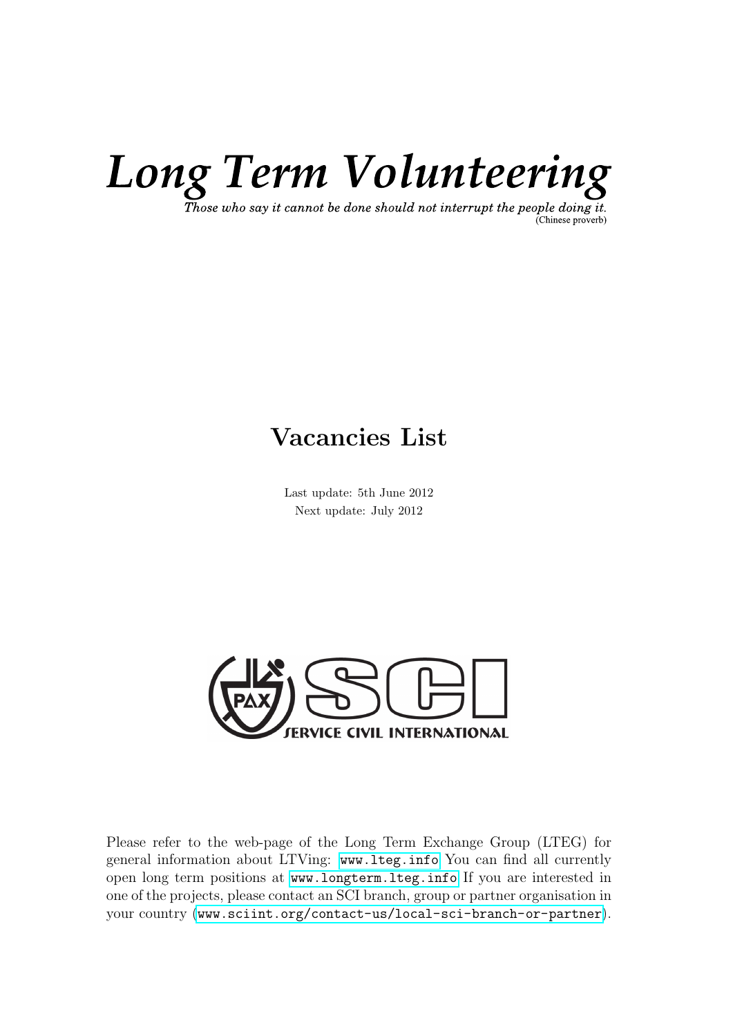# *Long Term Volunteering*

*Those who say it cannot be done should not interrupt the people doing it.*
(Chinese proverb)

## Vacancies List

Last update: 5th June 2012
Next update: July 2012

Please refer to the web-page of the Long Term Exchange Group (LTEG) for general information about LTVing: www.lteg.info You can find all currently open long term positions at www.longterm.lteg.info If you are interested in one of the projects, please contact an SCI branch, group or partner organisation in your country (www.sciint.org/contact-us/local-sci-branch-or-partner).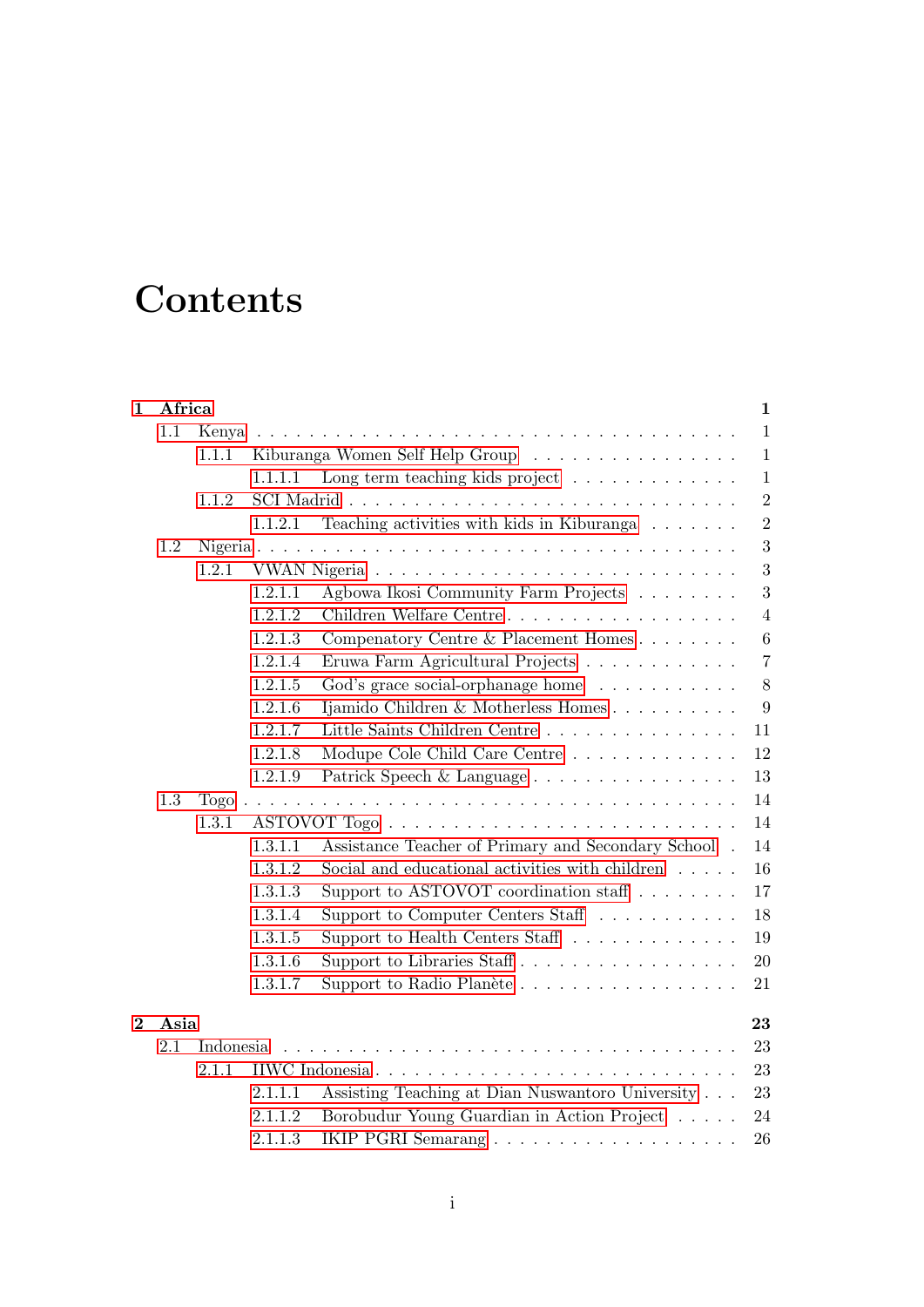# Contents

- **1 Africa** 1
  - 1.1 Kenya 1
    - 1.1.1 Kiburanga Women Self Help Group 1
      - 1.1.1.1 Long term teaching kids project 1
    - 1.1.2 SCI Madrid 2
      - 1.1.2.1 Teaching activities with kids in Kiburanga 2
  - 1.2 Nigeria 3
    - 1.2.1 VWAN Nigeria 3
      - 1.2.1.1 Agbowa Ikosi Community Farm Projects 3
      - 1.2.1.2 Children Welfare Centre 4
      - 1.2.1.3 Compenatory Centre & Placement Homes 6
      - 1.2.1.4 Eruwa Farm Agricultural Projects 7
      - 1.2.1.5 God's grace social-orphanage home 8
      - 1.2.1.6 Ijamido Children & Motherless Homes 9
      - 1.2.1.7 Little Saints Children Centre 11
      - 1.2.1.8 Modupe Cole Child Care Centre 12
      - 1.2.1.9 Patrick Speech & Language 13
  - 1.3 Togo 14
    - 1.3.1 ASTOVOT Togo 14
      - 1.3.1.1 Assistance Teacher of Primary and Secondary School 14
      - 1.3.1.2 Social and educational activities with children 16
      - 1.3.1.3 Support to ASTOVOT coordination staff 17
      - 1.3.1.4 Support to Computer Centers Staff 18
      - 1.3.1.5 Support to Health Centers Staff 19
      - 1.3.1.6 Support to Libraries Staff 20
      - 1.3.1.7 Support to Radio Planète 21
- **2 Asia** 23
  - 2.1 Indonesia 23
    - 2.1.1 IIWC Indonesia 23
      - 2.1.1.1 Assisting Teaching at Dian Nuswantoro University 23
      - 2.1.1.2 Borobudur Young Guardian in Action Project 24
      - 2.1.1.3 IKIP PGRI Semarang 26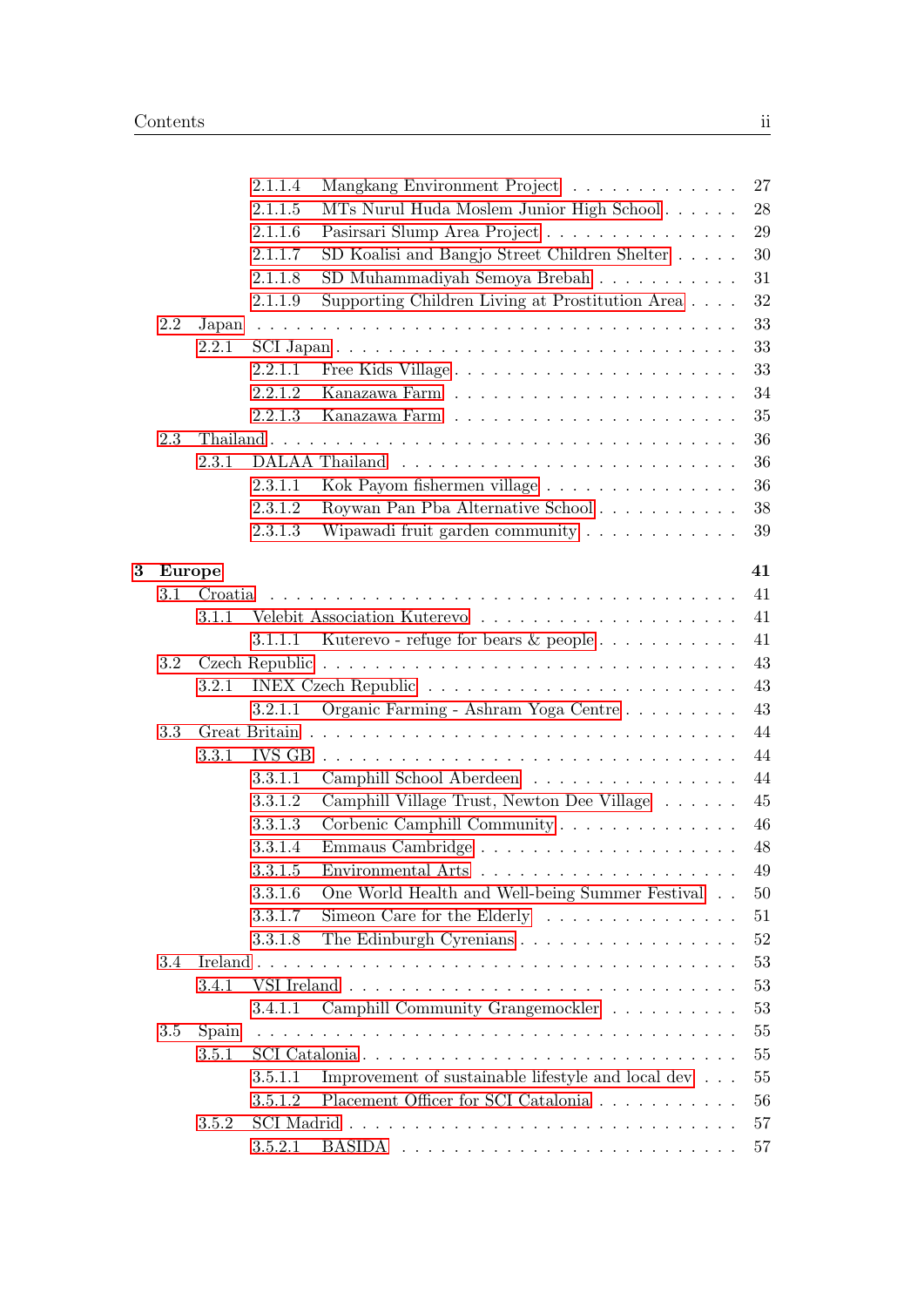- 2.1.1.4 Mangkang Environment Project . . . 27
- 2.1.1.5 MTs Nurul Huda Moslem Junior High School . . . 28
- 2.1.1.6 Pasirsari Slump Area Project . . . 29
- 2.1.1.7 SD Koalisi and Bangjo Street Children Shelter . . . 30
- 2.1.1.8 SD Muhammadiyah Semoya Brebah . . . 31
- 2.1.1.9 Supporting Children Living at Prostitution Area . . . 32
- 2.2 Japan . . . 33
  - 2.2.1 SCI Japan . . . 33
    - 2.2.1.1 Free Kids Village . . . 33
    - 2.2.1.2 Kanazawa Farm . . . 34
    - 2.2.1.3 Kanazawa Farm . . . 35
- 2.3 Thailand . . . 36
  - 2.3.1 DALAA Thailand . . . 36
    - 2.3.1.1 Kok Payom fishermen village . . . 36
    - 2.3.1.2 Roywan Pan Pba Alternative School . . . 38
    - 2.3.1.3 Wipawadi fruit garden community . . . 39

**3 Europe** **41**

- 3.1 Croatia . . . 41
  - 3.1.1 Velebit Association Kuterevo . . . 41
    - 3.1.1.1 Kuterevo - refuge for bears & people . . . 41
- 3.2 Czech Republic . . . 43
  - 3.2.1 INEX Czech Republic . . . 43
    - 3.2.1.1 Organic Farming - Ashram Yoga Centre . . . 43
- 3.3 Great Britain . . . 44
  - 3.3.1 IVS GB . . . 44
    - 3.3.1.1 Camphill School Aberdeen . . . 44
    - 3.3.1.2 Camphill Village Trust, Newton Dee Village . . . 45
    - 3.3.1.3 Corbenic Camphill Community . . . 46
    - 3.3.1.4 Emmaus Cambridge . . . 48
    - 3.3.1.5 Environmental Arts . . . 49
    - 3.3.1.6 One World Health and Well-being Summer Festival . . . 50
    - 3.3.1.7 Simeon Care for the Elderly . . . 51
    - 3.3.1.8 The Edinburgh Cyrenians . . . 52
- 3.4 Ireland . . . 53
  - 3.4.1 VSI Ireland . . . 53
    - 3.4.1.1 Camphill Community Grangemockler . . . 53
- 3.5 Spain . . . 55
  - 3.5.1 SCI Catalonia . . . 55
    - 3.5.1.1 Improvement of sustainable lifestyle and local dev . . . 55
    - 3.5.1.2 Placement Officer for SCI Catalonia . . . 56
  - 3.5.2 SCI Madrid . . . 57
    - 3.5.2.1 BASIDA . . . 57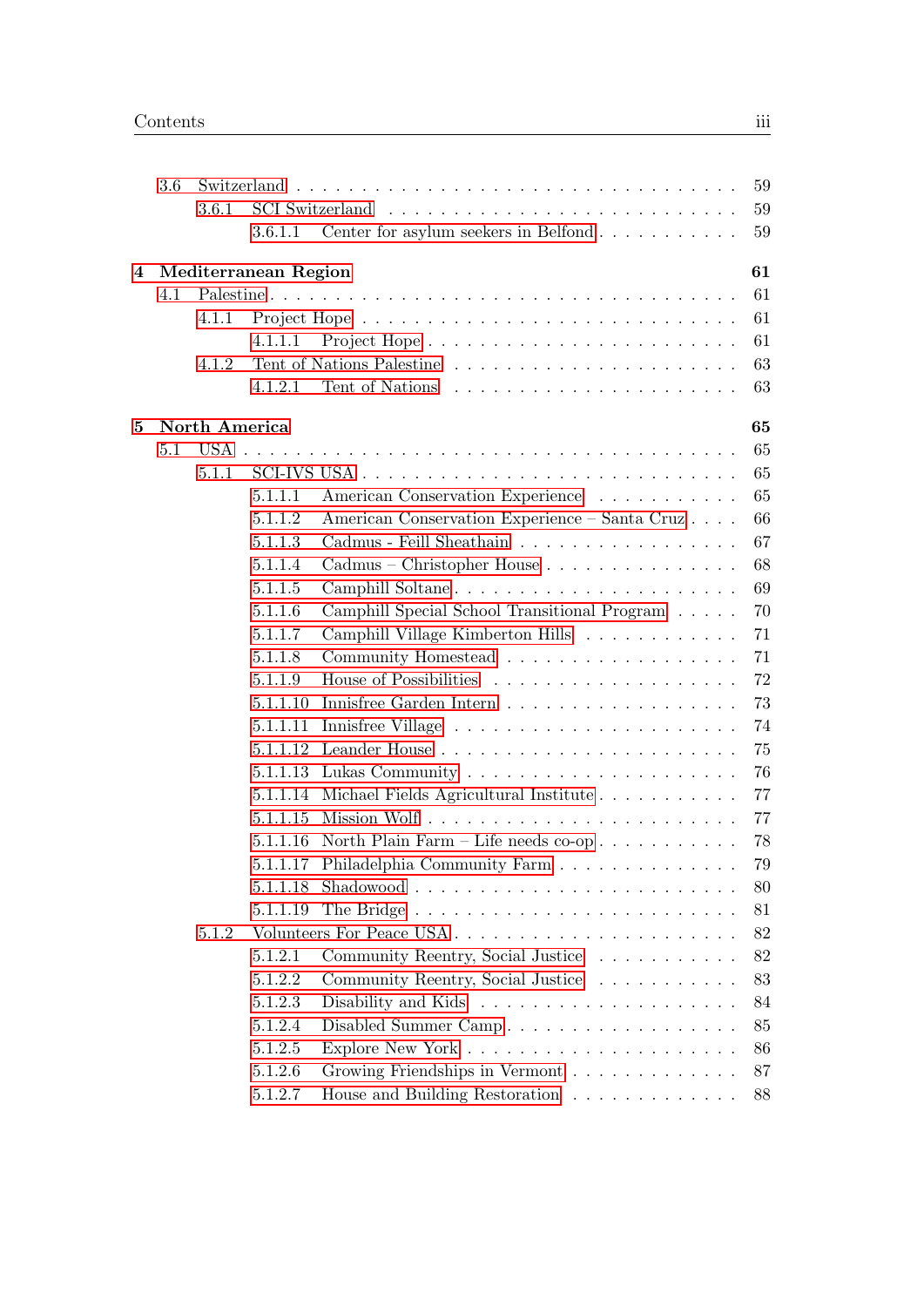- 3.6 Switzerland . . . 59
  - 3.6.1 SCI Switzerland . . . 59
    - 3.6.1.1 Center for asylum seekers in Belfond . . . 59

**4 Mediterranean Region** **61**

- 4.1 Palestine . . . 61
  - 4.1.1 Project Hope . . . 61
    - 4.1.1.1 Project Hope . . . 61
  - 4.1.2 Tent of Nations Palestine . . . 63
    - 4.1.2.1 Tent of Nations . . . 63

**5 North America** **65**

- 5.1 USA . . . 65
  - 5.1.1 SCI-IVS USA . . . 65
    - 5.1.1.1 American Conservation Experience . . . 65
    - 5.1.1.2 American Conservation Experience – Santa Cruz . . . 66
    - 5.1.1.3 Cadmus - Feill Sheathain . . . 67
    - 5.1.1.4 Cadmus – Christopher House . . . 68
    - 5.1.1.5 Camphill Soltane . . . 69
    - 5.1.1.6 Camphill Special School Transitional Program . . . 70
    - 5.1.1.7 Camphill Village Kimberton Hills . . . 71
    - 5.1.1.8 Community Homestead . . . 71
    - 5.1.1.9 House of Possibilities . . . 72
    - 5.1.1.10 Innisfree Garden Intern . . . 73
    - 5.1.1.11 Innisfree Village . . . 74
    - 5.1.1.12 Leander House . . . 75
    - 5.1.1.13 Lukas Community . . . 76
    - 5.1.1.14 Michael Fields Agricultural Institute . . . 77
    - 5.1.1.15 Mission Wolf . . . 77
    - 5.1.1.16 North Plain Farm – Life needs co-op . . . 78
    - 5.1.1.17 Philadelphia Community Farm . . . 79
    - 5.1.1.18 Shadowood . . . 80
    - 5.1.1.19 The Bridge . . . 81
  - 5.1.2 Volunteers For Peace USA . . . 82
    - 5.1.2.1 Community Reentry, Social Justice . . . 82
    - 5.1.2.2 Community Reentry, Social Justice . . . 83
    - 5.1.2.3 Disability and Kids . . . 84
    - 5.1.2.4 Disabled Summer Camp . . . 85
    - 5.1.2.5 Explore New York . . . 86
    - 5.1.2.6 Growing Friendships in Vermont . . . 87
    - 5.1.2.7 House and Building Restoration . . . 88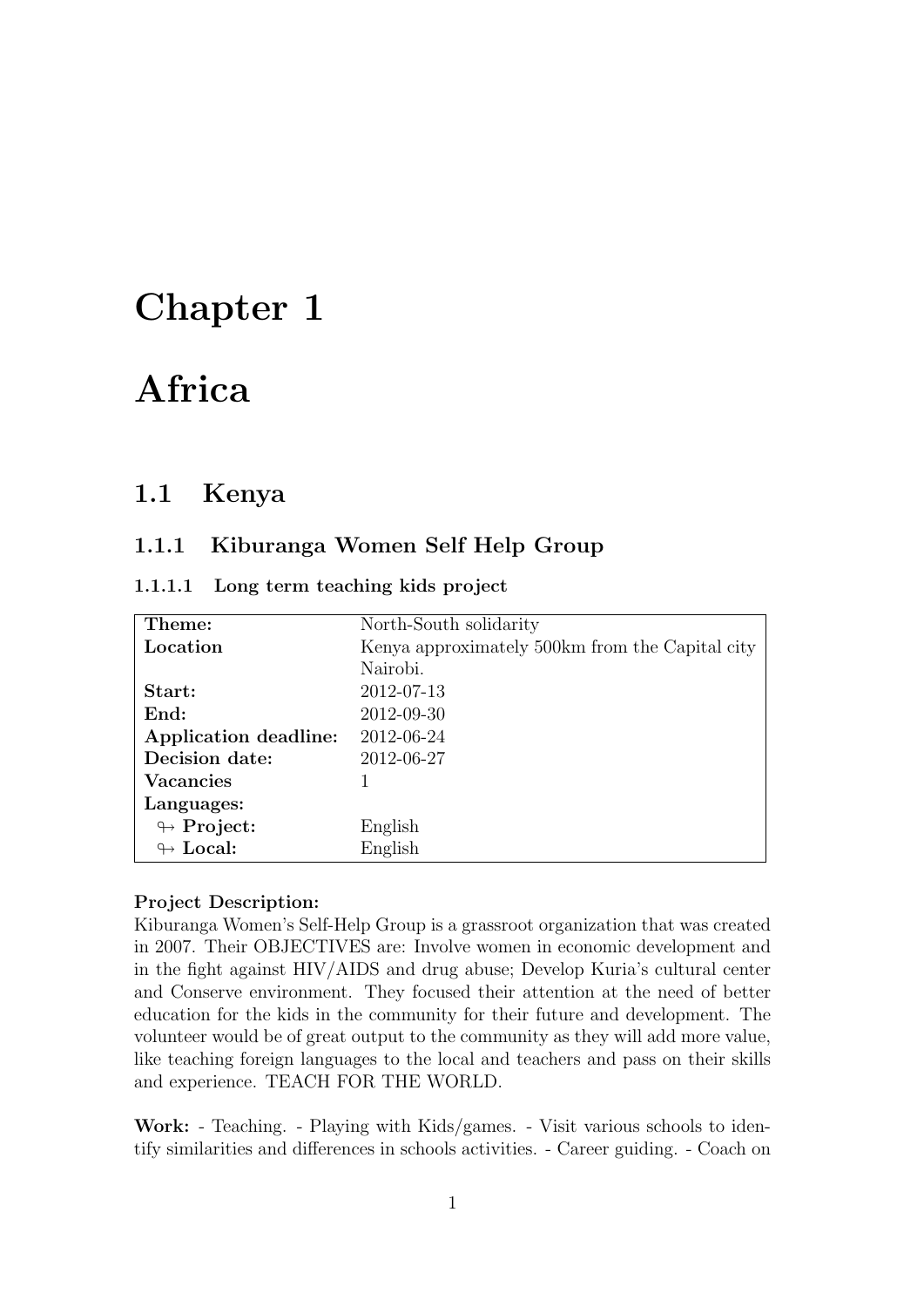# Chapter 1

# Africa

## 1.1 Kenya

### 1.1.1 Kiburanga Women Self Help Group

#### 1.1.1.1 Long term teaching kids project

| | |
|---|---|
| **Theme:** | North-South solidarity |
| **Location** | Kenya approximately 500km from the Capital city Nairobi. |
| **Start:** | 2012-07-13 |
| **End:** | 2012-09-30 |
| **Application deadline:** | 2012-06-24 |
| **Decision date:** | 2012-06-27 |
| **Vacancies** | 1 |
| **Languages:** | |
| ↬ **Project:** | English |
| ↬ **Local:** | English |

**Project Description:**
Kiburanga Women's Self-Help Group is a grassroot organization that was created in 2007. Their OBJECTIVES are: Involve women in economic development and in the fight against HIV/AIDS and drug abuse; Develop Kuria's cultural center and Conserve environment. They focused their attention at the need of better education for the kids in the community for their future and development. The volunteer would be of great output to the community as they will add more value, like teaching foreign languages to the local and teachers and pass on their skills and experience. TEACH FOR THE WORLD.

**Work:** - Teaching. - Playing with Kids/games. - Visit various schools to identify similarities and differences in schools activities. - Career guiding. - Coach on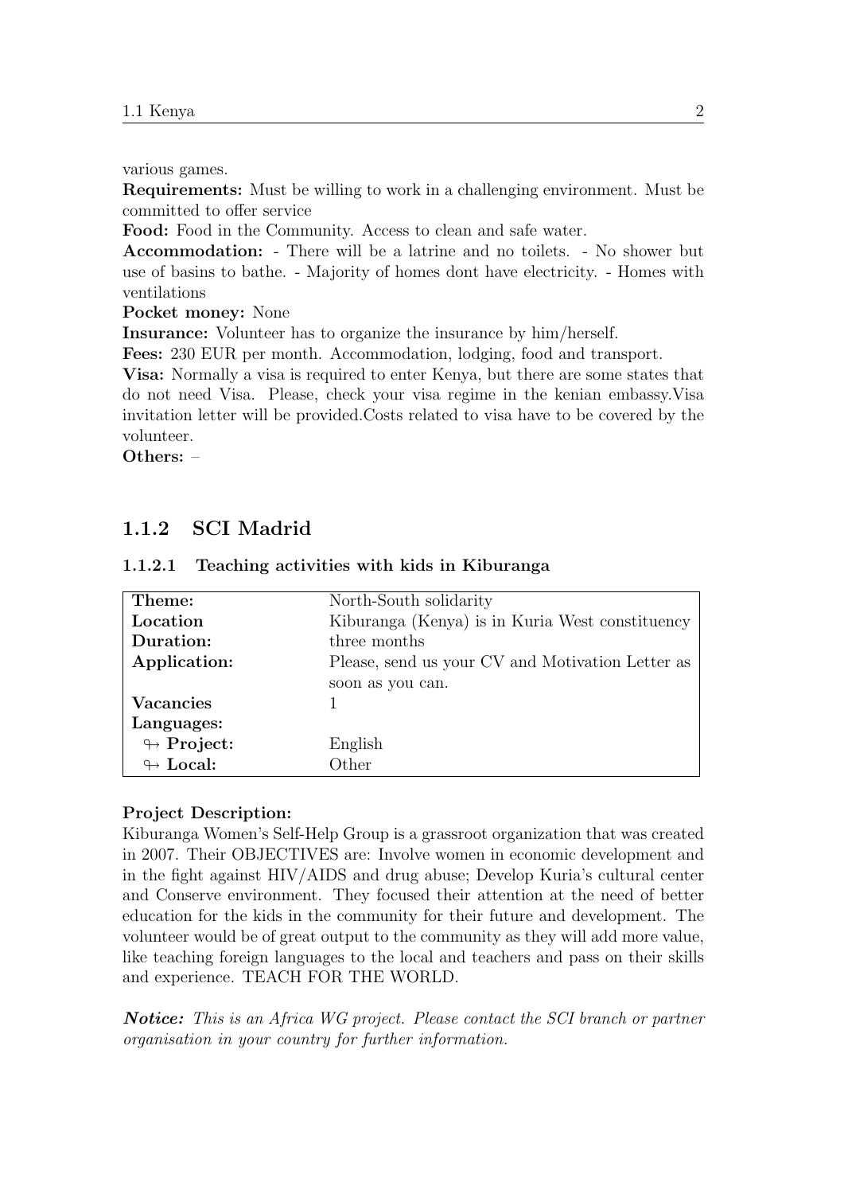various games.

**Requirements:** Must be willing to work in a challenging environment. Must be committed to offer service

**Food:** Food in the Community. Access to clean and safe water.

**Accommodation:** - There will be a latrine and no toilets. - No shower but use of basins to bathe. - Majority of homes dont have electricity. - Homes with ventilations

**Pocket money:** None

**Insurance:** Volunteer has to organize the insurance by him/herself.

**Fees:** 230 EUR per month. Accommodation, lodging, food and transport.

**Visa:** Normally a visa is required to enter Kenya, but there are some states that do not need Visa. Please, check your visa regime in the kenian embassy.Visa invitation letter will be provided.Costs related to visa have to be covered by the volunteer.

**Others:** –

### 1.1.2 SCI Madrid

#### 1.1.2.1 Teaching activities with kids in Kiburanga

| | |
|---|---|
| **Theme:** | North-South solidarity |
| **Location** | Kiburanga (Kenya) is in Kuria West constituency |
| **Duration:** | three months |
| **Application:** | Please, send us your CV and Motivation Letter as soon as you can. |
| **Vacancies** | 1 |
| **Languages:** | |
| ↬ **Project:** | English |
| ↬ **Local:** | Other |

**Project Description:**

Kiburanga Women's Self-Help Group is a grassroot organization that was created in 2007. Their OBJECTIVES are: Involve women in economic development and in the fight against HIV/AIDS and drug abuse; Develop Kuria's cultural center and Conserve environment. They focused their attention at the need of better education for the kids in the community for their future and development. The volunteer would be of great output to the community as they will add more value, like teaching foreign languages to the local and teachers and pass on their skills and experience. TEACH FOR THE WORLD.

***Notice:*** *This is an Africa WG project. Please contact the SCI branch or partner organisation in your country for further information.*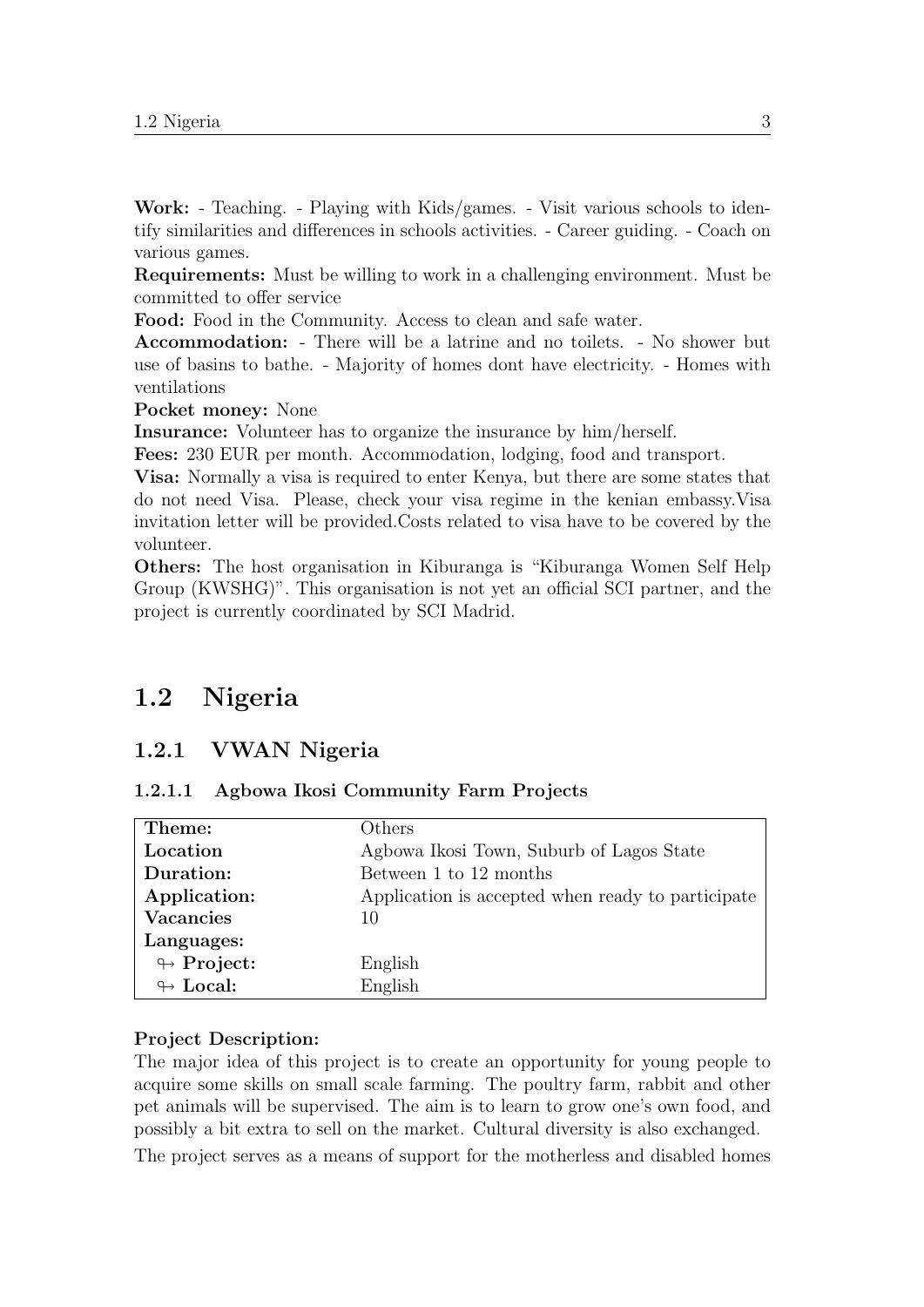**Work:** - Teaching. - Playing with Kids/games. - Visit various schools to identify similarities and differences in schools activities. - Career guiding. - Coach on various games.

**Requirements:** Must be willing to work in a challenging environment. Must be committed to offer service

**Food:** Food in the Community. Access to clean and safe water.

**Accommodation:** - There will be a latrine and no toilets. - No shower but use of basins to bathe. - Majority of homes dont have electricity. - Homes with ventilations

**Pocket money:** None

**Insurance:** Volunteer has to organize the insurance by him/herself.

**Fees:** 230 EUR per month. Accommodation, lodging, food and transport.

**Visa:** Normally a visa is required to enter Kenya, but there are some states that do not need Visa. Please, check your visa regime in the kenian embassy.Visa invitation letter will be provided.Costs related to visa have to be covered by the volunteer.

**Others:** The host organisation in Kiburanga is "Kiburanga Women Self Help Group (KWSHG)". This organisation is not yet an official SCI partner, and the project is currently coordinated by SCI Madrid.

## 1.2 Nigeria

### 1.2.1 VWAN Nigeria

#### 1.2.1.1 Agbowa Ikosi Community Farm Projects

| **Theme:** | Others |
|---|---|
| **Location** | Agbowa Ikosi Town, Suburb of Lagos State |
| **Duration:** | Between 1 to 12 months |
| **Application:** | Application is accepted when ready to participate |
| **Vacancies** | 10 |
| **Languages:** | |
| ↪ **Project:** | English |
| ↪ **Local:** | English |

**Project Description:**

The major idea of this project is to create an opportunity for young people to acquire some skills on small scale farming. The poultry farm, rabbit and other pet animals will be supervised. The aim is to learn to grow one's own food, and possibly a bit extra to sell on the market. Cultural diversity is also exchanged.

The project serves as a means of support for the motherless and disabled homes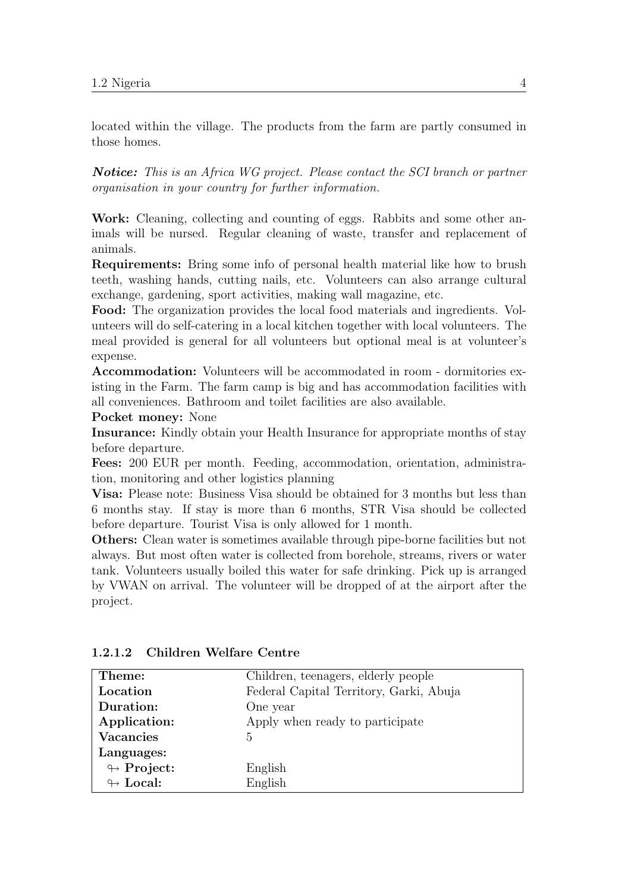located within the village. The products from the farm are partly consumed in those homes.

***Notice:*** *This is an Africa WG project. Please contact the SCI branch or partner organisation in your country for further information.*

**Work:** Cleaning, collecting and counting of eggs. Rabbits and some other animals will be nursed. Regular cleaning of waste, transfer and replacement of animals.
**Requirements:** Bring some info of personal health material like how to brush teeth, washing hands, cutting nails, etc. Volunteers can also arrange cultural exchange, gardening, sport activities, making wall magazine, etc.
**Food:** The organization provides the local food materials and ingredients. Volunteers will do self-catering in a local kitchen together with local volunteers. The meal provided is general for all volunteers but optional meal is at volunteer's expense.
**Accommodation:** Volunteers will be accommodated in room - dormitories existing in the Farm. The farm camp is big and has accommodation facilities with all conveniences. Bathroom and toilet facilities are also available.
**Pocket money:** None
**Insurance:** Kindly obtain your Health Insurance for appropriate months of stay before departure.
**Fees:** 200 EUR per month. Feeding, accommodation, orientation, administration, monitoring and other logistics planning
**Visa:** Please note: Business Visa should be obtained for 3 months but less than 6 months stay. If stay is more than 6 months, STR Visa should be collected before departure. Tourist Visa is only allowed for 1 month.
**Others:** Clean water is sometimes available through pipe-borne facilities but not always. But most often water is collected from borehole, streams, rivers or water tank. Volunteers usually boiled this water for safe drinking. Pick up is arranged by VWAN on arrival. The volunteer will be dropped of at the airport after the project.

#### 1.2.1.2 Children Welfare Centre

| **Theme:** | Children, teenagers, elderly people |
|---|---|
| **Location** | Federal Capital Territory, Garki, Abuja |
| **Duration:** | One year |
| **Application:** | Apply when ready to participate |
| **Vacancies** | 5 |
| **Languages:** | |
| ↬ **Project:** | English |
| ↬ **Local:** | English |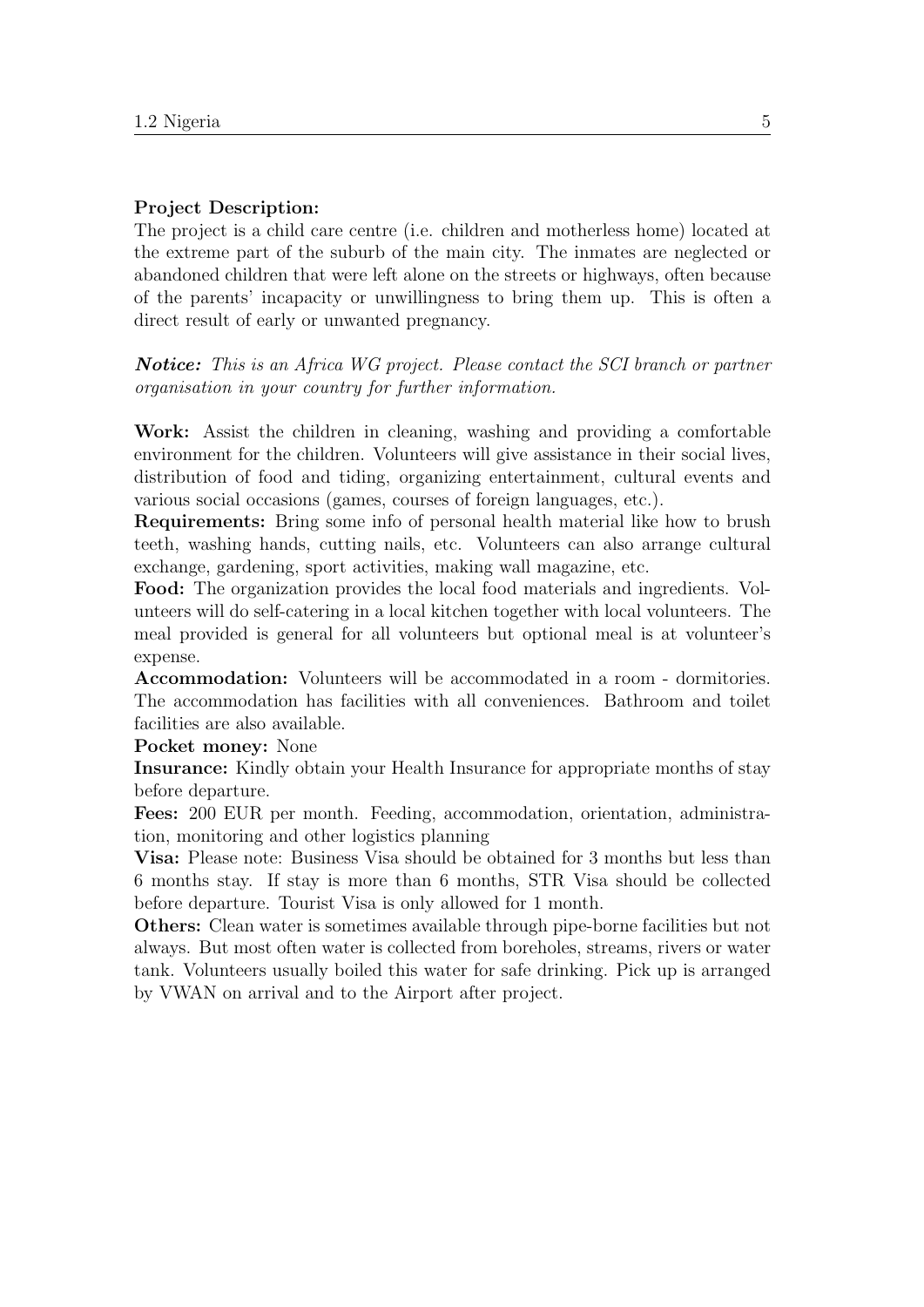**Project Description:**
The project is a child care centre (i.e. children and motherless home) located at the extreme part of the suburb of the main city. The inmates are neglected or abandoned children that were left alone on the streets or highways, often because of the parents' incapacity or unwillingness to bring them up. This is often a direct result of early or unwanted pregnancy.

***Notice:*** *This is an Africa WG project. Please contact the SCI branch or partner organisation in your country for further information.*

**Work:** Assist the children in cleaning, washing and providing a comfortable environment for the children. Volunteers will give assistance in their social lives, distribution of food and tiding, organizing entertainment, cultural events and various social occasions (games, courses of foreign languages, etc.).

**Requirements:** Bring some info of personal health material like how to brush teeth, washing hands, cutting nails, etc. Volunteers can also arrange cultural exchange, gardening, sport activities, making wall magazine, etc.

**Food:** The organization provides the local food materials and ingredients. Volunteers will do self-catering in a local kitchen together with local volunteers. The meal provided is general for all volunteers but optional meal is at volunteer's expense.

**Accommodation:** Volunteers will be accommodated in a room - dormitories. The accommodation has facilities with all conveniences. Bathroom and toilet facilities are also available.

**Pocket money:** None

**Insurance:** Kindly obtain your Health Insurance for appropriate months of stay before departure.

**Fees:** 200 EUR per month. Feeding, accommodation, orientation, administration, monitoring and other logistics planning

**Visa:** Please note: Business Visa should be obtained for 3 months but less than 6 months stay. If stay is more than 6 months, STR Visa should be collected before departure. Tourist Visa is only allowed for 1 month.

**Others:** Clean water is sometimes available through pipe-borne facilities but not always. But most often water is collected from boreholes, streams, rivers or water tank. Volunteers usually boiled this water for safe drinking. Pick up is arranged by VWAN on arrival and to the Airport after project.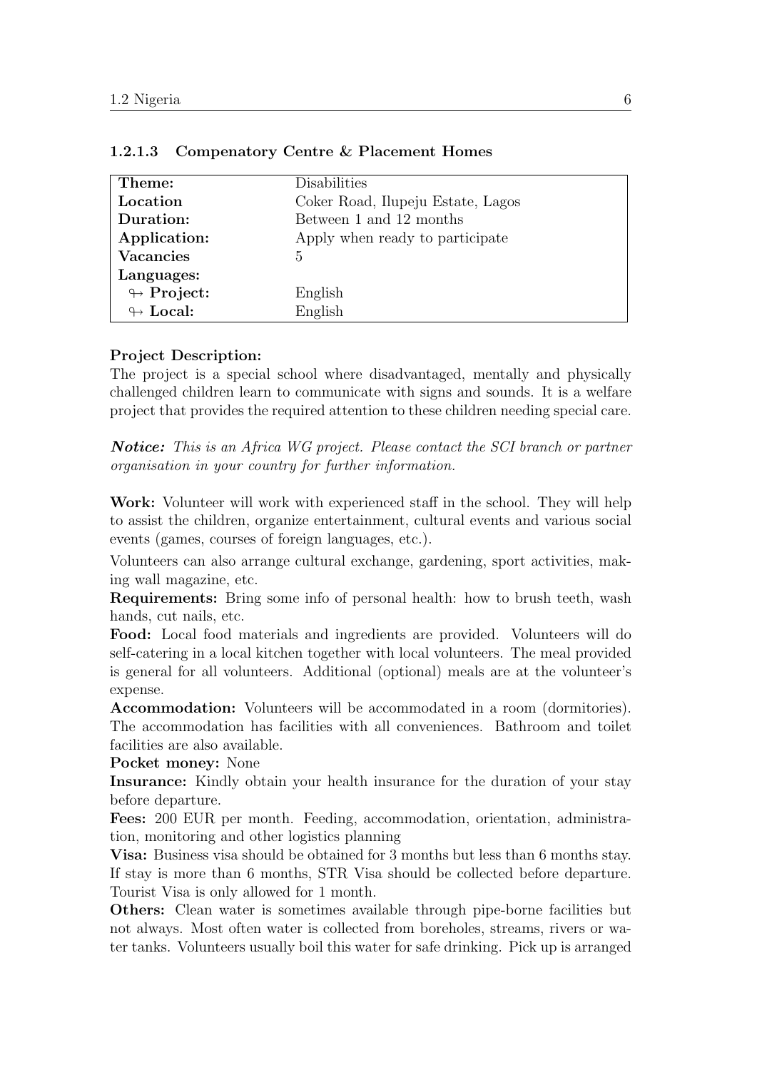#### 1.2.1.3 Compenatory Centre & Placement Homes

| **Theme:** | Disabilities |
|---|---|
| **Location** | Coker Road, Ilupeju Estate, Lagos |
| **Duration:** | Between 1 and 12 months |
| **Application:** | Apply when ready to participate |
| **Vacancies** | 5 |
| **Languages:** | |
| ↬ **Project:** | English |
| ↬ **Local:** | English |

**Project Description:**
The project is a special school where disadvantaged, mentally and physically challenged children learn to communicate with signs and sounds. It is a welfare project that provides the required attention to these children needing special care.

***Notice:*** *This is an Africa WG project. Please contact the SCI branch or partner organisation in your country for further information.*

**Work:** Volunteer will work with experienced staff in the school. They will help to assist the children, organize entertainment, cultural events and various social events (games, courses of foreign languages, etc.).

Volunteers can also arrange cultural exchange, gardening, sport activities, making wall magazine, etc.

**Requirements:** Bring some info of personal health: how to brush teeth, wash hands, cut nails, etc.

**Food:** Local food materials and ingredients are provided. Volunteers will do self-catering in a local kitchen together with local volunteers. The meal provided is general for all volunteers. Additional (optional) meals are at the volunteer's expense.

**Accommodation:** Volunteers will be accommodated in a room (dormitories). The accommodation has facilities with all conveniences. Bathroom and toilet facilities are also available.

**Pocket money:** None

**Insurance:** Kindly obtain your health insurance for the duration of your stay before departure.

**Fees:** 200 EUR per month. Feeding, accommodation, orientation, administration, monitoring and other logistics planning

**Visa:** Business visa should be obtained for 3 months but less than 6 months stay. If stay is more than 6 months, STR Visa should be collected before departure. Tourist Visa is only allowed for 1 month.

**Others:** Clean water is sometimes available through pipe-borne facilities but not always. Most often water is collected from boreholes, streams, rivers or water tanks. Volunteers usually boil this water for safe drinking. Pick up is arranged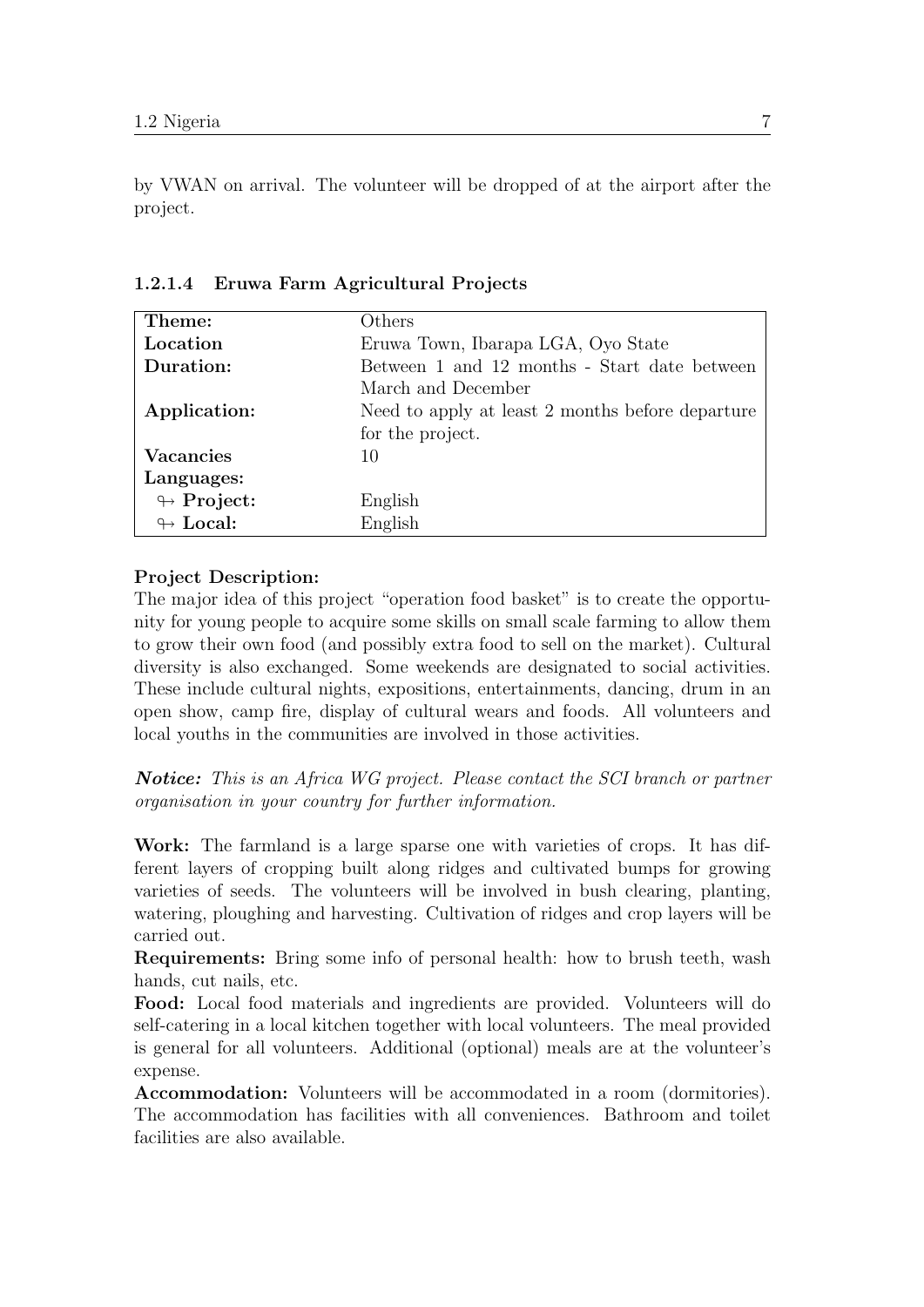by VWAN on arrival. The volunteer will be dropped of at the airport after the project.

#### 1.2.1.4 Eruwa Farm Agricultural Projects

| | |
|---|---|
| **Theme:** | Others |
| **Location** | Eruwa Town, Ibarapa LGA, Oyo State |
| **Duration:** | Between 1 and 12 months - Start date between March and December |
| **Application:** | Need to apply at least 2 months before departure for the project. |
| **Vacancies** | 10 |
| **Languages:** | |
| ↬ **Project:** | English |
| ↬ **Local:** | English |

**Project Description:**
The major idea of this project "operation food basket" is to create the opportunity for young people to acquire some skills on small scale farming to allow them to grow their own food (and possibly extra food to sell on the market). Cultural diversity is also exchanged. Some weekends are designated to social activities. These include cultural nights, expositions, entertainments, dancing, drum in an open show, camp fire, display of cultural wears and foods. All volunteers and local youths in the communities are involved in those activities.

***Notice:*** *This is an Africa WG project. Please contact the SCI branch or partner organisation in your country for further information.*

**Work:** The farmland is a large sparse one with varieties of crops. It has different layers of cropping built along ridges and cultivated bumps for growing varieties of seeds. The volunteers will be involved in bush clearing, planting, watering, ploughing and harvesting. Cultivation of ridges and crop layers will be carried out.
**Requirements:** Bring some info of personal health: how to brush teeth, wash hands, cut nails, etc.
**Food:** Local food materials and ingredients are provided. Volunteers will do self-catering in a local kitchen together with local volunteers. The meal provided is general for all volunteers. Additional (optional) meals are at the volunteer's expense.
**Accommodation:** Volunteers will be accommodated in a room (dormitories). The accommodation has facilities with all conveniences. Bathroom and toilet facilities are also available.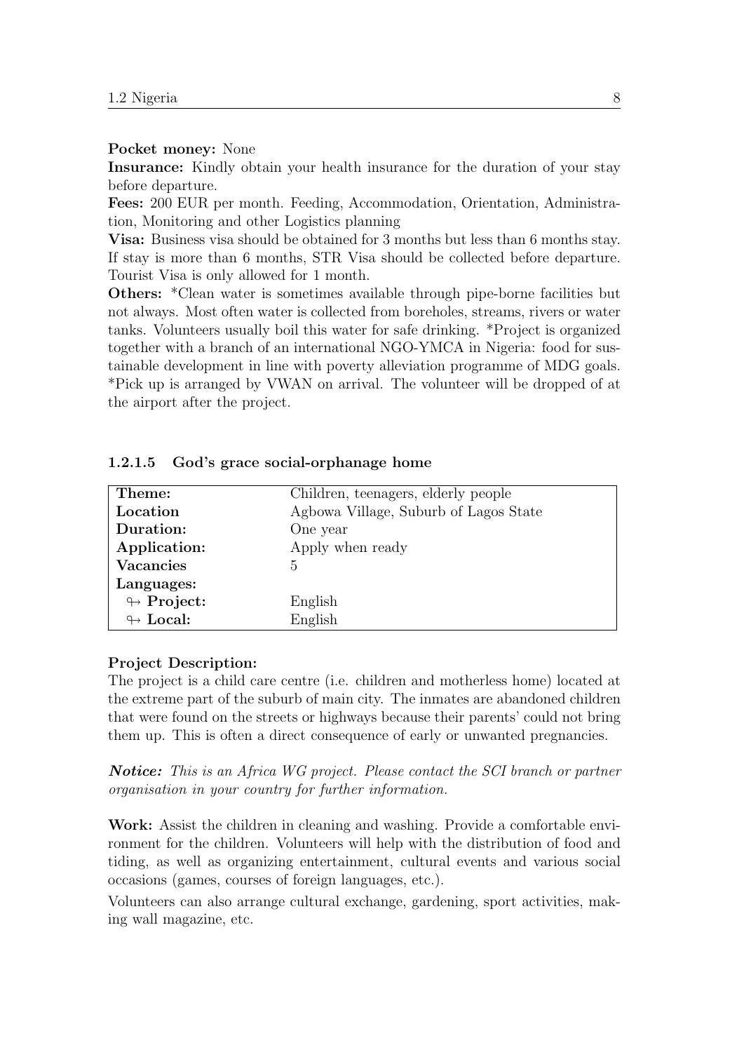**Pocket money:** None

**Insurance:** Kindly obtain your health insurance for the duration of your stay before departure.

**Fees:** 200 EUR per month. Feeding, Accommodation, Orientation, Administration, Monitoring and other Logistics planning

**Visa:** Business visa should be obtained for 3 months but less than 6 months stay. If stay is more than 6 months, STR Visa should be collected before departure. Tourist Visa is only allowed for 1 month.

**Others:** *Clean water is sometimes available through pipe-borne facilities but not always. Most often water is collected from boreholes, streams, rivers or water tanks. Volunteers usually boil this water for safe drinking. *Project is organized together with a branch of an international NGO-YMCA in Nigeria: food for sustainable development in line with poverty alleviation programme of MDG goals. *Pick up is arranged by VWAN on arrival. The volunteer will be dropped of at the airport after the project.

#### 1.2.1.5 God's grace social-orphanage home

| **Theme:** | Children, teenagers, elderly people |
|---|---|
| **Location** | Agbowa Village, Suburb of Lagos State |
| **Duration:** | One year |
| **Application:** | Apply when ready |
| **Vacancies** | 5 |
| **Languages:** | |
| ↬ **Project:** | English |
| ↬ **Local:** | English |

**Project Description:**

The project is a child care centre (i.e. children and motherless home) located at the extreme part of the suburb of main city. The inmates are abandoned children that were found on the streets or highways because their parents' could not bring them up. This is often a direct consequence of early or unwanted pregnancies.

***Notice:*** *This is an Africa WG project. Please contact the SCI branch or partner organisation in your country for further information.*

**Work:** Assist the children in cleaning and washing. Provide a comfortable environment for the children. Volunteers will help with the distribution of food and tiding, as well as organizing entertainment, cultural events and various social occasions (games, courses of foreign languages, etc.).

Volunteers can also arrange cultural exchange, gardening, sport activities, making wall magazine, etc.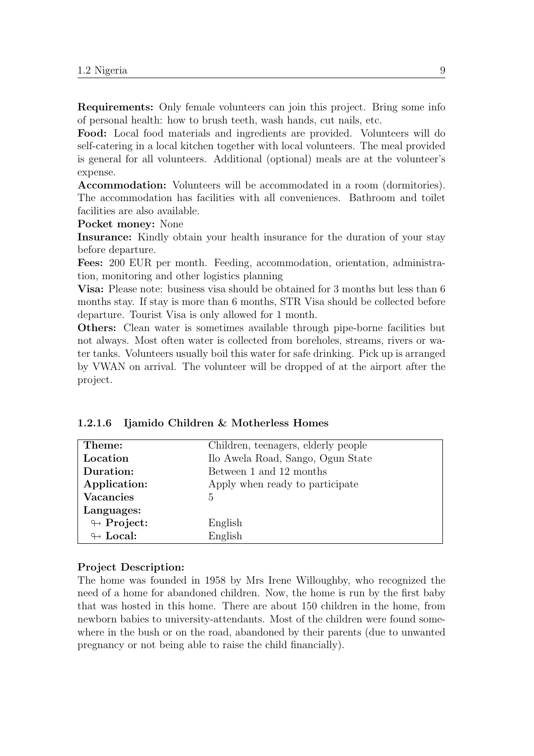**Requirements:** Only female volunteers can join this project. Bring some info of personal health: how to brush teeth, wash hands, cut nails, etc.
**Food:** Local food materials and ingredients are provided. Volunteers will do self-catering in a local kitchen together with local volunteers. The meal provided is general for all volunteers. Additional (optional) meals are at the volunteer's expense.
**Accommodation:** Volunteers will be accommodated in a room (dormitories). The accommodation has facilities with all conveniences. Bathroom and toilet facilities are also available.
**Pocket money:** None
**Insurance:** Kindly obtain your health insurance for the duration of your stay before departure.
**Fees:** 200 EUR per month. Feeding, accommodation, orientation, administration, monitoring and other logistics planning
**Visa:** Please note: business visa should be obtained for 3 months but less than 6 months stay. If stay is more than 6 months, STR Visa should be collected before departure. Tourist Visa is only allowed for 1 month.
**Others:** Clean water is sometimes available through pipe-borne facilities but not always. Most often water is collected from boreholes, streams, rivers or water tanks. Volunteers usually boil this water for safe drinking. Pick up is arranged by VWAN on arrival. The volunteer will be dropped of at the airport after the project.

### 1.2.1.6 Ijamido Children & Motherless Homes

| | |
|---|---|
| **Theme:** | Children, teenagers, elderly people |
| **Location** | Ilo Awela Road, Sango, Ogun State |
| **Duration:** | Between 1 and 12 months |
| **Application:** | Apply when ready to participate |
| **Vacancies** | 5 |
| **Languages:** | |
| ↬ **Project:** | English |
| ↬ **Local:** | English |

**Project Description:**
The home was founded in 1958 by Mrs Irene Willoughby, who recognized the need of a home for abandoned children. Now, the home is run by the first baby that was hosted in this home. There are about 150 children in the home, from newborn babies to university-attendants. Most of the children were found somewhere in the bush or on the road, abandoned by their parents (due to unwanted pregnancy or not being able to raise the child financially).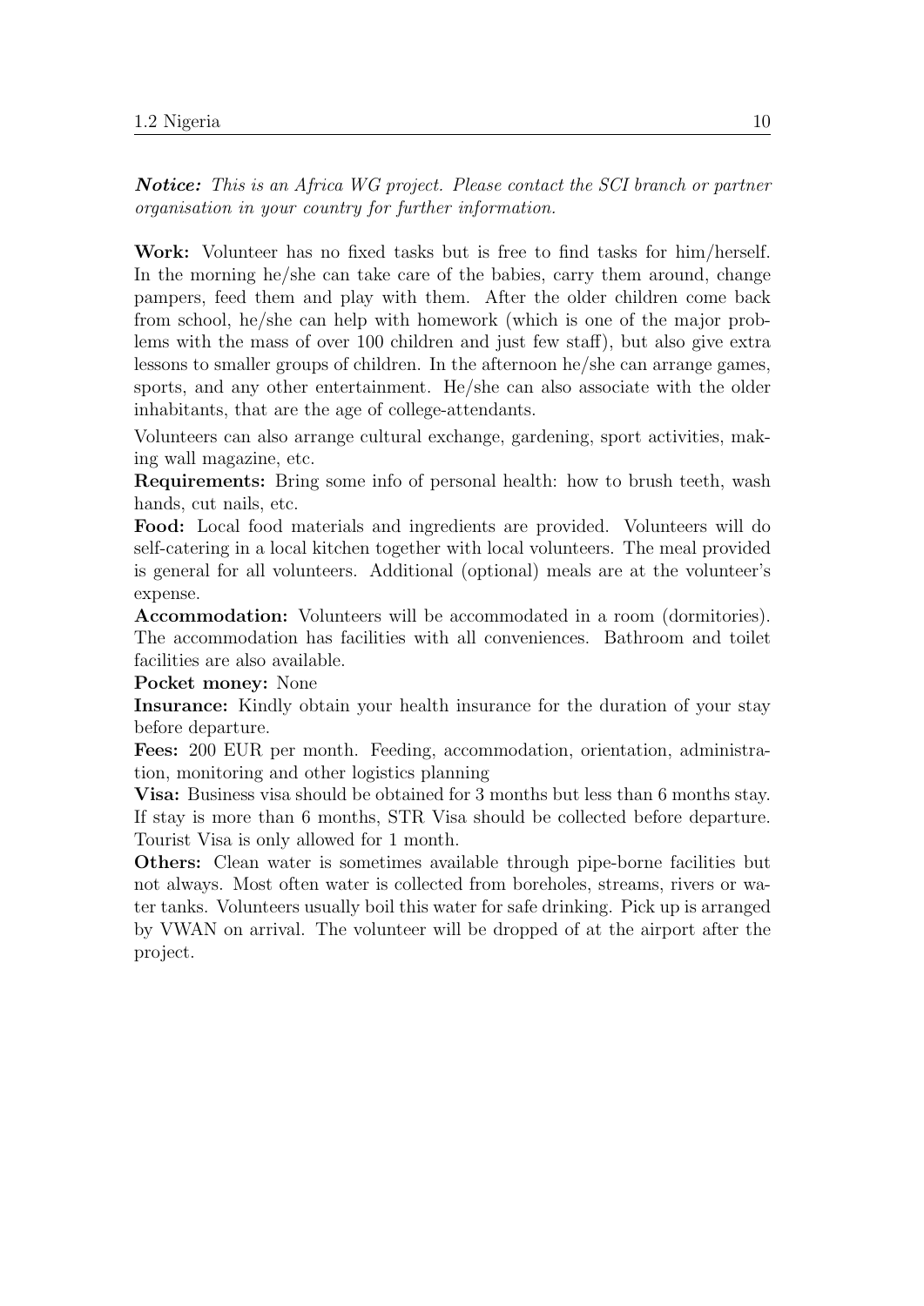***Notice:*** *This is an Africa WG project. Please contact the SCI branch or partner organisation in your country for further information.*

**Work:** Volunteer has no fixed tasks but is free to find tasks for him/herself. In the morning he/she can take care of the babies, carry them around, change pampers, feed them and play with them. After the older children come back from school, he/she can help with homework (which is one of the major problems with the mass of over 100 children and just few staff), but also give extra lessons to smaller groups of children. In the afternoon he/she can arrange games, sports, and any other entertainment. He/she can also associate with the older inhabitants, that are the age of college-attendants.

Volunteers can also arrange cultural exchange, gardening, sport activities, making wall magazine, etc.

**Requirements:** Bring some info of personal health: how to brush teeth, wash hands, cut nails, etc.

**Food:** Local food materials and ingredients are provided. Volunteers will do self-catering in a local kitchen together with local volunteers. The meal provided is general for all volunteers. Additional (optional) meals are at the volunteer's expense.

**Accommodation:** Volunteers will be accommodated in a room (dormitories). The accommodation has facilities with all conveniences. Bathroom and toilet facilities are also available.

**Pocket money:** None

**Insurance:** Kindly obtain your health insurance for the duration of your stay before departure.

**Fees:** 200 EUR per month. Feeding, accommodation, orientation, administration, monitoring and other logistics planning

**Visa:** Business visa should be obtained for 3 months but less than 6 months stay. If stay is more than 6 months, STR Visa should be collected before departure. Tourist Visa is only allowed for 1 month.

**Others:** Clean water is sometimes available through pipe-borne facilities but not always. Most often water is collected from boreholes, streams, rivers or water tanks. Volunteers usually boil this water for safe drinking. Pick up is arranged by VWAN on arrival. The volunteer will be dropped of at the airport after the project.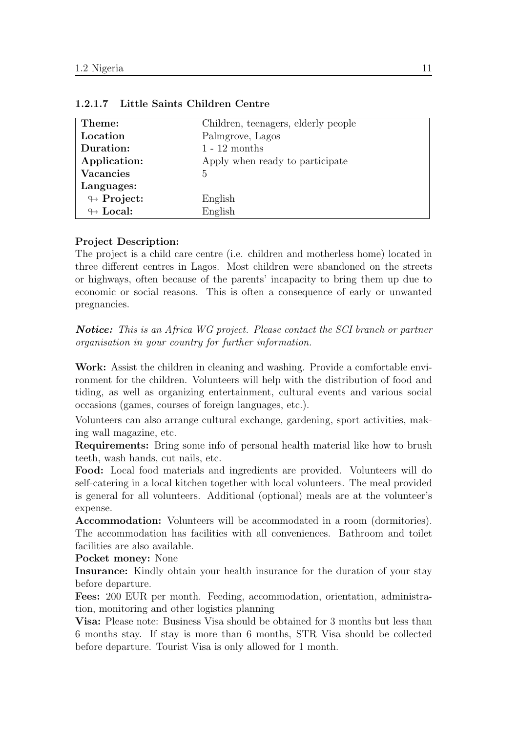#### 1.2.1.7 Little Saints Children Centre

| **Theme:** | Children, teenagers, elderly people |
|---|---|
| **Location** | Palmgrove, Lagos |
| **Duration:** | 1 - 12 months |
| **Application:** | Apply when ready to participate |
| **Vacancies** | 5 |
| **Languages:** | |
| ↬ **Project:** | English |
| ↬ **Local:** | English |

**Project Description:**
The project is a child care centre (i.e. children and motherless home) located in three different centres in Lagos. Most children were abandoned on the streets or highways, often because of the parents' incapacity to bring them up due to economic or social reasons. This is often a consequence of early or unwanted pregnancies.

***Notice:*** *This is an Africa WG project. Please contact the SCI branch or partner organisation in your country for further information.*

**Work:** Assist the children in cleaning and washing. Provide a comfortable environment for the children. Volunteers will help with the distribution of food and tiding, as well as organizing entertainment, cultural events and various social occasions (games, courses of foreign languages, etc.).

Volunteers can also arrange cultural exchange, gardening, sport activities, making wall magazine, etc.

**Requirements:** Bring some info of personal health material like how to brush teeth, wash hands, cut nails, etc.

**Food:** Local food materials and ingredients are provided. Volunteers will do self-catering in a local kitchen together with local volunteers. The meal provided is general for all volunteers. Additional (optional) meals are at the volunteer's expense.

**Accommodation:** Volunteers will be accommodated in a room (dormitories). The accommodation has facilities with all conveniences. Bathroom and toilet facilities are also available.

**Pocket money:** None

**Insurance:** Kindly obtain your health insurance for the duration of your stay before departure.

**Fees:** 200 EUR per month. Feeding, accommodation, orientation, administration, monitoring and other logistics planning

**Visa:** Please note: Business Visa should be obtained for 3 months but less than 6 months stay. If stay is more than 6 months, STR Visa should be collected before departure. Tourist Visa is only allowed for 1 month.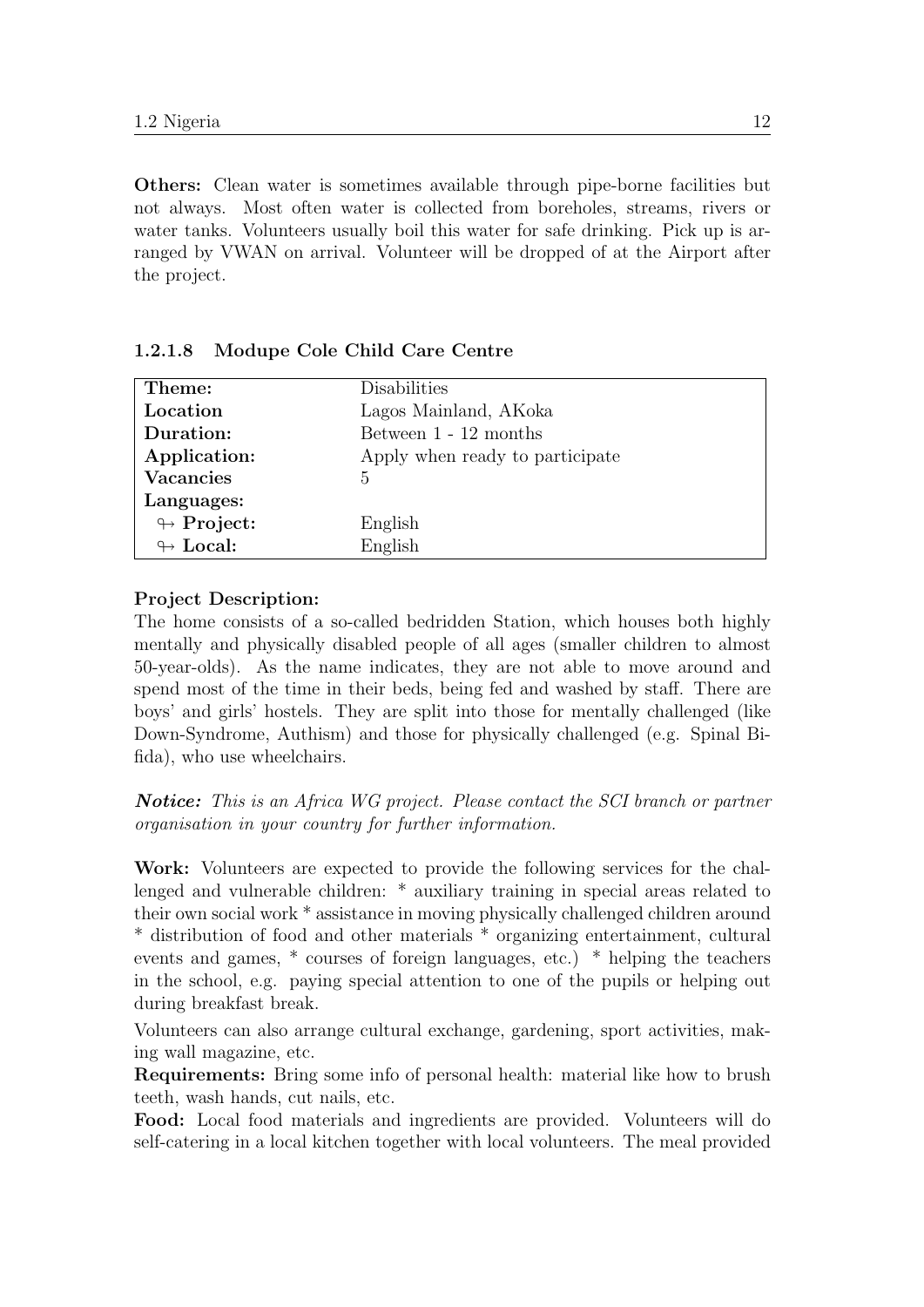**Others:** Clean water is sometimes available through pipe-borne facilities but not always. Most often water is collected from boreholes, streams, rivers or water tanks. Volunteers usually boil this water for safe drinking. Pick up is arranged by VWAN on arrival. Volunteer will be dropped of at the Airport after the project.

#### 1.2.1.8 Modupe Cole Child Care Centre

| **Theme:** | Disabilities |
|---|---|
| **Location** | Lagos Mainland, AKoka |
| **Duration:** | Between 1 - 12 months |
| **Application:** | Apply when ready to participate |
| **Vacancies** | 5 |
| **Languages:** | |
| ↬ **Project:** | English |
| ↬ **Local:** | English |

**Project Description:**
The home consists of a so-called bedridden Station, which houses both highly mentally and physically disabled people of all ages (smaller children to almost 50-year-olds). As the name indicates, they are not able to move around and spend most of the time in their beds, being fed and washed by staff. There are boys' and girls' hostels. They are split into those for mentally challenged (like Down-Syndrome, Authism) and those for physically challenged (e.g. Spinal Bifida), who use wheelchairs.

***Notice:*** *This is an Africa WG project. Please contact the SCI branch or partner organisation in your country for further information.*

**Work:** Volunteers are expected to provide the following services for the challenged and vulnerable children: * auxiliary training in special areas related to their own social work * assistance in moving physically challenged children around * distribution of food and other materials * organizing entertainment, cultural events and games, * courses of foreign languages, etc.) * helping the teachers in the school, e.g. paying special attention to one of the pupils or helping out during breakfast break.

Volunteers can also arrange cultural exchange, gardening, sport activities, making wall magazine, etc.

**Requirements:** Bring some info of personal health: material like how to brush teeth, wash hands, cut nails, etc.

**Food:** Local food materials and ingredients are provided. Volunteers will do self-catering in a local kitchen together with local volunteers. The meal provided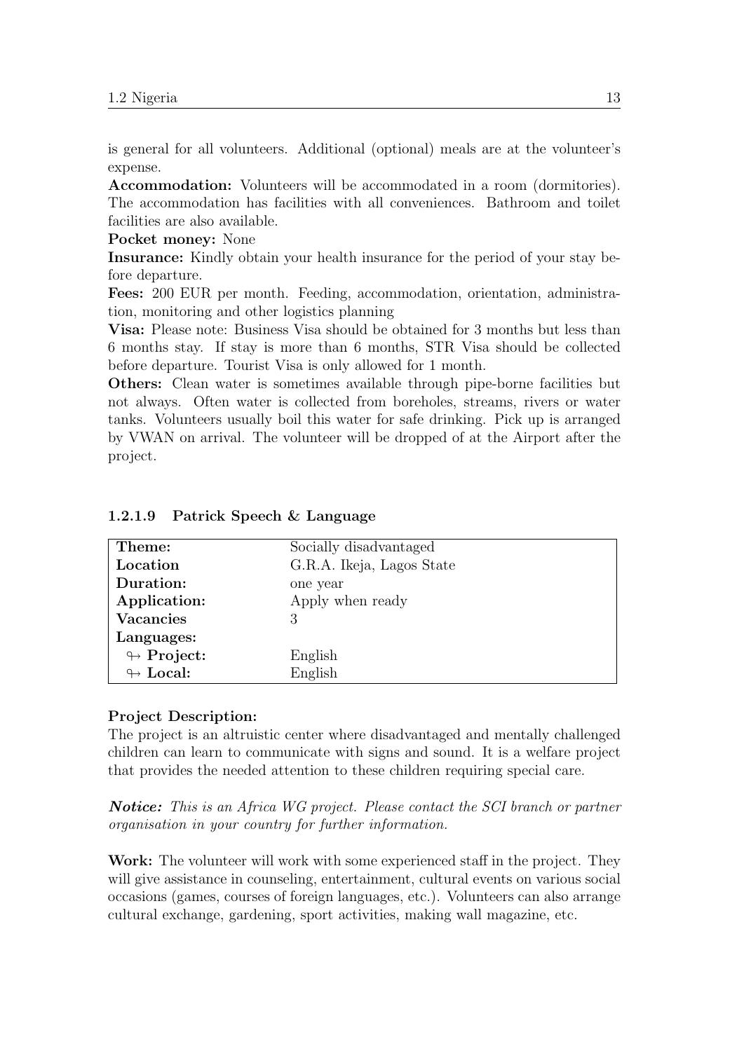is general for all volunteers. Additional (optional) meals are at the volunteer's expense.

**Accommodation:** Volunteers will be accommodated in a room (dormitories). The accommodation has facilities with all conveniences. Bathroom and toilet facilities are also available.

**Pocket money:** None

**Insurance:** Kindly obtain your health insurance for the period of your stay before departure.

**Fees:** 200 EUR per month. Feeding, accommodation, orientation, administration, monitoring and other logistics planning

**Visa:** Please note: Business Visa should be obtained for 3 months but less than 6 months stay. If stay is more than 6 months, STR Visa should be collected before departure. Tourist Visa is only allowed for 1 month.

**Others:** Clean water is sometimes available through pipe-borne facilities but not always. Often water is collected from boreholes, streams, rivers or water tanks. Volunteers usually boil this water for safe drinking. Pick up is arranged by VWAN on arrival. The volunteer will be dropped of at the Airport after the project.

#### 1.2.1.9 Patrick Speech & Language

| | |
|---|---|
| **Theme:** | Socially disadvantaged |
| **Location** | G.R.A. Ikeja, Lagos State |
| **Duration:** | one year |
| **Application:** | Apply when ready |
| **Vacancies** | 3 |
| **Languages:** | |
| ↬ **Project:** | English |
| ↬ **Local:** | English |

**Project Description:**

The project is an altruistic center where disadvantaged and mentally challenged children can learn to communicate with signs and sound. It is a welfare project that provides the needed attention to these children requiring special care.

***Notice:*** *This is an Africa WG project. Please contact the SCI branch or partner organisation in your country for further information.*

**Work:** The volunteer will work with some experienced staff in the project. They will give assistance in counseling, entertainment, cultural events on various social occasions (games, courses of foreign languages, etc.). Volunteers can also arrange cultural exchange, gardening, sport activities, making wall magazine, etc.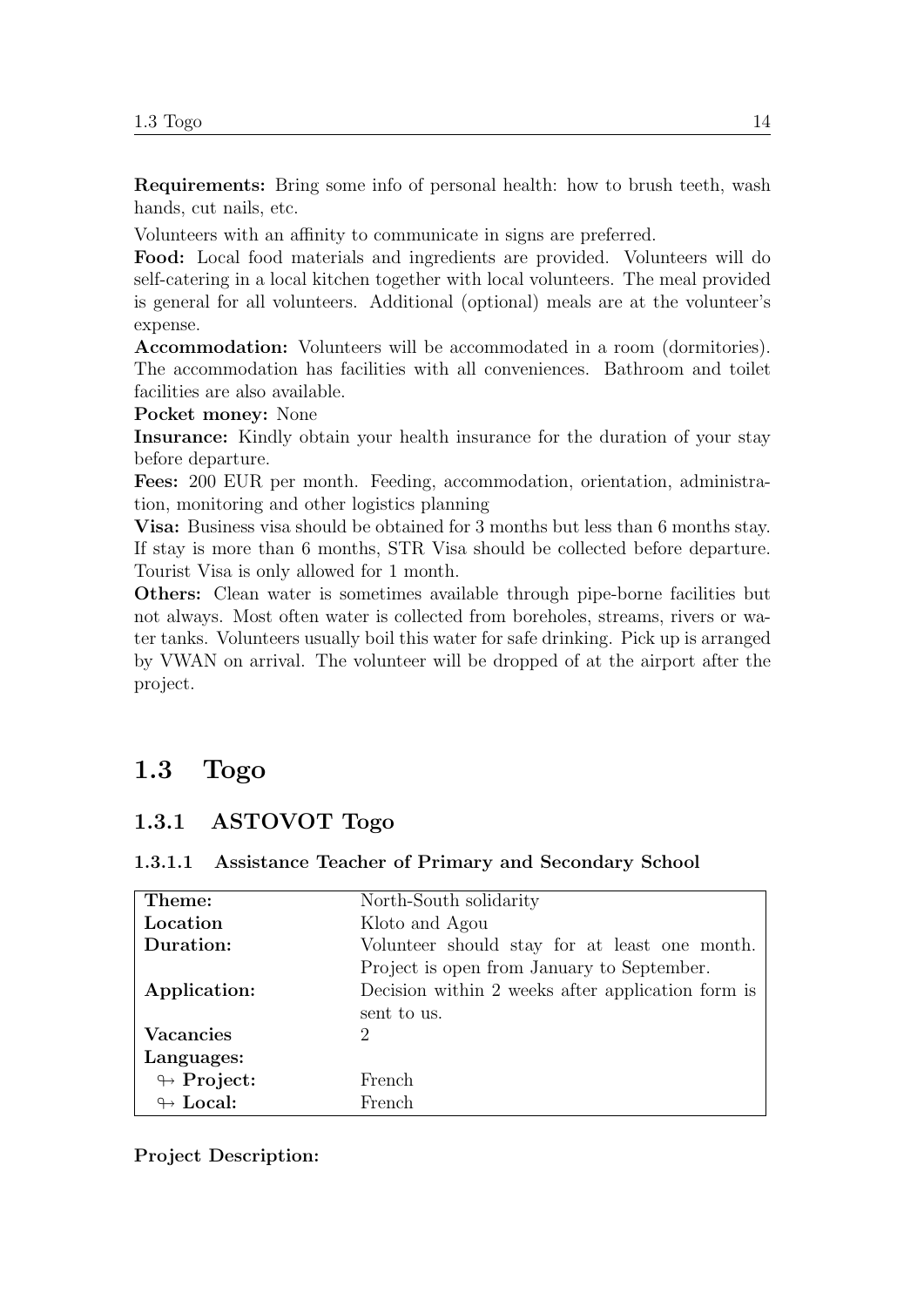**Requirements:** Bring some info of personal health: how to brush teeth, wash hands, cut nails, etc.

Volunteers with an affinity to communicate in signs are preferred.

**Food:** Local food materials and ingredients are provided. Volunteers will do self-catering in a local kitchen together with local volunteers. The meal provided is general for all volunteers. Additional (optional) meals are at the volunteer's expense.

**Accommodation:** Volunteers will be accommodated in a room (dormitories). The accommodation has facilities with all conveniences. Bathroom and toilet facilities are also available.

**Pocket money:** None

**Insurance:** Kindly obtain your health insurance for the duration of your stay before departure.

**Fees:** 200 EUR per month. Feeding, accommodation, orientation, administration, monitoring and other logistics planning

**Visa:** Business visa should be obtained for 3 months but less than 6 months stay. If stay is more than 6 months, STR Visa should be collected before departure. Tourist Visa is only allowed for 1 month.

**Others:** Clean water is sometimes available through pipe-borne facilities but not always. Most often water is collected from boreholes, streams, rivers or water tanks. Volunteers usually boil this water for safe drinking. Pick up is arranged by VWAN on arrival. The volunteer will be dropped of at the airport after the project.

## 1.3 Togo

### 1.3.1 ASTOVOT Togo

#### 1.3.1.1 Assistance Teacher of Primary and Secondary School

| | |
|---|---|
| **Theme:** | North-South solidarity |
| **Location** | Kloto and Agou |
| **Duration:** | Volunteer should stay for at least one month. Project is open from January to September. |
| **Application:** | Decision within 2 weeks after application form is sent to us. |
| **Vacancies** | 2 |
| **Languages:** | |
| ↬ **Project:** | French |
| ↬ **Local:** | French |

**Project Description:**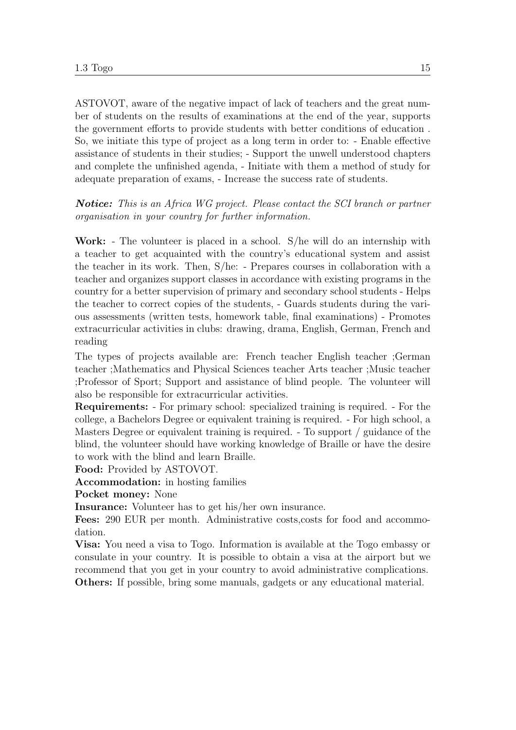ASTOVOT, aware of the negative impact of lack of teachers and the great number of students on the results of examinations at the end of the year, supports the government efforts to provide students with better conditions of education . So, we initiate this type of project as a long term in order to: - Enable effective assistance of students in their studies; - Support the unwell understood chapters and complete the unfinished agenda, - Initiate with them a method of study for adequate preparation of exams, - Increase the success rate of students.

***Notice:*** *This is an Africa WG project. Please contact the SCI branch or partner organisation in your country for further information.*

**Work:** - The volunteer is placed in a school. S/he will do an internship with a teacher to get acquainted with the country's educational system and assist the teacher in its work. Then, S/he: - Prepares courses in collaboration with a teacher and organizes support classes in accordance with existing programs in the country for a better supervision of primary and secondary school students - Helps the teacher to correct copies of the students, - Guards students during the various assessments (written tests, homework table, final examinations) - Promotes extracurricular activities in clubs: drawing, drama, English, German, French and reading

The types of projects available are: French teacher English teacher ;German teacher ;Mathematics and Physical Sciences teacher Arts teacher ;Music teacher ;Professor of Sport; Support and assistance of blind people. The volunteer will also be responsible for extracurricular activities.

**Requirements:** - For primary school: specialized training is required. - For the college, a Bachelors Degree or equivalent training is required. - For high school, a Masters Degree or equivalent training is required. - To support / guidance of the blind, the volunteer should have working knowledge of Braille or have the desire to work with the blind and learn Braille.

**Food:** Provided by ASTOVOT.

**Accommodation:** in hosting families

**Pocket money:** None

**Insurance:** Volunteer has to get his/her own insurance.

**Fees:** 290 EUR per month. Administrative costs,costs for food and accommodation.

**Visa:** You need a visa to Togo. Information is available at the Togo embassy or consulate in your country. It is possible to obtain a visa at the airport but we recommend that you get in your country to avoid administrative complications.

**Others:** If possible, bring some manuals, gadgets or any educational material.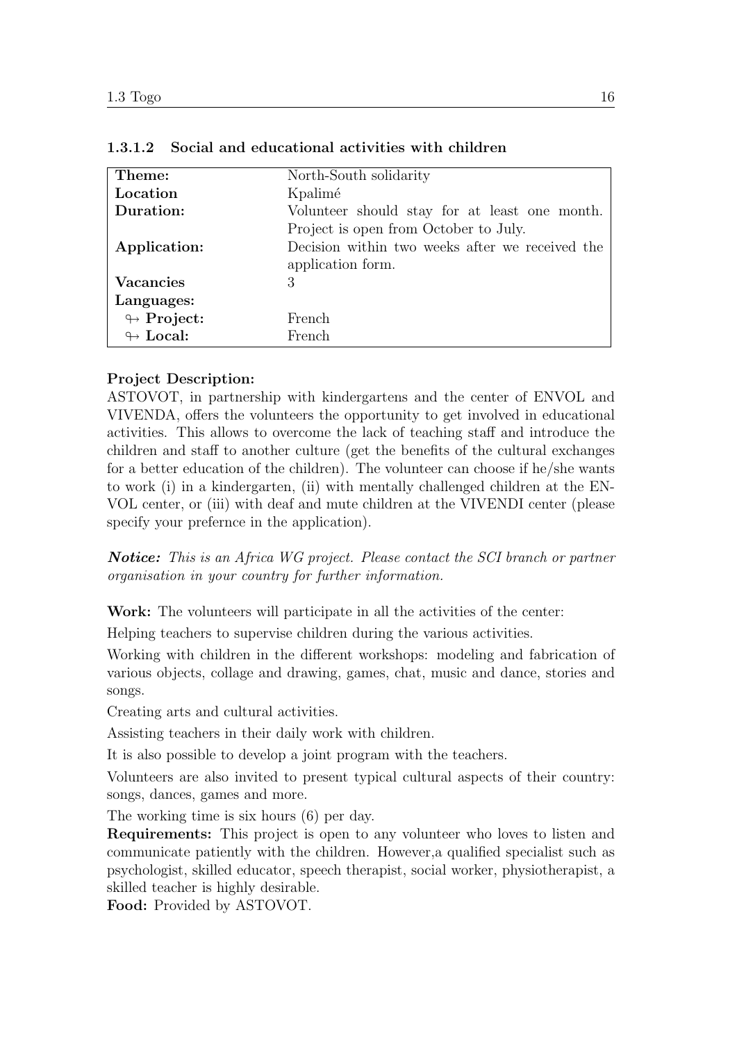#### 1.3.1.2 Social and educational activities with children

| **Theme:** | North-South solidarity |
|---|---|
| **Location** | Kpalimé |
| **Duration:** | Volunteer should stay for at least one month. Project is open from October to July. |
| **Application:** | Decision within two weeks after we received the application form. |
| **Vacancies** | 3 |
| **Languages:** | |
| ↪ **Project:** | French |
| ↪ **Local:** | French |

**Project Description:**
ASTOVOT, in partnership with kindergartens and the center of ENVOL and VIVENDA, offers the volunteers the opportunity to get involved in educational activities. This allows to overcome the lack of teaching staff and introduce the children and staff to another culture (get the benefits of the cultural exchanges for a better education of the children). The volunteer can choose if he/she wants to work (i) in a kindergarten, (ii) with mentally challenged children at the ENVOL center, or (iii) with deaf and mute children at the VIVENDI center (please specify your prefernce in the application).

***Notice:*** *This is an Africa WG project. Please contact the SCI branch or partner organisation in your country for further information.*

**Work:** The volunteers will participate in all the activities of the center:

Helping teachers to supervise children during the various activities.

Working with children in the different workshops: modeling and fabrication of various objects, collage and drawing, games, chat, music and dance, stories and songs.

Creating arts and cultural activities.

Assisting teachers in their daily work with children.

It is also possible to develop a joint program with the teachers.

Volunteers are also invited to present typical cultural aspects of their country: songs, dances, games and more.

The working time is six hours (6) per day.

**Requirements:** This project is open to any volunteer who loves to listen and communicate patiently with the children. However,a qualified specialist such as psychologist, skilled educator, speech therapist, social worker, physiotherapist, a skilled teacher is highly desirable.

**Food:** Provided by ASTOVOT.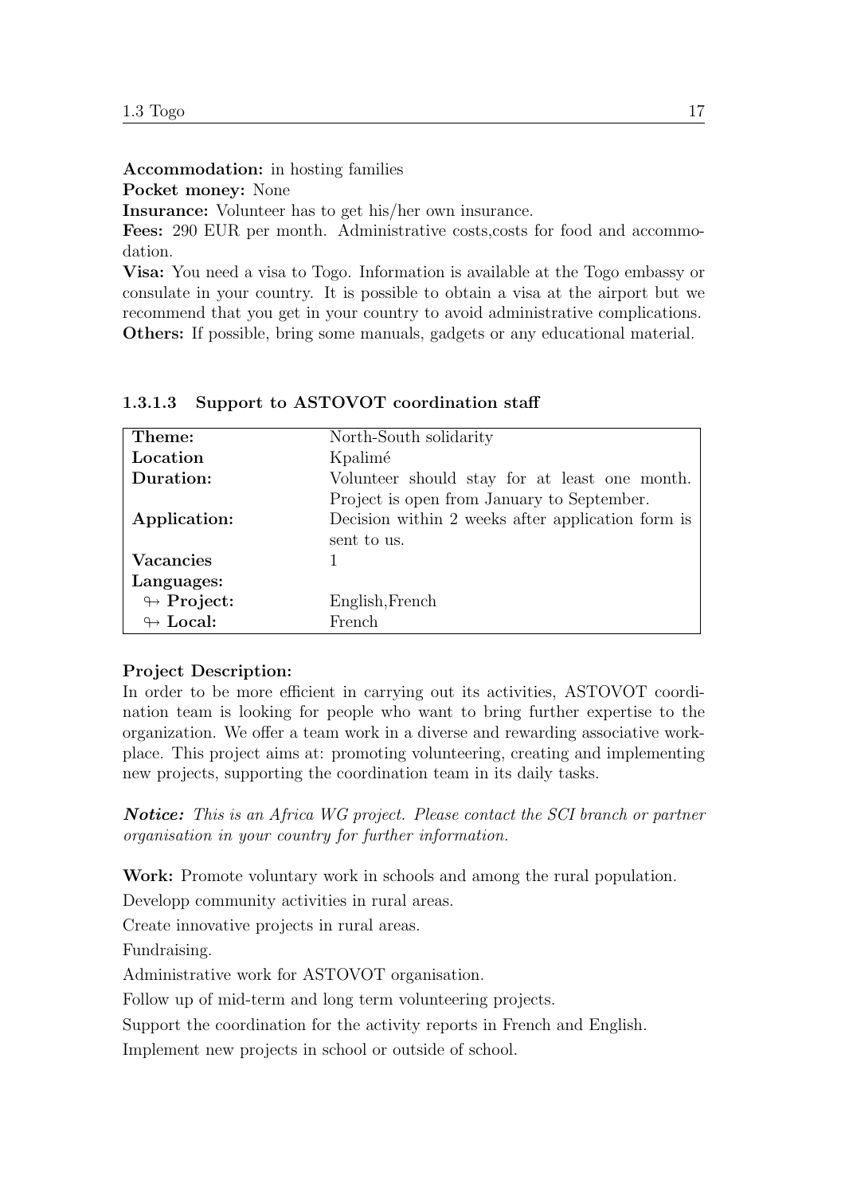**Accommodation:** in hosting families
**Pocket money:** None
**Insurance:** Volunteer has to get his/her own insurance.
**Fees:** 290 EUR per month. Administrative costs,costs for food and accommodation.
**Visa:** You need a visa to Togo. Information is available at the Togo embassy or consulate in your country. It is possible to obtain a visa at the airport but we recommend that you get in your country to avoid administrative complications.
**Others:** If possible, bring some manuals, gadgets or any educational material.

#### 1.3.1.3 Support to ASTOVOT coordination staff

| | |
|---|---|
| **Theme:** | North-South solidarity |
| **Location** | Kpalimé |
| **Duration:** | Volunteer should stay for at least one month. Project is open from January to September. |
| **Application:** | Decision within 2 weeks after application form is sent to us. |
| **Vacancies** | 1 |
| **Languages:** | |
| ↬ **Project:** | English,French |
| ↬ **Local:** | French |

**Project Description:**
In order to be more efficient in carrying out its activities, ASTOVOT coordination team is looking for people who want to bring further expertise to the organization. We offer a team work in a diverse and rewarding associative workplace. This project aims at: promoting volunteering, creating and implementing new projects, supporting the coordination team in its daily tasks.

***Notice:*** *This is an Africa WG project. Please contact the SCI branch or partner organisation in your country for further information.*

**Work:** Promote voluntary work in schools and among the rural population.

Developp community activities in rural areas.

Create innovative projects in rural areas.

Fundraising.

Administrative work for ASTOVOT organisation.

Follow up of mid-term and long term volunteering projects.

Support the coordination for the activity reports in French and English.

Implement new projects in school or outside of school.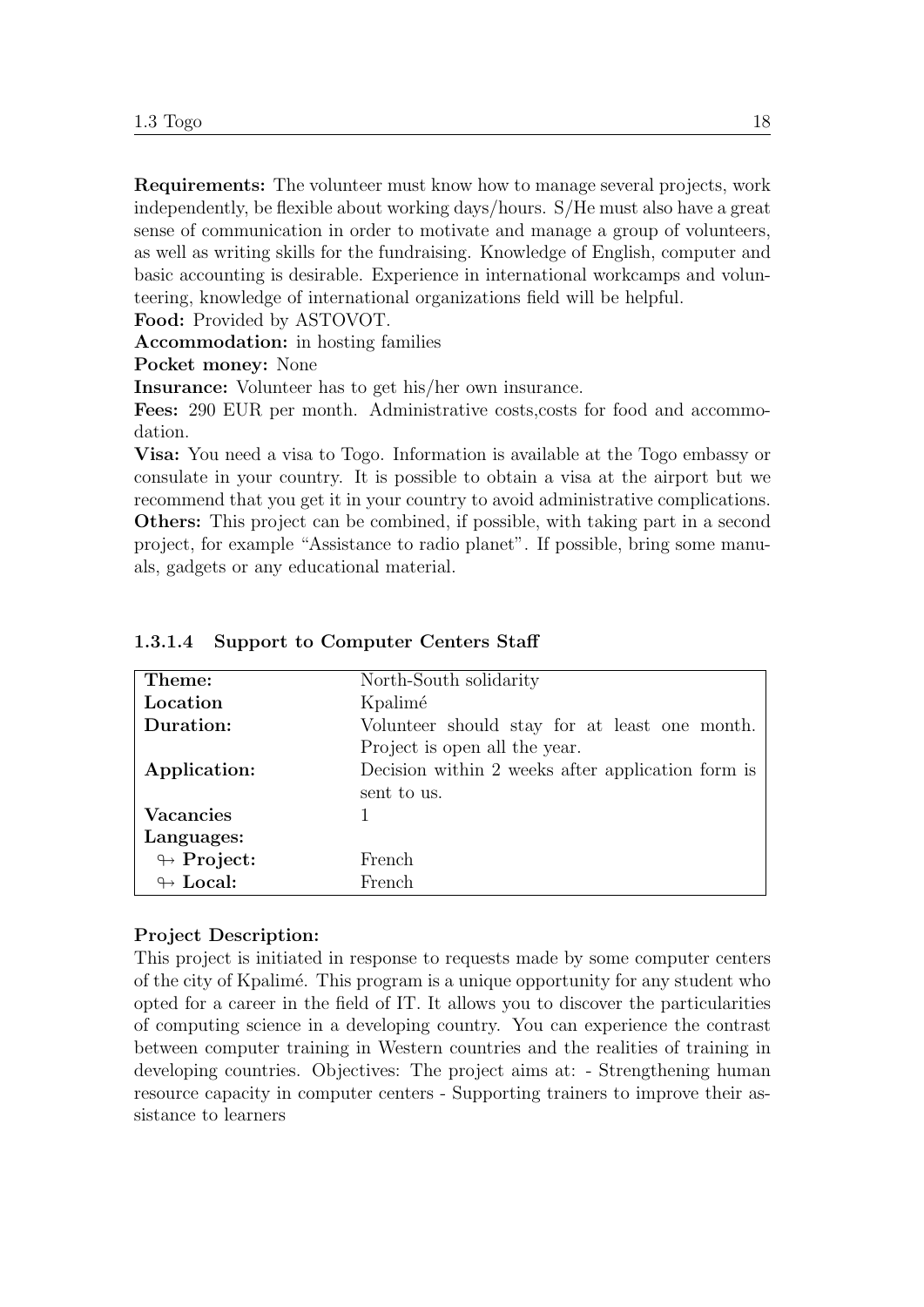**Requirements:** The volunteer must know how to manage several projects, work independently, be flexible about working days/hours. S/He must also have a great sense of communication in order to motivate and manage a group of volunteers, as well as writing skills for the fundraising. Knowledge of English, computer and basic accounting is desirable. Experience in international workcamps and volunteering, knowledge of international organizations field will be helpful.
**Food:** Provided by ASTOVOT.
**Accommodation:** in hosting families
**Pocket money:** None
**Insurance:** Volunteer has to get his/her own insurance.
**Fees:** 290 EUR per month. Administrative costs,costs for food and accommodation.
**Visa:** You need a visa to Togo. Information is available at the Togo embassy or consulate in your country. It is possible to obtain a visa at the airport but we recommend that you get it in your country to avoid administrative complications.
**Others:** This project can be combined, if possible, with taking part in a second project, for example "Assistance to radio planet". If possible, bring some manuals, gadgets or any educational material.

#### 1.3.1.4 Support to Computer Centers Staff

| | |
|---|---|
| **Theme:** | North-South solidarity |
| **Location** | Kpalimé |
| **Duration:** | Volunteer should stay for at least one month. Project is open all the year. |
| **Application:** | Decision within 2 weeks after application form is sent to us. |
| **Vacancies** | 1 |
| **Languages:** | |
| ↬ **Project:** | French |
| ↬ **Local:** | French |

**Project Description:**
This project is initiated in response to requests made by some computer centers of the city of Kpalimé. This program is a unique opportunity for any student who opted for a career in the field of IT. It allows you to discover the particularities of computing science in a developing country. You can experience the contrast between computer training in Western countries and the realities of training in developing countries. Objectives: The project aims at: - Strengthening human resource capacity in computer centers - Supporting trainers to improve their assistance to learners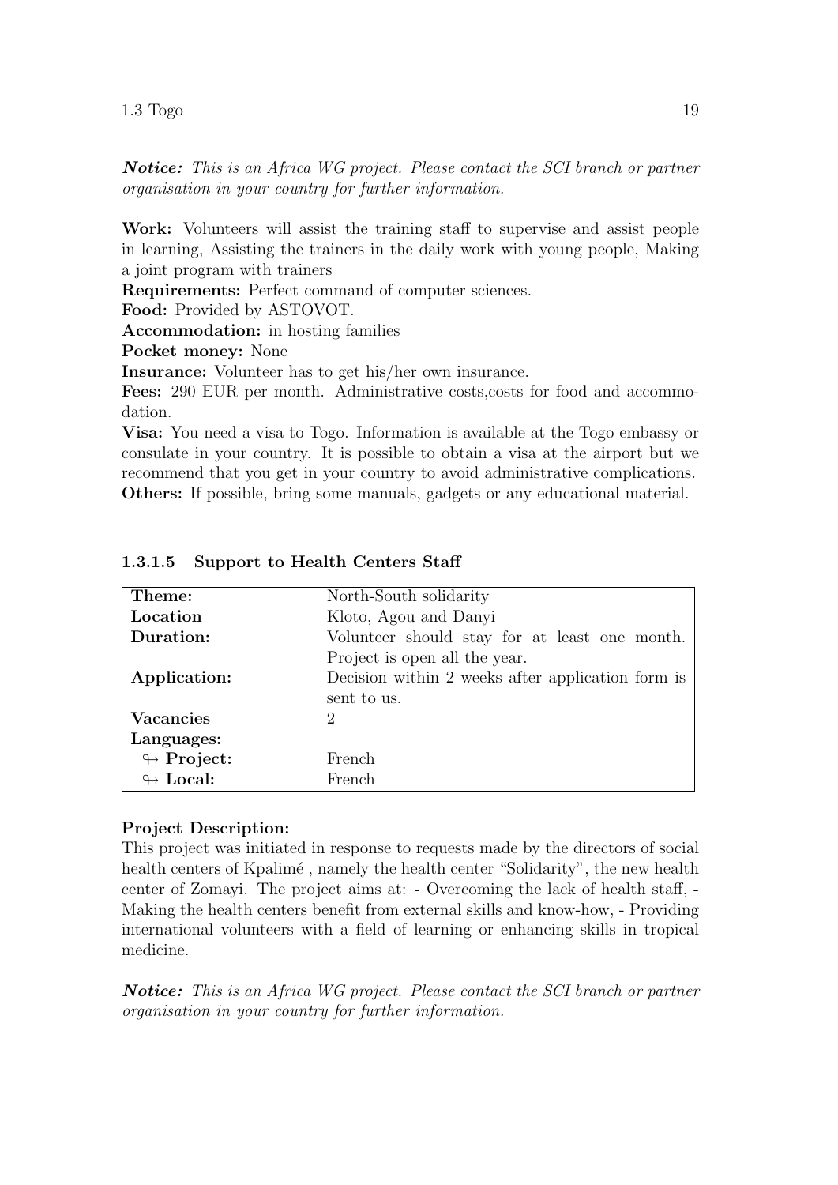***Notice:*** *This is an Africa WG project. Please contact the SCI branch or partner organisation in your country for further information.*

**Work:** Volunteers will assist the training staff to supervise and assist people in learning, Assisting the trainers in the daily work with young people, Making a joint program with trainers
**Requirements:** Perfect command of computer sciences.
**Food:** Provided by ASTOVOT.
**Accommodation:** in hosting families
**Pocket money:** None
**Insurance:** Volunteer has to get his/her own insurance.
**Fees:** 290 EUR per month. Administrative costs,costs for food and accommodation.
**Visa:** You need a visa to Togo. Information is available at the Togo embassy or consulate in your country. It is possible to obtain a visa at the airport but we recommend that you get in your country to avoid administrative complications.
**Others:** If possible, bring some manuals, gadgets or any educational material.

#### 1.3.1.5 Support to Health Centers Staff

| | |
|---|---|
| **Theme:** | North-South solidarity |
| **Location** | Kloto, Agou and Danyi |
| **Duration:** | Volunteer should stay for at least one month. Project is open all the year. |
| **Application:** | Decision within 2 weeks after application form is sent to us. |
| **Vacancies** | 2 |
| **Languages:** | |
| ↬ **Project:** | French |
| ↬ **Local:** | French |

**Project Description:**
This project was initiated in response to requests made by the directors of social health centers of Kpalimé , namely the health center "Solidarity", the new health center of Zomayi. The project aims at: - Overcoming the lack of health staff, - Making the health centers benefit from external skills and know-how, - Providing international volunteers with a field of learning or enhancing skills in tropical medicine.

***Notice:*** *This is an Africa WG project. Please contact the SCI branch or partner organisation in your country for further information.*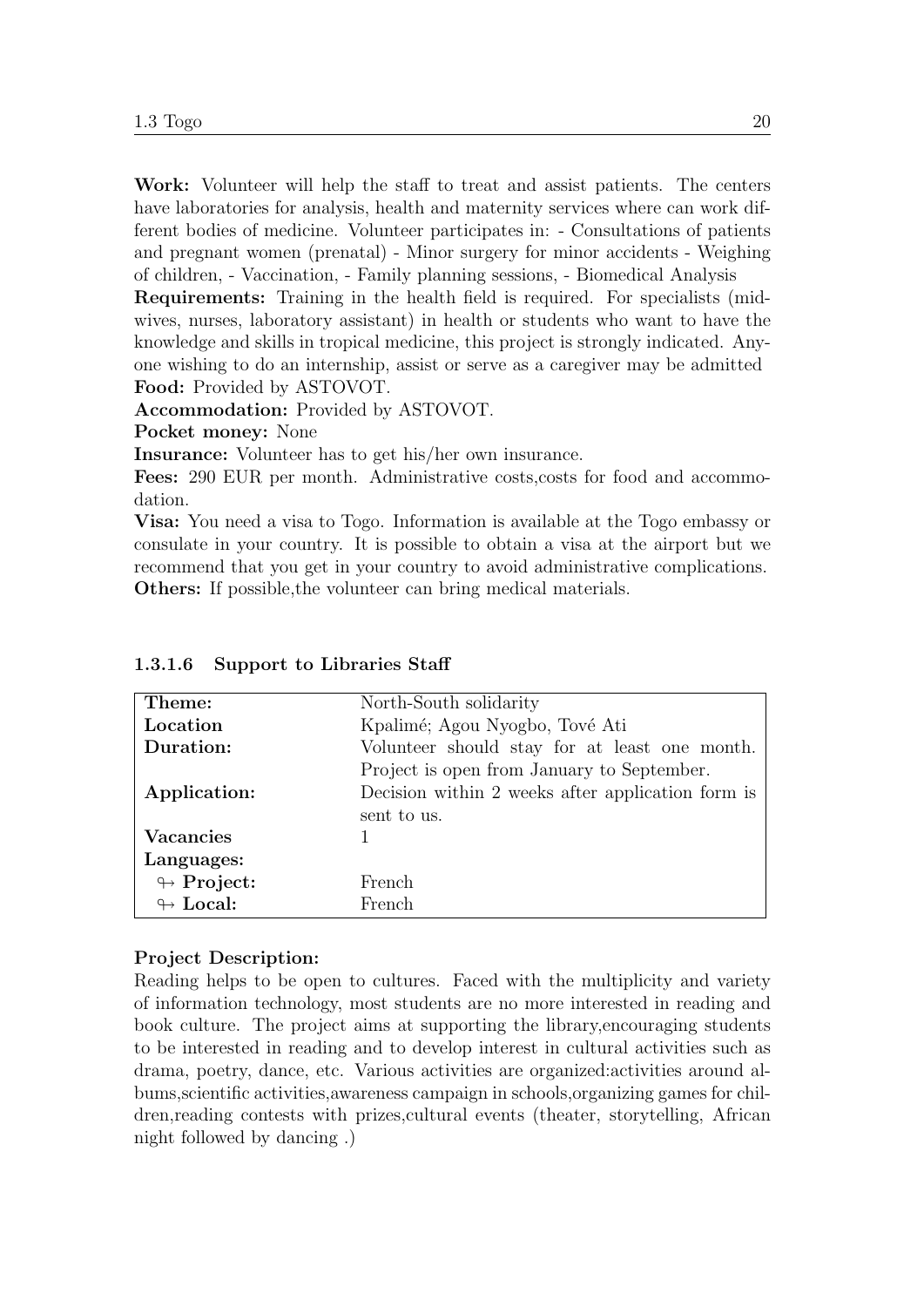**Work:** Volunteer will help the staff to treat and assist patients. The centers have laboratories for analysis, health and maternity services where can work different bodies of medicine. Volunteer participates in: - Consultations of patients and pregnant women (prenatal) - Minor surgery for minor accidents - Weighing of children, - Vaccination, - Family planning sessions, - Biomedical Analysis
**Requirements:** Training in the health field is required. For specialists (midwives, nurses, laboratory assistant) in health or students who want to have the knowledge and skills in tropical medicine, this project is strongly indicated. Anyone wishing to do an internship, assist or serve as a caregiver may be admitted
**Food:** Provided by ASTOVOT.
**Accommodation:** Provided by ASTOVOT.
**Pocket money:** None
**Insurance:** Volunteer has to get his/her own insurance.
**Fees:** 290 EUR per month. Administrative costs,costs for food and accommodation.
**Visa:** You need a visa to Togo. Information is available at the Togo embassy or consulate in your country. It is possible to obtain a visa at the airport but we recommend that you get in your country to avoid administrative complications.
**Others:** If possible,the volunteer can bring medical materials.

#### 1.3.1.6 Support to Libraries Staff

| **Theme:** | North-South solidarity |
|---|---|
| **Location** | Kpalimé; Agou Nyogbo, Tové Ati |
| **Duration:** | Volunteer should stay for at least one month. Project is open from January to September. |
| **Application:** | Decision within 2 weeks after application form is sent to us. |
| **Vacancies** | 1 |
| **Languages:** | |
| ↬ **Project:** | French |
| ↬ **Local:** | French |

**Project Description:**
Reading helps to be open to cultures. Faced with the multiplicity and variety of information technology, most students are no more interested in reading and book culture. The project aims at supporting the library,encouraging students to be interested in reading and to develop interest in cultural activities such as drama, poetry, dance, etc. Various activities are organized:activities around albums,scientific activities,awareness campaign in schools,organizing games for children,reading contests with prizes,cultural events (theater, storytelling, African night followed by dancing .)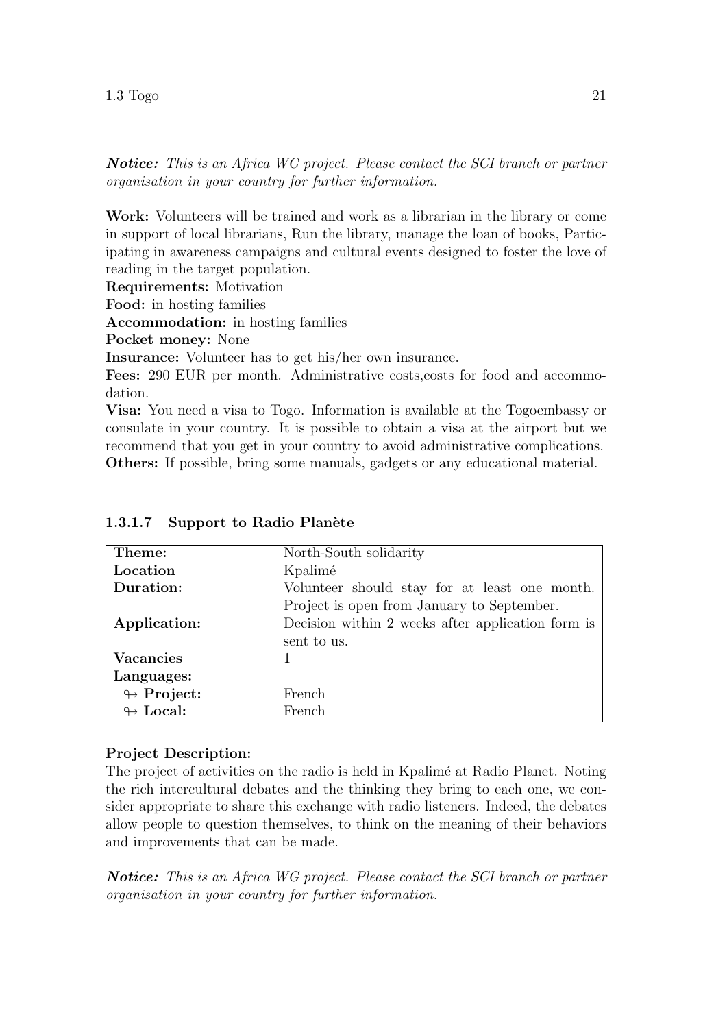***Notice:*** *This is an Africa WG project. Please contact the SCI branch or partner organisation in your country for further information.*

**Work:** Volunteers will be trained and work as a librarian in the library or come in support of local librarians, Run the library, manage the loan of books, Participating in awareness campaigns and cultural events designed to foster the love of reading in the target population.
**Requirements:** Motivation
**Food:** in hosting families
**Accommodation:** in hosting families
**Pocket money:** None
**Insurance:** Volunteer has to get his/her own insurance.
**Fees:** 290 EUR per month. Administrative costs,costs for food and accommodation.
**Visa:** You need a visa to Togo. Information is available at the Togoembassy or consulate in your country. It is possible to obtain a visa at the airport but we recommend that you get in your country to avoid administrative complications.
**Others:** If possible, bring some manuals, gadgets or any educational material.

#### 1.3.1.7 Support to Radio Planète

| | |
|---|---|
| **Theme:** | North-South solidarity |
| **Location** | Kpalimé |
| **Duration:** | Volunteer should stay for at least one month. Project is open from January to September. |
| **Application:** | Decision within 2 weeks after application form is sent to us. |
| **Vacancies** | 1 |
| **Languages:** | |
| ↬ **Project:** | French |
| ↬ **Local:** | French |

**Project Description:**
The project of activities on the radio is held in Kpalimé at Radio Planet. Noting the rich intercultural debates and the thinking they bring to each one, we consider appropriate to share this exchange with radio listeners. Indeed, the debates allow people to question themselves, to think on the meaning of their behaviors and improvements that can be made.

***Notice:*** *This is an Africa WG project. Please contact the SCI branch or partner organisation in your country for further information.*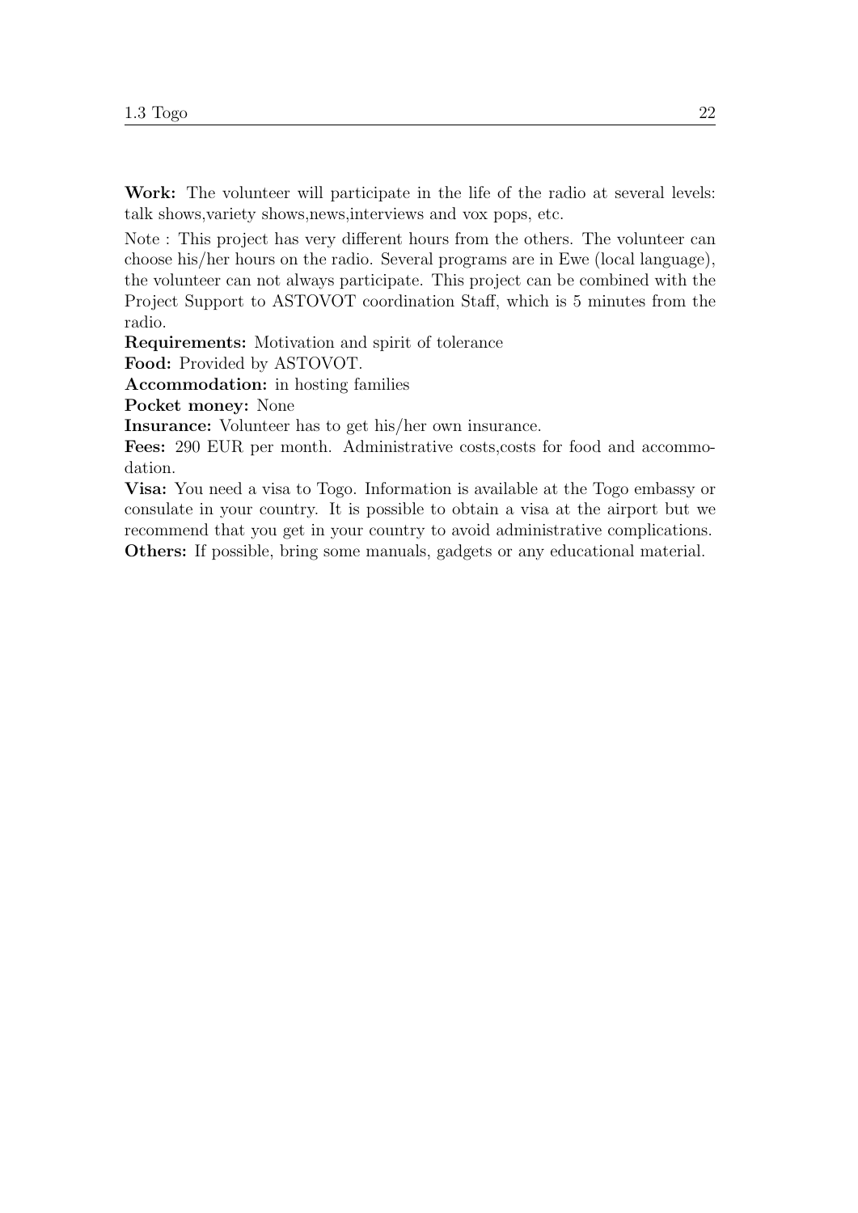**Work:** The volunteer will participate in the life of the radio at several levels: talk shows,variety shows,news,interviews and vox pops, etc.

Note : This project has very different hours from the others. The volunteer can choose his/her hours on the radio. Several programs are in Ewe (local language), the volunteer can not always participate. This project can be combined with the Project Support to ASTOVOT coordination Staff, which is 5 minutes from the radio.

**Requirements:** Motivation and spirit of tolerance

**Food:** Provided by ASTOVOT.

**Accommodation:** in hosting families

**Pocket money:** None

**Insurance:** Volunteer has to get his/her own insurance.

**Fees:** 290 EUR per month. Administrative costs,costs for food and accommodation.

**Visa:** You need a visa to Togo. Information is available at the Togo embassy or consulate in your country. It is possible to obtain a visa at the airport but we recommend that you get in your country to avoid administrative complications.

**Others:** If possible, bring some manuals, gadgets or any educational material.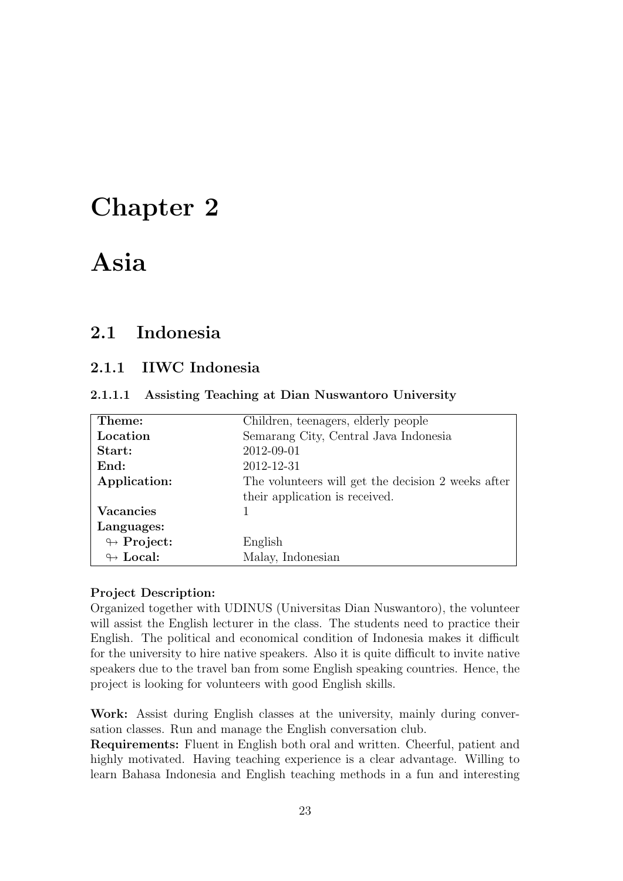# Chapter 2

# Asia

## 2.1 Indonesia

### 2.1.1 IIWC Indonesia

#### 2.1.1.1 Assisting Teaching at Dian Nuswantoro University

| | |
|---|---|
| **Theme:** | Children, teenagers, elderly people |
| **Location** | Semarang City, Central Java Indonesia |
| **Start:** | 2012-09-01 |
| **End:** | 2012-12-31 |
| **Application:** | The volunteers will get the decision 2 weeks after their application is received. |
| **Vacancies** | 1 |
| **Languages:** | |
| ↬ **Project:** | English |
| ↬ **Local:** | Malay, Indonesian |

**Project Description:**
Organized together with UDINUS (Universitas Dian Nuswantoro), the volunteer will assist the English lecturer in the class. The students need to practice their English. The political and economical condition of Indonesia makes it difficult for the university to hire native speakers. Also it is quite difficult to invite native speakers due to the travel ban from some English speaking countries. Hence, the project is looking for volunteers with good English skills.

**Work:** Assist during English classes at the university, mainly during conversation classes. Run and manage the English conversation club.
**Requirements:** Fluent in English both oral and written. Cheerful, patient and highly motivated. Having teaching experience is a clear advantage. Willing to learn Bahasa Indonesia and English teaching methods in a fun and interesting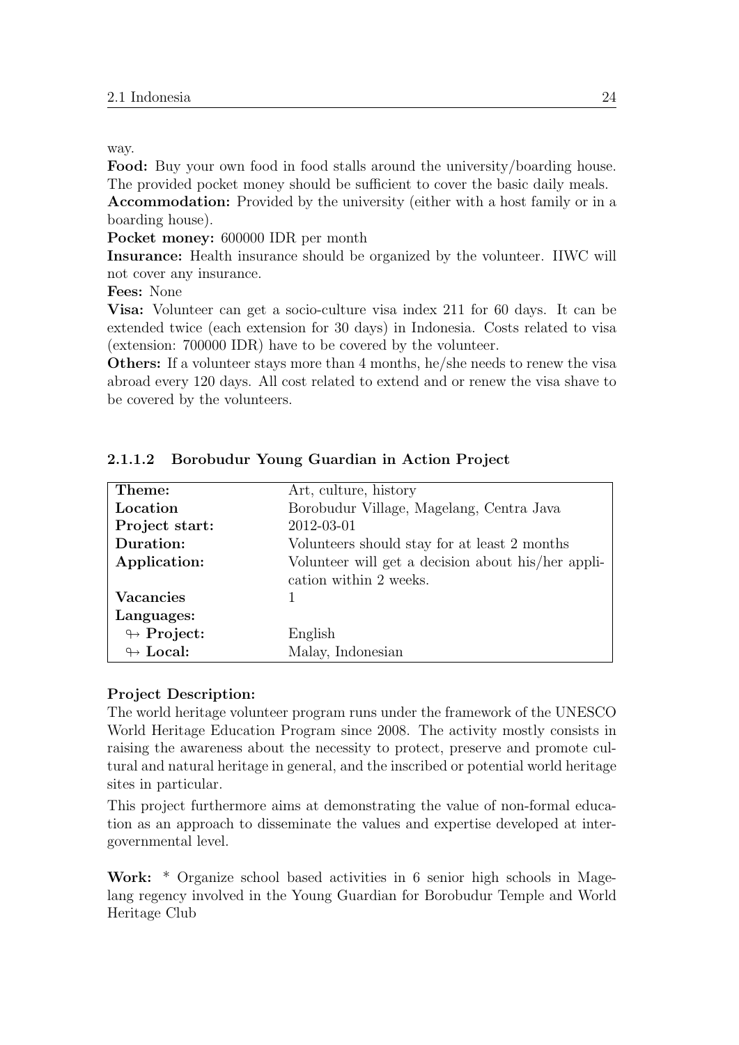way.

**Food:** Buy your own food in food stalls around the university/boarding house. The provided pocket money should be sufficient to cover the basic daily meals.
**Accommodation:** Provided by the university (either with a host family or in a boarding house).
**Pocket money:** 600000 IDR per month
**Insurance:** Health insurance should be organized by the volunteer. IIWC will not cover any insurance.
**Fees:** None
**Visa:** Volunteer can get a socio-culture visa index 211 for 60 days. It can be extended twice (each extension for 30 days) in Indonesia. Costs related to visa (extension: 700000 IDR) have to be covered by the volunteer.
**Others:** If a volunteer stays more than 4 months, he/she needs to renew the visa abroad every 120 days. All cost related to extend and or renew the visa shave to be covered by the volunteers.

#### 2.1.1.2 Borobudur Young Guardian in Action Project

| | |
|---|---|
| **Theme:** | Art, culture, history |
| **Location** | Borobudur Village, Magelang, Centra Java |
| **Project start:** | 2012-03-01 |
| **Duration:** | Volunteers should stay for at least 2 months |
| **Application:** | Volunteer will get a decision about his/her application within 2 weeks. |
| **Vacancies** | 1 |
| **Languages:** | |
| ↬ **Project:** | English |
| ↬ **Local:** | Malay, Indonesian |

**Project Description:**

The world heritage volunteer program runs under the framework of the UNESCO World Heritage Education Program since 2008. The activity mostly consists in raising the awareness about the necessity to protect, preserve and promote cultural and natural heritage in general, and the inscribed or potential world heritage sites in particular.

This project furthermore aims at demonstrating the value of non-formal education as an approach to disseminate the values and expertise developed at intergovernmental level.

**Work:** * Organize school based activities in 6 senior high schools in Magelang regency involved in the Young Guardian for Borobudur Temple and World Heritage Club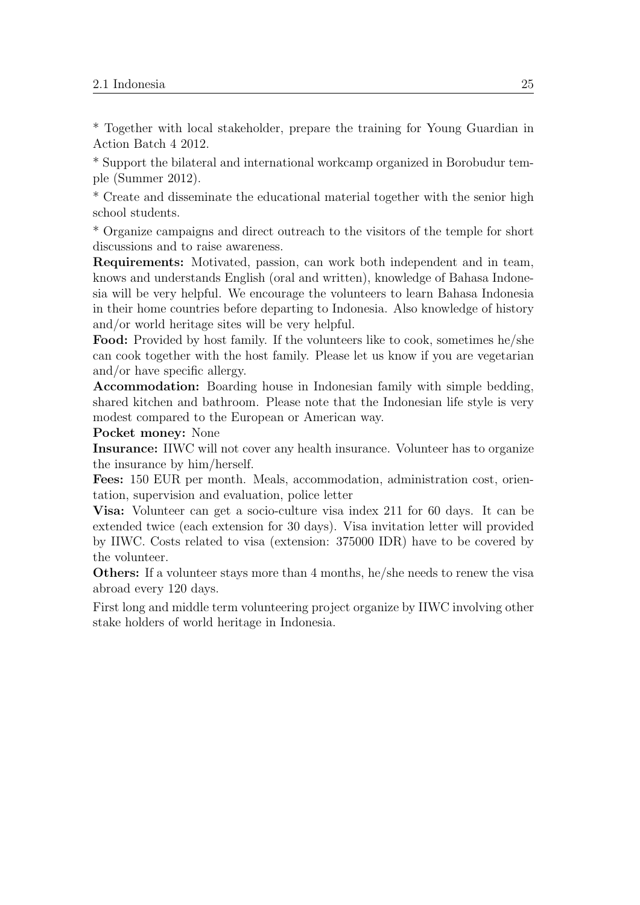* Together with local stakeholder, prepare the training for Young Guardian in Action Batch 4 2012.

* Support the bilateral and international workcamp organized in Borobudur temple (Summer 2012).

* Create and disseminate the educational material together with the senior high school students.

* Organize campaigns and direct outreach to the visitors of the temple for short discussions and to raise awareness.

**Requirements:** Motivated, passion, can work both independent and in team, knows and understands English (oral and written), knowledge of Bahasa Indonesia will be very helpful. We encourage the volunteers to learn Bahasa Indonesia in their home countries before departing to Indonesia. Also knowledge of history and/or world heritage sites will be very helpful.

**Food:** Provided by host family. If the volunteers like to cook, sometimes he/she can cook together with the host family. Please let us know if you are vegetarian and/or have specific allergy.

**Accommodation:** Boarding house in Indonesian family with simple bedding, shared kitchen and bathroom. Please note that the Indonesian life style is very modest compared to the European or American way.

**Pocket money:** None

**Insurance:** IIWC will not cover any health insurance. Volunteer has to organize the insurance by him/herself.

**Fees:** 150 EUR per month. Meals, accommodation, administration cost, orientation, supervision and evaluation, police letter

**Visa:** Volunteer can get a socio-culture visa index 211 for 60 days. It can be extended twice (each extension for 30 days). Visa invitation letter will provided by IIWC. Costs related to visa (extension: 375000 IDR) have to be covered by the volunteer.

**Others:** If a volunteer stays more than 4 months, he/she needs to renew the visa abroad every 120 days.

First long and middle term volunteering project organize by IIWC involving other stake holders of world heritage in Indonesia.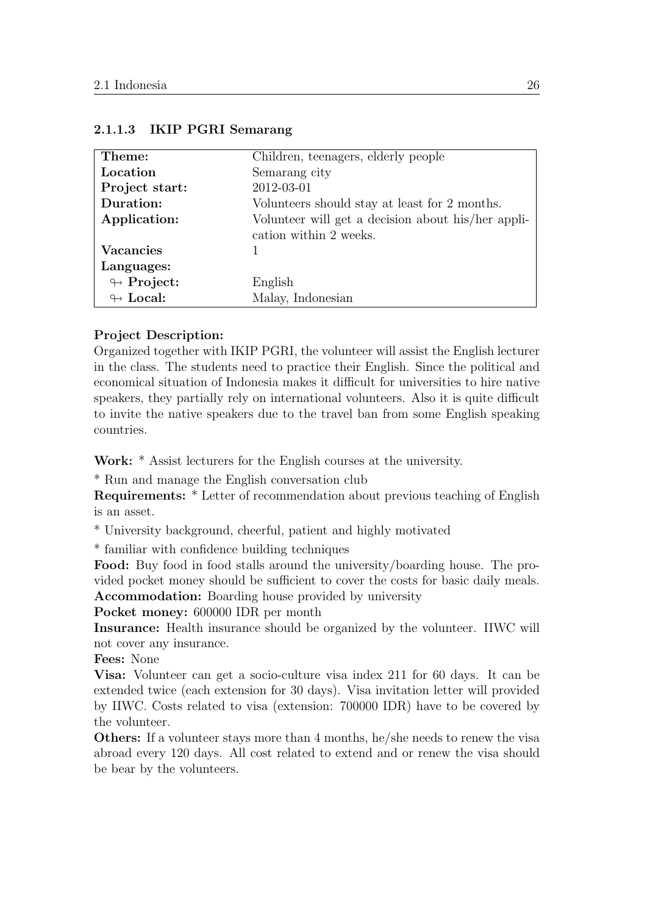#### 2.1.1.3 IKIP PGRI Semarang

| **Theme:** | Children, teenagers, elderly people |
| --- | --- |
| **Location** | Semarang city |
| **Project start:** | 2012-03-01 |
| **Duration:** | Volunteers should stay at least for 2 months. |
| **Application:** | Volunteer will get a decision about his/her application within 2 weeks. |
| **Vacancies** | 1 |
| **Languages:** | |
| ↬ **Project:** | English |
| ↬ **Local:** | Malay, Indonesian |

**Project Description:**
Organized together with IKIP PGRI, the volunteer will assist the English lecturer in the class. The students need to practice their English. Since the political and economical situation of Indonesia makes it difficult for universities to hire native speakers, they partially rely on international volunteers. Also it is quite difficult to invite the native speakers due to the travel ban from some English speaking countries.

**Work:** * Assist lecturers for the English courses at the university.

* Run and manage the English conversation club

**Requirements:** * Letter of recommendation about previous teaching of English is an asset.

* University background, cheerful, patient and highly motivated

* familiar with confidence building techniques

**Food:** Buy food in food stalls around the university/boarding house. The provided pocket money should be sufficient to cover the costs for basic daily meals.
**Accommodation:** Boarding house provided by university

**Pocket money:** 600000 IDR per month

**Insurance:** Health insurance should be organized by the volunteer. IIWC will not cover any insurance.

**Fees:** None

**Visa:** Volunteer can get a socio-culture visa index 211 for 60 days. It can be extended twice (each extension for 30 days). Visa invitation letter will provided by IIWC. Costs related to visa (extension: 700000 IDR) have to be covered by the volunteer.

**Others:** If a volunteer stays more than 4 months, he/she needs to renew the visa abroad every 120 days. All cost related to extend and or renew the visa should be bear by the volunteers.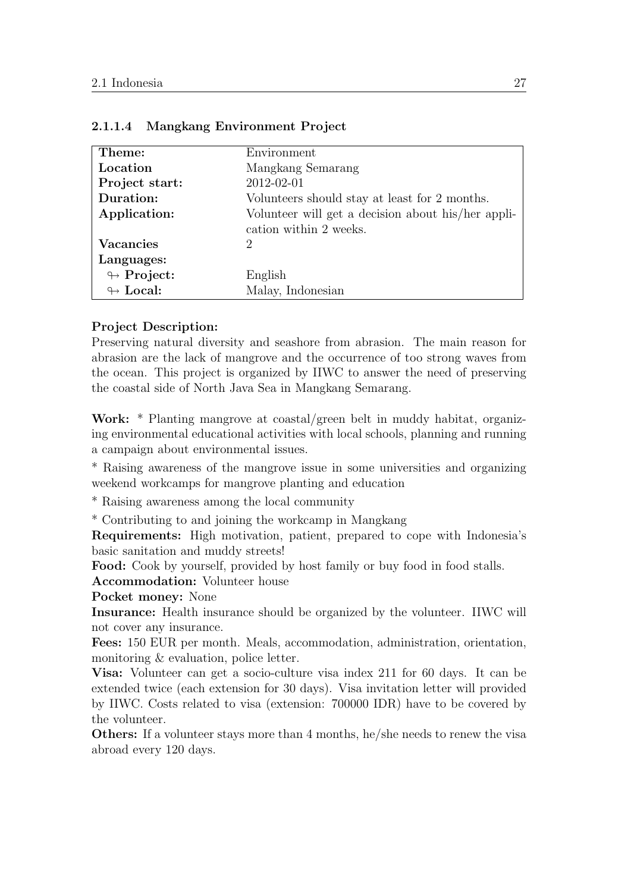#### 2.1.1.4 Mangkang Environment Project

| **Theme:** | Environment |
|---|---|
| **Location** | Mangkang Semarang |
| **Project start:** | 2012-02-01 |
| **Duration:** | Volunteers should stay at least for 2 months. |
| **Application:** | Volunteer will get a decision about his/her application within 2 weeks. |
| **Vacancies** | 2 |
| **Languages:** | |
| ↬ **Project:** | English |
| ↬ **Local:** | Malay, Indonesian |

**Project Description:**
Preserving natural diversity and seashore from abrasion. The main reason for abrasion are the lack of mangrove and the occurrence of too strong waves from the ocean. This project is organized by IIWC to answer the need of preserving the coastal side of North Java Sea in Mangkang Semarang.

**Work:** * Planting mangrove at coastal/green belt in muddy habitat, organizing environmental educational activities with local schools, planning and running a campaign about environmental issues.

* Raising awareness of the mangrove issue in some universities and organizing weekend workcamps for mangrove planting and education

* Raising awareness among the local community

* Contributing to and joining the workcamp in Mangkang

**Requirements:** High motivation, patient, prepared to cope with Indonesia's basic sanitation and muddy streets!

**Food:** Cook by yourself, provided by host family or buy food in food stalls.

**Accommodation:** Volunteer house

**Pocket money:** None

**Insurance:** Health insurance should be organized by the volunteer. IIWC will not cover any insurance.

**Fees:** 150 EUR per month. Meals, accommodation, administration, orientation, monitoring & evaluation, police letter.

**Visa:** Volunteer can get a socio-culture visa index 211 for 60 days. It can be extended twice (each extension for 30 days). Visa invitation letter will provided by IIWC. Costs related to visa (extension: 700000 IDR) have to be covered by the volunteer.

**Others:** If a volunteer stays more than 4 months, he/she needs to renew the visa abroad every 120 days.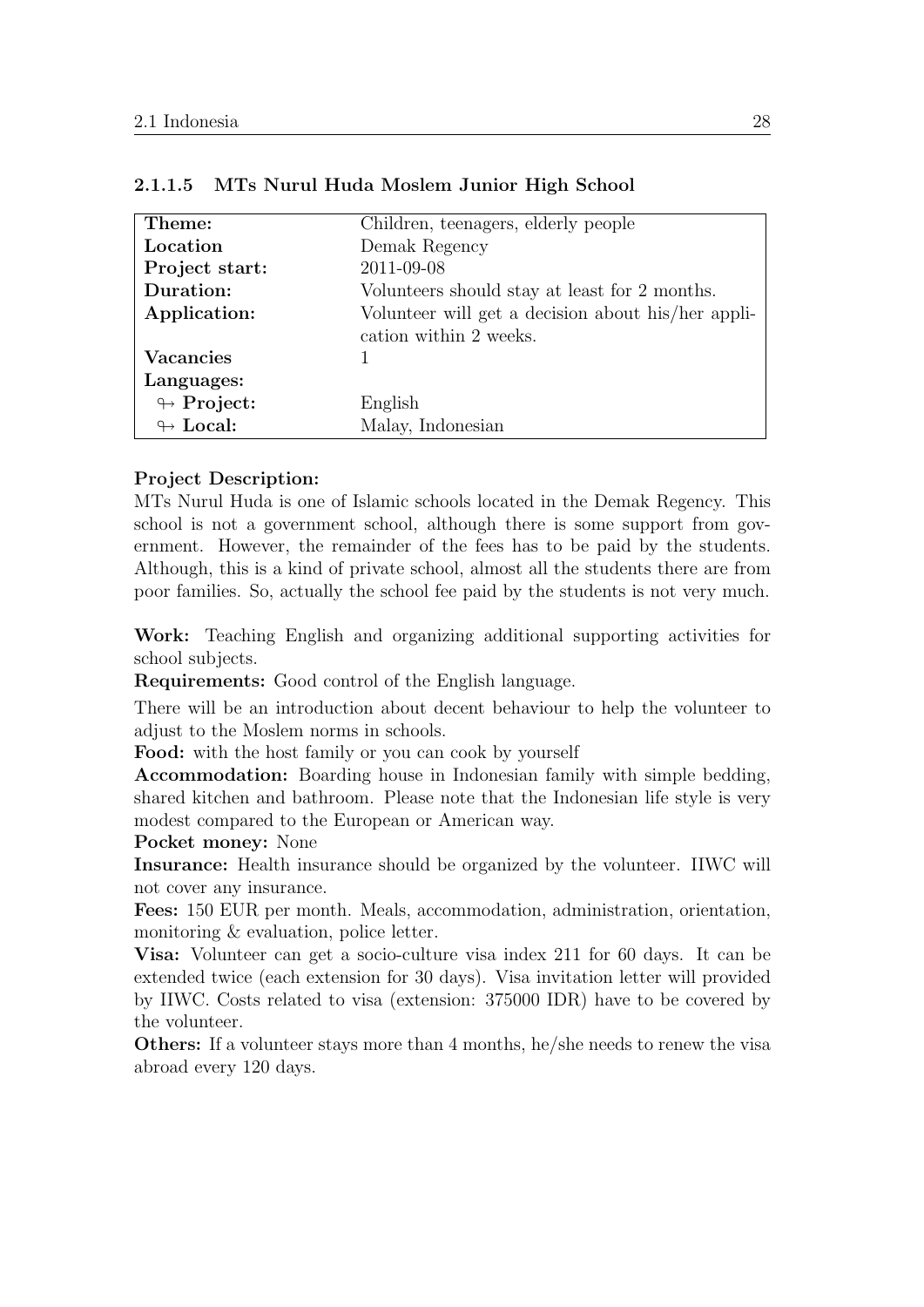#### 2.1.1.5 MTs Nurul Huda Moslem Junior High School

| **Theme:** | Children, teenagers, elderly people |
|---|---|
| **Location** | Demak Regency |
| **Project start:** | 2011-09-08 |
| **Duration:** | Volunteers should stay at least for 2 months. |
| **Application:** | Volunteer will get a decision about his/her application within 2 weeks. |
| **Vacancies** | 1 |
| **Languages:** | |
| ↬ **Project:** | English |
| ↬ **Local:** | Malay, Indonesian |

**Project Description:**
MTs Nurul Huda is one of Islamic schools located in the Demak Regency. This school is not a government school, although there is some support from government. However, the remainder of the fees has to be paid by the students. Although, this is a kind of private school, almost all the students there are from poor families. So, actually the school fee paid by the students is not very much.

**Work:** Teaching English and organizing additional supporting activities for school subjects.

**Requirements:** Good control of the English language.

There will be an introduction about decent behaviour to help the volunteer to adjust to the Moslem norms in schools.

**Food:** with the host family or you can cook by yourself

**Accommodation:** Boarding house in Indonesian family with simple bedding, shared kitchen and bathroom. Please note that the Indonesian life style is very modest compared to the European or American way.

**Pocket money:** None

**Insurance:** Health insurance should be organized by the volunteer. IIWC will not cover any insurance.

**Fees:** 150 EUR per month. Meals, accommodation, administration, orientation, monitoring & evaluation, police letter.

**Visa:** Volunteer can get a socio-culture visa index 211 for 60 days. It can be extended twice (each extension for 30 days). Visa invitation letter will provided by IIWC. Costs related to visa (extension: 375000 IDR) have to be covered by the volunteer.

**Others:** If a volunteer stays more than 4 months, he/she needs to renew the visa abroad every 120 days.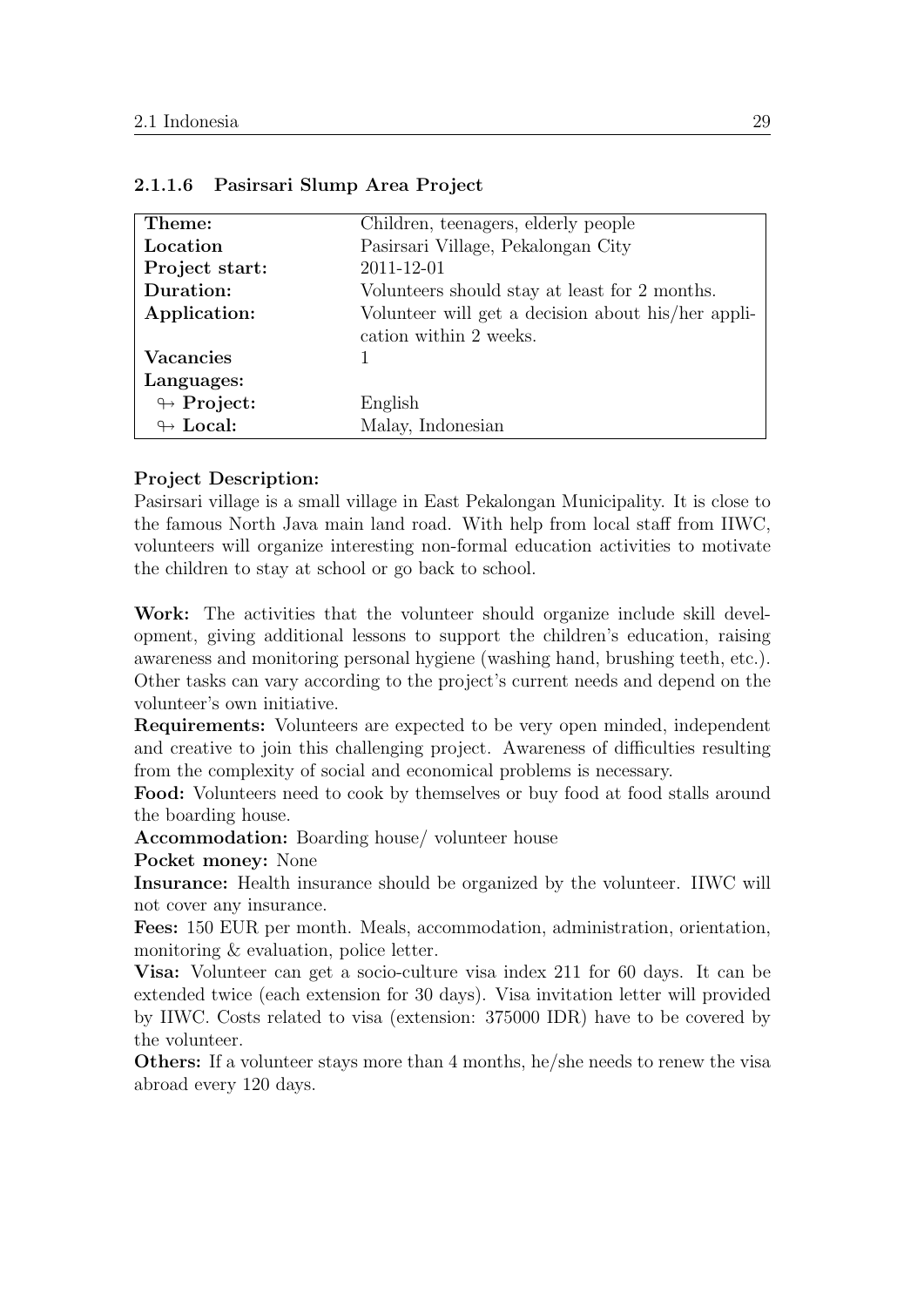#### 2.1.1.6 Pasirsari Slump Area Project

| **Theme:** | Children, teenagers, elderly people |
|---|---|
| **Location** | Pasirsari Village, Pekalongan City |
| **Project start:** | 2011-12-01 |
| **Duration:** | Volunteers should stay at least for 2 months. |
| **Application:** | Volunteer will get a decision about his/her application within 2 weeks. |
| **Vacancies** | 1 |
| **Languages:** | |
| ↬ **Project:** | English |
| ↬ **Local:** | Malay, Indonesian |

**Project Description:**
Pasirsari village is a small village in East Pekalongan Municipality. It is close to the famous North Java main land road. With help from local staff from IIWC, volunteers will organize interesting non-formal education activities to motivate the children to stay at school or go back to school.

**Work:** The activities that the volunteer should organize include skill development, giving additional lessons to support the children's education, raising awareness and monitoring personal hygiene (washing hand, brushing teeth, etc.). Other tasks can vary according to the project's current needs and depend on the volunteer's own initiative.

**Requirements:** Volunteers are expected to be very open minded, independent and creative to join this challenging project. Awareness of difficulties resulting from the complexity of social and economical problems is necessary.

**Food:** Volunteers need to cook by themselves or buy food at food stalls around the boarding house.

**Accommodation:** Boarding house/ volunteer house

**Pocket money:** None

**Insurance:** Health insurance should be organized by the volunteer. IIWC will not cover any insurance.

**Fees:** 150 EUR per month. Meals, accommodation, administration, orientation, monitoring & evaluation, police letter.

**Visa:** Volunteer can get a socio-culture visa index 211 for 60 days. It can be extended twice (each extension for 30 days). Visa invitation letter will provided by IIWC. Costs related to visa (extension: 375000 IDR) have to be covered by the volunteer.

**Others:** If a volunteer stays more than 4 months, he/she needs to renew the visa abroad every 120 days.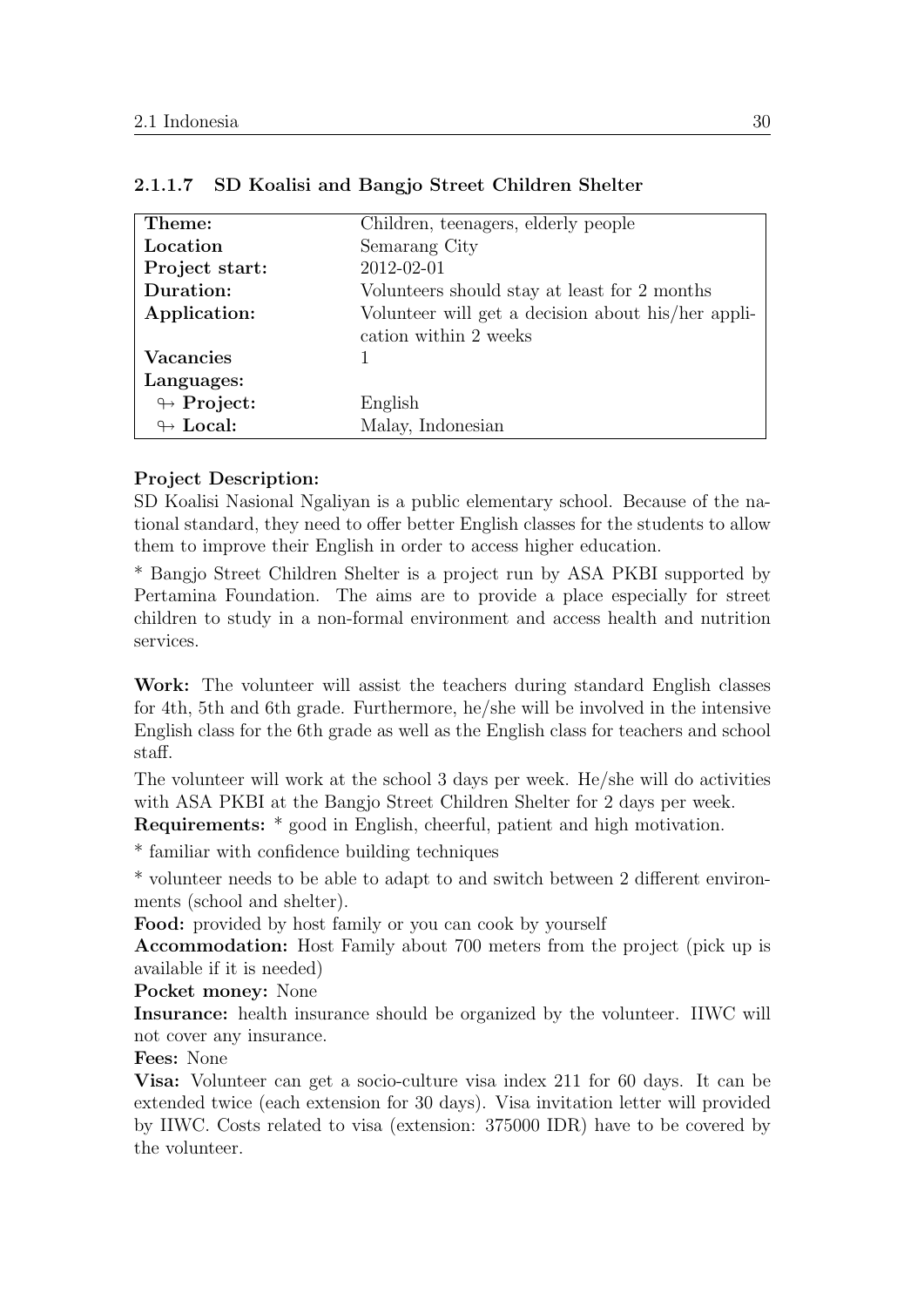#### 2.1.1.7 SD Koalisi and Bangjo Street Children Shelter

| | |
|---|---|
| **Theme:** | Children, teenagers, elderly people |
| **Location** | Semarang City |
| **Project start:** | 2012-02-01 |
| **Duration:** | Volunteers should stay at least for 2 months |
| **Application:** | Volunteer will get a decision about his/her application within 2 weeks |
| **Vacancies** | 1 |
| **Languages:** | |
| ↬ **Project:** | English |
| ↬ **Local:** | Malay, Indonesian |

**Project Description:**
SD Koalisi Nasional Ngaliyan is a public elementary school. Because of the national standard, they need to offer better English classes for the students to allow them to improve their English in order to access higher education.

* Bangjo Street Children Shelter is a project run by ASA PKBI supported by Pertamina Foundation. The aims are to provide a place especially for street children to study in a non-formal environment and access health and nutrition services.

**Work:** The volunteer will assist the teachers during standard English classes for 4th, 5th and 6th grade. Furthermore, he/she will be involved in the intensive English class for the 6th grade as well as the English class for teachers and school staff.

The volunteer will work at the school 3 days per week. He/she will do activities with ASA PKBI at the Bangjo Street Children Shelter for 2 days per week.

**Requirements:** * good in English, cheerful, patient and high motivation.

* familiar with confidence building techniques

* volunteer needs to be able to adapt to and switch between 2 different environments (school and shelter).

**Food:** provided by host family or you can cook by yourself

**Accommodation:** Host Family about 700 meters from the project (pick up is available if it is needed)

**Pocket money:** None

**Insurance:** health insurance should be organized by the volunteer. IIWC will not cover any insurance.

**Fees:** None

**Visa:** Volunteer can get a socio-culture visa index 211 for 60 days. It can be extended twice (each extension for 30 days). Visa invitation letter will provided by IIWC. Costs related to visa (extension: 375000 IDR) have to be covered by the volunteer.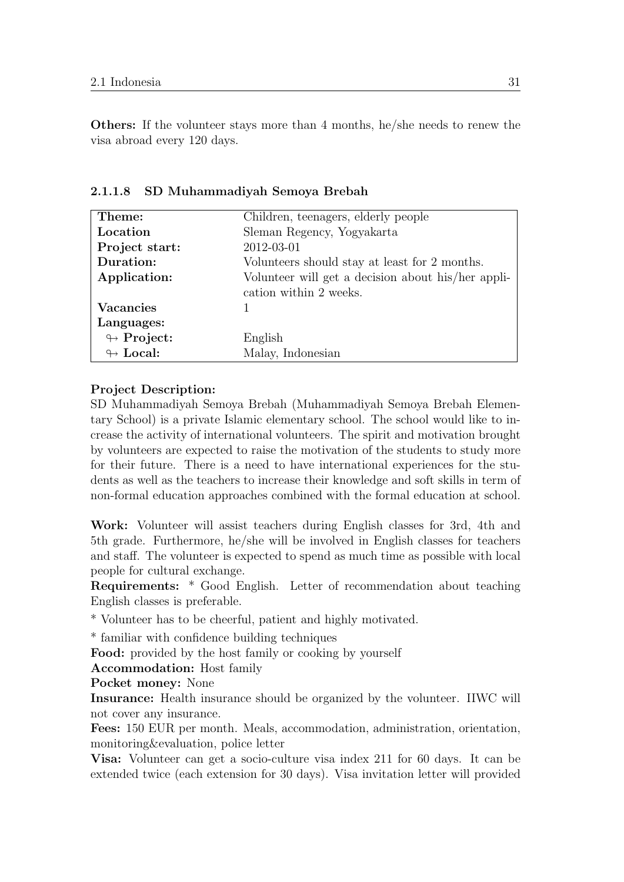**Others:** If the volunteer stays more than 4 months, he/she needs to renew the visa abroad every 120 days.

#### 2.1.1.8 SD Muhammadiyah Semoya Brebah

| | |
|---|---|
| **Theme:** | Children, teenagers, elderly people |
| **Location** | Sleman Regency, Yogyakarta |
| **Project start:** | 2012-03-01 |
| **Duration:** | Volunteers should stay at least for 2 months. |
| **Application:** | Volunteer will get a decision about his/her application within 2 weeks. |
| **Vacancies** | 1 |
| **Languages:** | |
| ↬ **Project:** | English |
| ↬ **Local:** | Malay, Indonesian |

**Project Description:**
SD Muhammadiyah Semoya Brebah (Muhammadiyah Semoya Brebah Elementary School) is a private Islamic elementary school. The school would like to increase the activity of international volunteers. The spirit and motivation brought by volunteers are expected to raise the motivation of the students to study more for their future. There is a need to have international experiences for the students as well as the teachers to increase their knowledge and soft skills in term of non-formal education approaches combined with the formal education at school.

**Work:** Volunteer will assist teachers during English classes for 3rd, 4th and 5th grade. Furthermore, he/she will be involved in English classes for teachers and staff. The volunteer is expected to spend as much time as possible with local people for cultural exchange.

**Requirements:** * Good English. Letter of recommendation about teaching English classes is preferable.

* Volunteer has to be cheerful, patient and highly motivated.

* familiar with confidence building techniques

**Food:** provided by the host family or cooking by yourself

**Accommodation:** Host family

**Pocket money:** None

**Insurance:** Health insurance should be organized by the volunteer. IIWC will not cover any insurance.

**Fees:** 150 EUR per month. Meals, accommodation, administration, orientation, monitoring&evaluation, police letter

**Visa:** Volunteer can get a socio-culture visa index 211 for 60 days. It can be extended twice (each extension for 30 days). Visa invitation letter will provided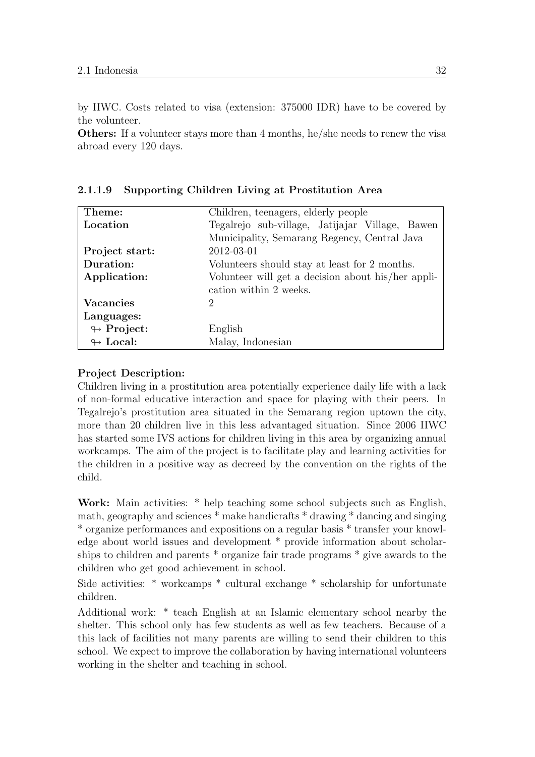by IIWC. Costs related to visa (extension: 375000 IDR) have to be covered by the volunteer.

**Others:** If a volunteer stays more than 4 months, he/she needs to renew the visa abroad every 120 days.

#### 2.1.1.9 Supporting Children Living at Prostitution Area

| | |
|---|---|
| **Theme:** | Children, teenagers, elderly people |
| **Location** | Tegalrejo sub-village, Jatijajar Village, Bawen Municipality, Semarang Regency, Central Java |
| **Project start:** | 2012-03-01 |
| **Duration:** | Volunteers should stay at least for 2 months. |
| **Application:** | Volunteer will get a decision about his/her application within 2 weeks. |
| **Vacancies** | 2 |
| **Languages:** | |
| ↪ **Project:** | English |
| ↪ **Local:** | Malay, Indonesian |

**Project Description:**
Children living in a prostitution area potentially experience daily life with a lack of non-formal educative interaction and space for playing with their peers. In Tegalrejo's prostitution area situated in the Semarang region uptown the city, more than 20 children live in this less advantaged situation. Since 2006 IIWC has started some IVS actions for children living in this area by organizing annual workcamps. The aim of the project is to facilitate play and learning activities for the children in a positive way as decreed by the convention on the rights of the child.

**Work:** Main activities: * help teaching some school subjects such as English, math, geography and sciences * make handicrafts * drawing * dancing and singing * organize performances and expositions on a regular basis * transfer your knowledge about world issues and development * provide information about scholarships to children and parents * organize fair trade programs * give awards to the children who get good achievement in school.

Side activities: * workcamps * cultural exchange * scholarship for unfortunate children.

Additional work: * teach English at an Islamic elementary school nearby the shelter. This school only has few students as well as few teachers. Because of a this lack of facilities not many parents are willing to send their children to this school. We expect to improve the collaboration by having international volunteers working in the shelter and teaching in school.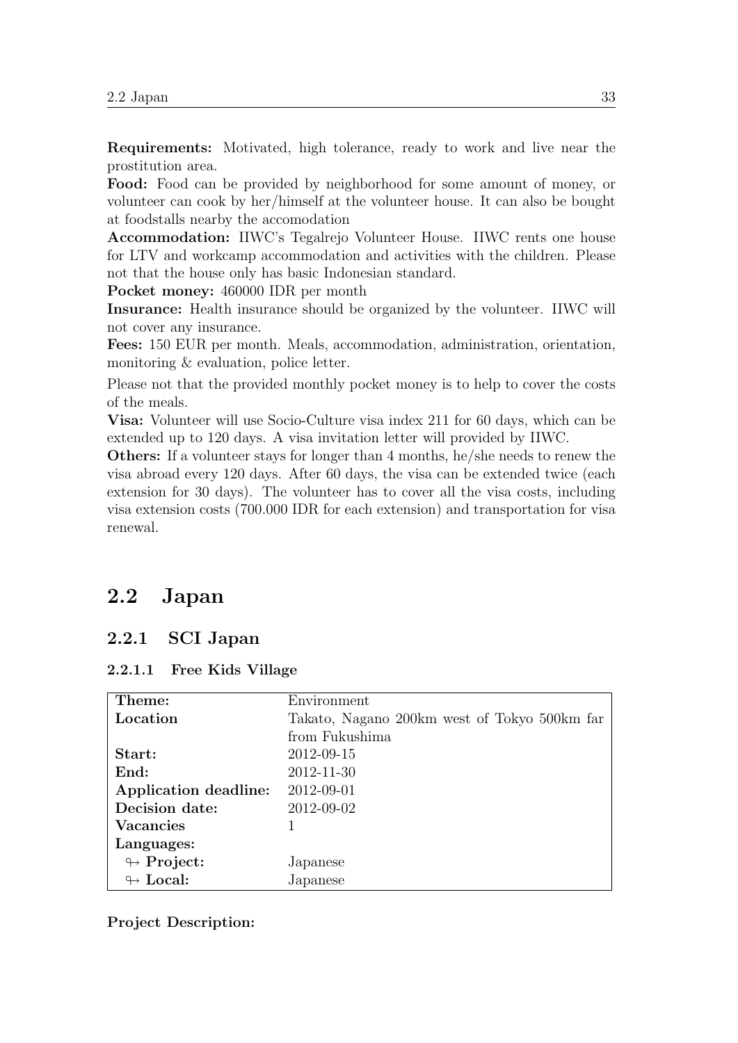**Requirements:** Motivated, high tolerance, ready to work and live near the prostitution area.

**Food:** Food can be provided by neighborhood for some amount of money, or volunteer can cook by her/himself at the volunteer house. It can also be bought at foodstalls nearby the accomodation

**Accommodation:** IIWC's Tegalrejo Volunteer House. IIWC rents one house for LTV and workcamp accommodation and activities with the children. Please not that the house only has basic Indonesian standard.

**Pocket money:** 460000 IDR per month

**Insurance:** Health insurance should be organized by the volunteer. IIWC will not cover any insurance.

**Fees:** 150 EUR per month. Meals, accommodation, administration, orientation, monitoring & evaluation, police letter.

Please not that the provided monthly pocket money is to help to cover the costs of the meals.

**Visa:** Volunteer will use Socio-Culture visa index 211 for 60 days, which can be extended up to 120 days. A visa invitation letter will provided by IIWC.

**Others:** If a volunteer stays for longer than 4 months, he/she needs to renew the visa abroad every 120 days. After 60 days, the visa can be extended twice (each extension for 30 days). The volunteer has to cover all the visa costs, including visa extension costs (700.000 IDR for each extension) and transportation for visa renewal.

## 2.2 Japan

### 2.2.1 SCI Japan

#### 2.2.1.1 Free Kids Village

| | |
|---|---|
| **Theme:** | Environment |
| **Location** | Takato, Nagano 200km west of Tokyo 500km far from Fukushima |
| **Start:** | 2012-09-15 |
| **End:** | 2012-11-30 |
| **Application deadline:** | 2012-09-01 |
| **Decision date:** | 2012-09-02 |
| **Vacancies** | 1 |
| **Languages:** | |
| ↬ **Project:** | Japanese |
| ↬ **Local:** | Japanese |

**Project Description:**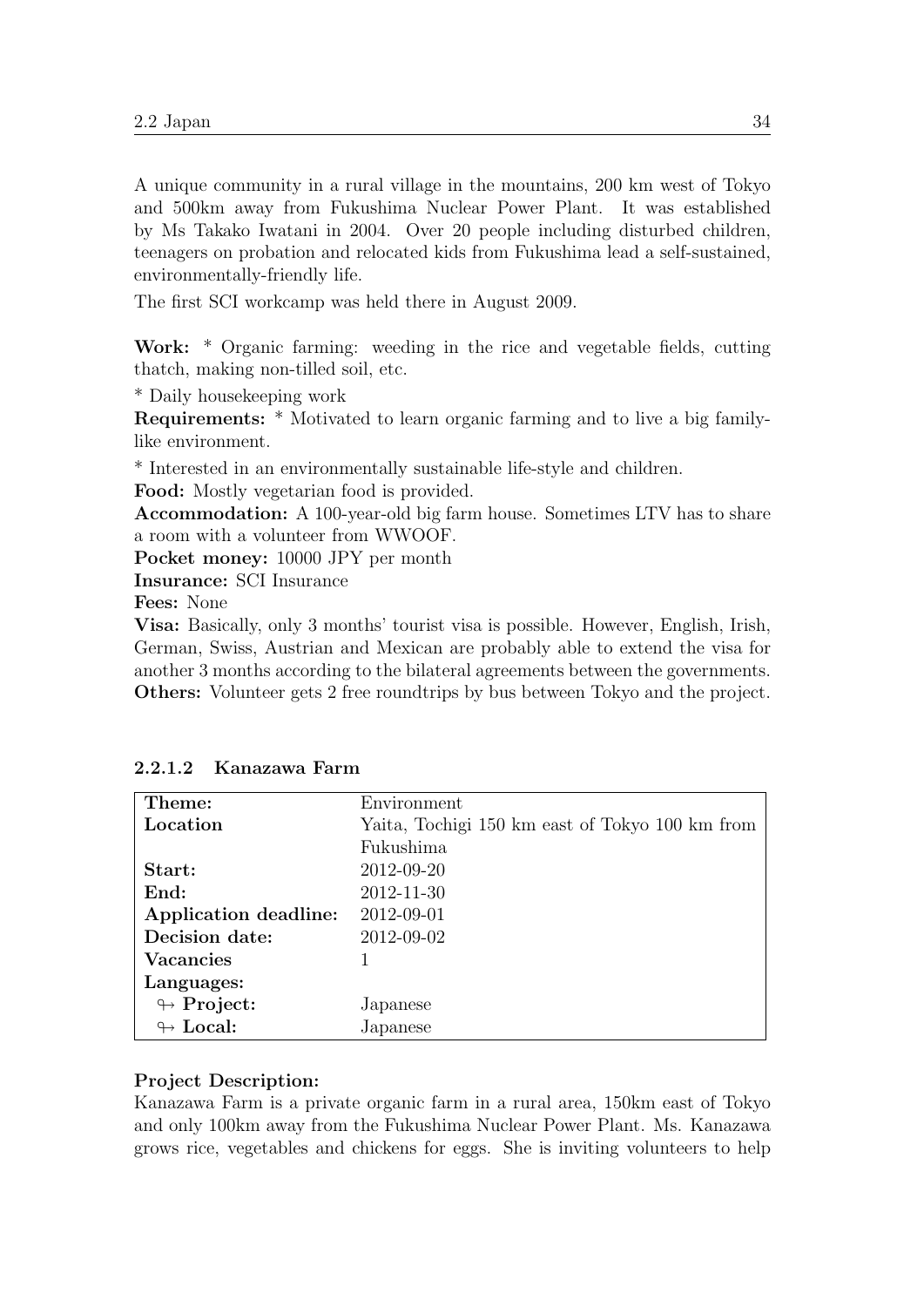A unique community in a rural village in the mountains, 200 km west of Tokyo and 500km away from Fukushima Nuclear Power Plant. It was established by Ms Takako Iwatani in 2004. Over 20 people including disturbed children, teenagers on probation and relocated kids from Fukushima lead a self-sustained, environmentally-friendly life.

The first SCI workcamp was held there in August 2009.

**Work:** * Organic farming: weeding in the rice and vegetable fields, cutting thatch, making non-tilled soil, etc.

* Daily housekeeping work

**Requirements:** * Motivated to learn organic farming and to live a big family-like environment.

* Interested in an environmentally sustainable life-style and children.

**Food:** Mostly vegetarian food is provided.

**Accommodation:** A 100-year-old big farm house. Sometimes LTV has to share a room with a volunteer from WWOOF.

**Pocket money:** 10000 JPY per month

**Insurance:** SCI Insurance

**Fees:** None

**Visa:** Basically, only 3 months' tourist visa is possible. However, English, Irish, German, Swiss, Austrian and Mexican are probably able to extend the visa for another 3 months according to the bilateral agreements between the governments.

**Others:** Volunteer gets 2 free roundtrips by bus between Tokyo and the project.

#### 2.2.1.2 Kanazawa Farm

| **Theme:** | Environment |
|---|---|
| **Location** | Yaita, Tochigi 150 km east of Tokyo 100 km from Fukushima |
| **Start:** | 2012-09-20 |
| **End:** | 2012-11-30 |
| **Application deadline:** | 2012-09-01 |
| **Decision date:** | 2012-09-02 |
| **Vacancies** | 1 |
| **Languages:** | |
| ↬ **Project:** | Japanese |
| ↬ **Local:** | Japanese |

**Project Description:**

Kanazawa Farm is a private organic farm in a rural area, 150km east of Tokyo and only 100km away from the Fukushima Nuclear Power Plant. Ms. Kanazawa grows rice, vegetables and chickens for eggs. She is inviting volunteers to help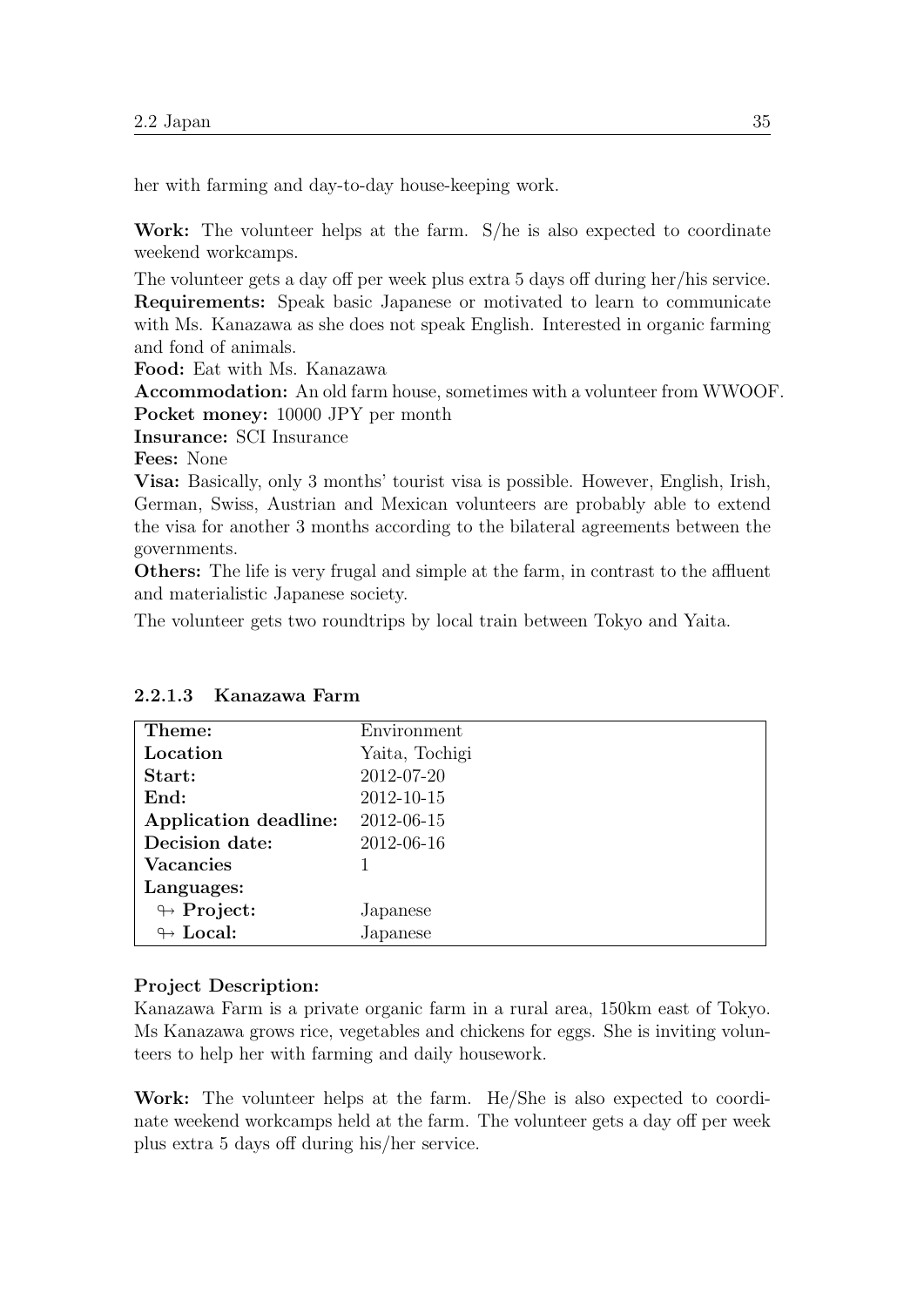her with farming and day-to-day house-keeping work.

**Work:** The volunteer helps at the farm. S/he is also expected to coordinate weekend workcamps.

The volunteer gets a day off per week plus extra 5 days off during her/his service.
**Requirements:** Speak basic Japanese or motivated to learn to communicate with Ms. Kanazawa as she does not speak English. Interested in organic farming and fond of animals.
**Food:** Eat with Ms. Kanazawa
**Accommodation:** An old farm house, sometimes with a volunteer from WWOOF.
**Pocket money:** 10000 JPY per month
**Insurance:** SCI Insurance
**Fees:** None
**Visa:** Basically, only 3 months' tourist visa is possible. However, English, Irish, German, Swiss, Austrian and Mexican volunteers are probably able to extend the visa for another 3 months according to the bilateral agreements between the governments.
**Others:** The life is very frugal and simple at the farm, in contrast to the affluent and materialistic Japanese society.

The volunteer gets two roundtrips by local train between Tokyo and Yaita.

#### 2.2.1.3 Kanazawa Farm

| **Theme:** | Environment |
|---|---|
| **Location** | Yaita, Tochigi |
| **Start:** | 2012-07-20 |
| **End:** | 2012-10-15 |
| **Application deadline:** | 2012-06-15 |
| **Decision date:** | 2012-06-16 |
| **Vacancies** | 1 |
| **Languages:** | |
| ↬ **Project:** | Japanese |
| ↬ **Local:** | Japanese |

**Project Description:**
Kanazawa Farm is a private organic farm in a rural area, 150km east of Tokyo. Ms Kanazawa grows rice, vegetables and chickens for eggs. She is inviting volunteers to help her with farming and daily housework.

**Work:** The volunteer helps at the farm. He/She is also expected to coordinate weekend workcamps held at the farm. The volunteer gets a day off per week plus extra 5 days off during his/her service.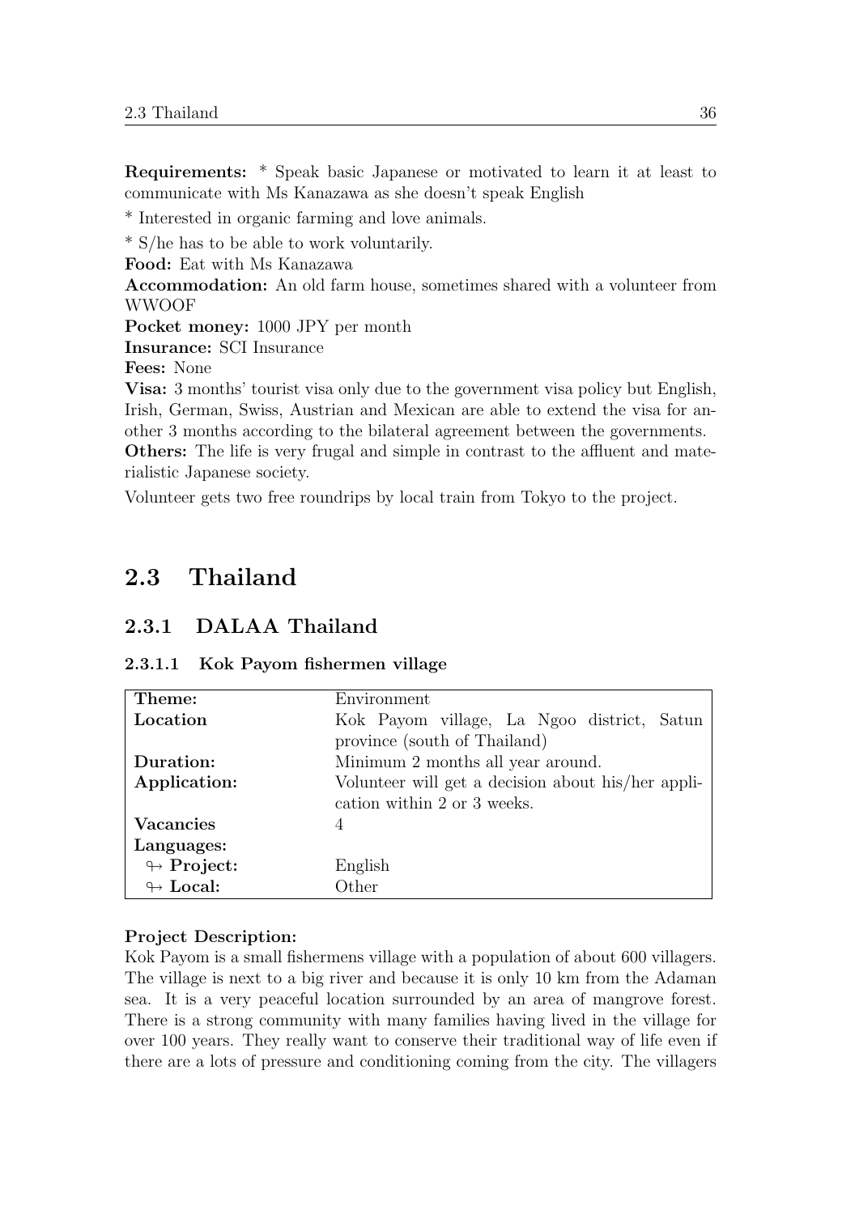**Requirements:** * Speak basic Japanese or motivated to learn it at least to communicate with Ms Kanazawa as she doesn't speak English

* Interested in organic farming and love animals.

* S/he has to be able to work voluntarily.

**Food:** Eat with Ms Kanazawa

**Accommodation:** An old farm house, sometimes shared with a volunteer from WWOOF

**Pocket money:** 1000 JPY per month

**Insurance:** SCI Insurance

**Fees:** None

**Visa:** 3 months' tourist visa only due to the government visa policy but English, Irish, German, Swiss, Austrian and Mexican are able to extend the visa for another 3 months according to the bilateral agreement between the governments.

**Others:** The life is very frugal and simple in contrast to the affluent and materialistic Japanese society.

Volunteer gets two free roundrips by local train from Tokyo to the project.

## 2.3 Thailand

### 2.3.1 DALAA Thailand

#### 2.3.1.1 Kok Payom fishermen village

| **Theme:** | Environment |
|---|---|
| **Location** | Kok Payom village, La Ngoo district, Satun province (south of Thailand) |
| **Duration:** | Minimum 2 months all year around. |
| **Application:** | Volunteer will get a decision about his/her application within 2 or 3 weeks. |
| **Vacancies** | 4 |
| **Languages:** | |
| ↬ **Project:** | English |
| ↬ **Local:** | Other |

**Project Description:**

Kok Payom is a small fishermens village with a population of about 600 villagers. The village is next to a big river and because it is only 10 km from the Adaman sea. It is a very peaceful location surrounded by an area of mangrove forest. There is a strong community with many families having lived in the village for over 100 years. They really want to conserve their traditional way of life even if there are a lots of pressure and conditioning coming from the city. The villagers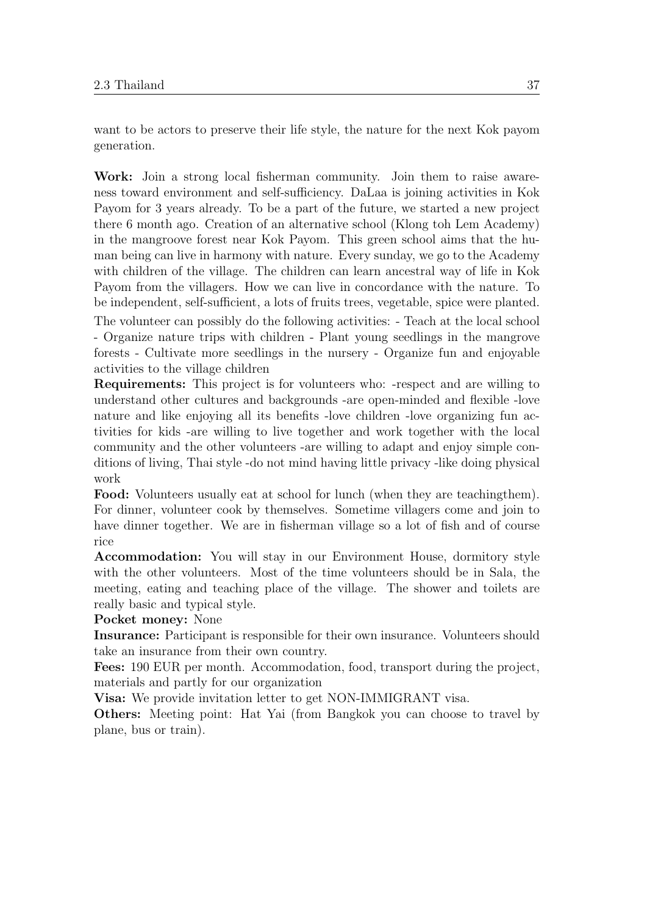want to be actors to preserve their life style, the nature for the next Kok payom generation.

**Work:** Join a strong local fisherman community. Join them to raise awareness toward environment and self-sufficiency. DaLaa is joining activities in Kok Payom for 3 years already. To be a part of the future, we started a new project there 6 month ago. Creation of an alternative school (Klong toh Lem Academy) in the mangroove forest near Kok Payom. This green school aims that the human being can live in harmony with nature. Every sunday, we go to the Academy with children of the village. The children can learn ancestral way of life in Kok Payom from the villagers. How we can live in concordance with the nature. To be independent, self-sufficient, a lots of fruits trees, vegetable, spice were planted.

The volunteer can possibly do the following activities: - Teach at the local school - Organize nature trips with children - Plant young seedlings in the mangrove forests - Cultivate more seedlings in the nursery - Organize fun and enjoyable activities to the village children

**Requirements:** This project is for volunteers who: -respect and are willing to understand other cultures and backgrounds -are open-minded and flexible -love nature and like enjoying all its benefits -love children -love organizing fun activities for kids -are willing to live together and work together with the local community and the other volunteers -are willing to adapt and enjoy simple conditions of living, Thai style -do not mind having little privacy -like doing physical work

**Food:** Volunteers usually eat at school for lunch (when they are teachingthem). For dinner, volunteer cook by themselves. Sometime villagers come and join to have dinner together. We are in fisherman village so a lot of fish and of course rice

**Accommodation:** You will stay in our Environment House, dormitory style with the other volunteers. Most of the time volunteers should be in Sala, the meeting, eating and teaching place of the village. The shower and toilets are really basic and typical style.

**Pocket money:** None

**Insurance:** Participant is responsible for their own insurance. Volunteers should take an insurance from their own country.

**Fees:** 190 EUR per month. Accommodation, food, transport during the project, materials and partly for our organization

**Visa:** We provide invitation letter to get NON-IMMIGRANT visa.

**Others:** Meeting point: Hat Yai (from Bangkok you can choose to travel by plane, bus or train).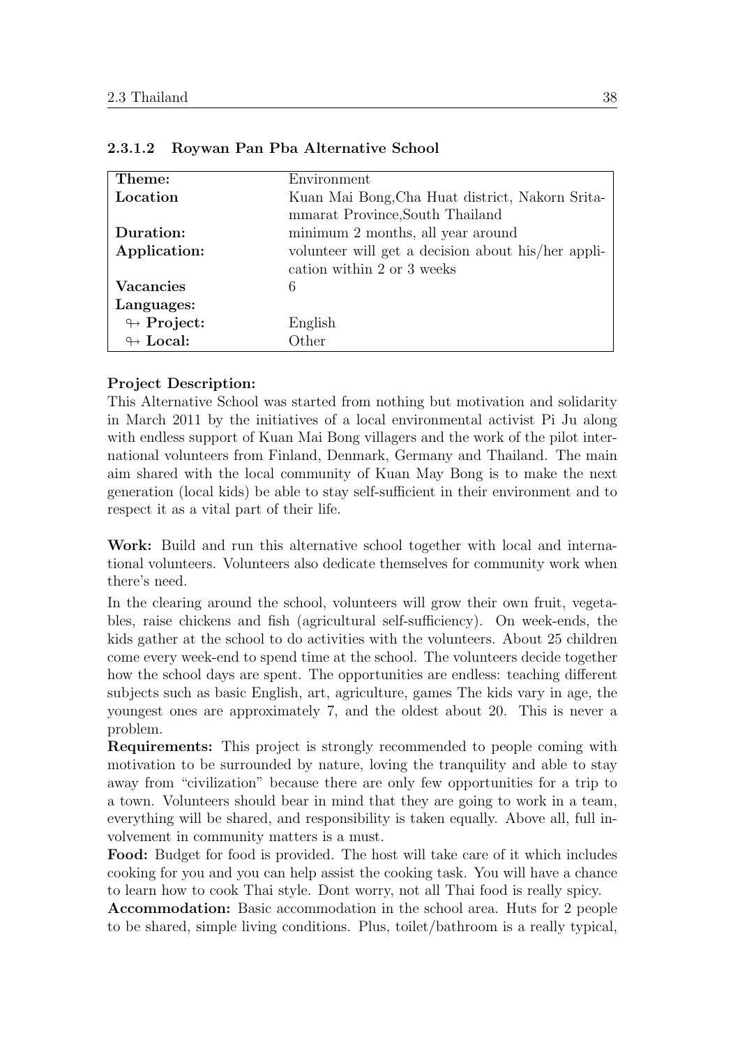#### 2.3.1.2 Roywan Pan Pba Alternative School

| Theme: | Environment |
|---|---|
| **Location** | Kuan Mai Bong,Cha Huat district, Nakorn Sritammarat Province,South Thailand |
| **Duration:** | minimum 2 months, all year around |
| **Application:** | volunteer will get a decision about his/her application within 2 or 3 weeks |
| **Vacancies** | 6 |
| **Languages:** | |
| ↬ **Project:** | English |
| ↬ **Local:** | Other |

**Project Description:**
This Alternative School was started from nothing but motivation and solidarity in March 2011 by the initiatives of a local environmental activist Pi Ju along with endless support of Kuan Mai Bong villagers and the work of the pilot international volunteers from Finland, Denmark, Germany and Thailand. The main aim shared with the local community of Kuan May Bong is to make the next generation (local kids) be able to stay self-sufficient in their environment and to respect it as a vital part of their life.

**Work:** Build and run this alternative school together with local and international volunteers. Volunteers also dedicate themselves for community work when there's need.

In the clearing around the school, volunteers will grow their own fruit, vegetables, raise chickens and fish (agricultural self-sufficiency). On week-ends, the kids gather at the school to do activities with the volunteers. About 25 children come every week-end to spend time at the school. The volunteers decide together how the school days are spent. The opportunities are endless: teaching different subjects such as basic English, art, agriculture, games The kids vary in age, the youngest ones are approximately 7, and the oldest about 20. This is never a problem.

**Requirements:** This project is strongly recommended to people coming with motivation to be surrounded by nature, loving the tranquility and able to stay away from "civilization" because there are only few opportunities for a trip to a town. Volunteers should bear in mind that they are going to work in a team, everything will be shared, and responsibility is taken equally. Above all, full involvement in community matters is a must.

**Food:** Budget for food is provided. The host will take care of it which includes cooking for you and you can help assist the cooking task. You will have a chance to learn how to cook Thai style. Dont worry, not all Thai food is really spicy.

**Accommodation:** Basic accommodation in the school area. Huts for 2 people to be shared, simple living conditions. Plus, toilet/bathroom is a really typical,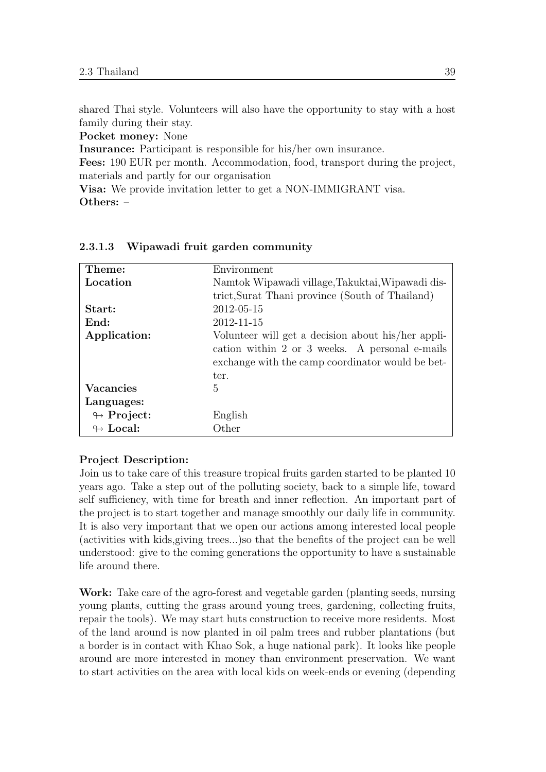shared Thai style. Volunteers will also have the opportunity to stay with a host family during their stay.

**Pocket money:** None

**Insurance:** Participant is responsible for his/her own insurance.

**Fees:** 190 EUR per month. Accommodation, food, transport during the project, materials and partly for our organisation

**Visa:** We provide invitation letter to get a NON-IMMIGRANT visa.

**Others:** –

#### 2.3.1.3 Wipawadi fruit garden community

| **Theme:** | Environment |
|---|---|
| **Location** | Namtok Wipawadi village,Takuktai,Wipawadi district,Surat Thani province (South of Thailand) |
| **Start:** | 2012-05-15 |
| **End:** | 2012-11-15 |
| **Application:** | Volunteer will get a decision about his/her application within 2 or 3 weeks. A personal e-mails exchange with the camp coordinator would be better. |
| **Vacancies** | 5 |
| **Languages:** | |
| ↬ **Project:** | English |
| ↬ **Local:** | Other |

**Project Description:**

Join us to take care of this treasure tropical fruits garden started to be planted 10 years ago. Take a step out of the polluting society, back to a simple life, toward self sufficiency, with time for breath and inner reflection. An important part of the project is to start together and manage smoothly our daily life in community. It is also very important that we open our actions among interested local people (activities with kids,giving trees...)so that the benefits of the project can be well understood: give to the coming generations the opportunity to have a sustainable life around there.

**Work:** Take care of the agro-forest and vegetable garden (planting seeds, nursing young plants, cutting the grass around young trees, gardening, collecting fruits, repair the tools). We may start huts construction to receive more residents. Most of the land around is now planted in oil palm trees and rubber plantations (but a border is in contact with Khao Sok, a huge national park). It looks like people around are more interested in money than environment preservation. We want to start activities on the area with local kids on week-ends or evening (depending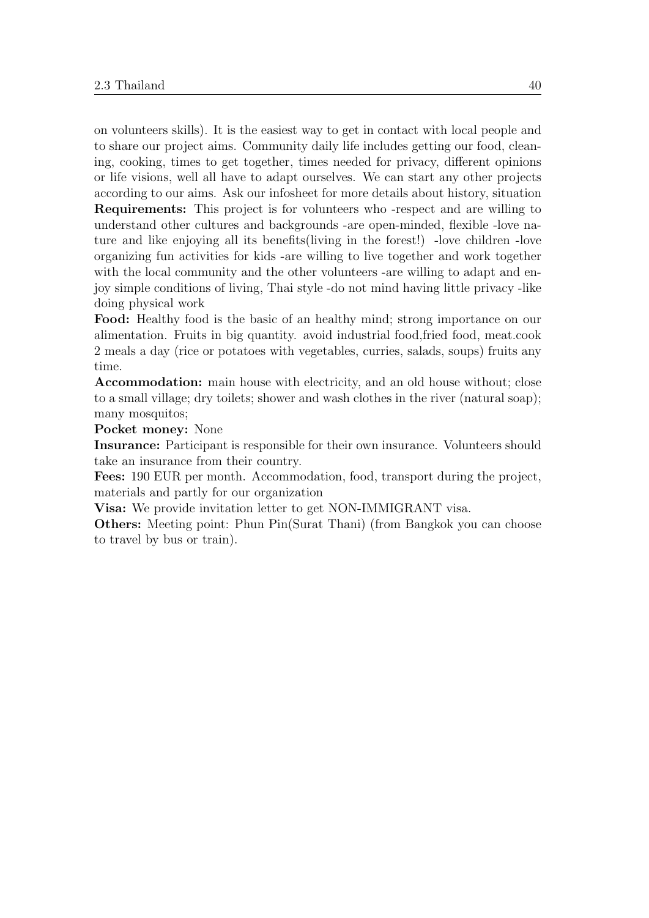on volunteers skills). It is the easiest way to get in contact with local people and to share our project aims. Community daily life includes getting our food, cleaning, cooking, times to get together, times needed for privacy, different opinions or life visions, well all have to adapt ourselves. We can start any other projects according to our aims. Ask our infosheet for more details about history, situation

**Requirements:** This project is for volunteers who -respect and are willing to understand other cultures and backgrounds -are open-minded, flexible -love nature and like enjoying all its benefits(living in the forest!) -love children -love organizing fun activities for kids -are willing to live together and work together with the local community and the other volunteers -are willing to adapt and enjoy simple conditions of living, Thai style -do not mind having little privacy -like doing physical work

**Food:** Healthy food is the basic of an healthy mind; strong importance on our alimentation. Fruits in big quantity. avoid industrial food,fried food, meat.cook 2 meals a day (rice or potatoes with vegetables, curries, salads, soups) fruits any time.

**Accommodation:** main house with electricity, and an old house without; close to a small village; dry toilets; shower and wash clothes in the river (natural soap); many mosquitos;

**Pocket money:** None

**Insurance:** Participant is responsible for their own insurance. Volunteers should take an insurance from their country.

**Fees:** 190 EUR per month. Accommodation, food, transport during the project, materials and partly for our organization

**Visa:** We provide invitation letter to get NON-IMMIGRANT visa.

**Others:** Meeting point: Phun Pin(Surat Thani) (from Bangkok you can choose to travel by bus or train).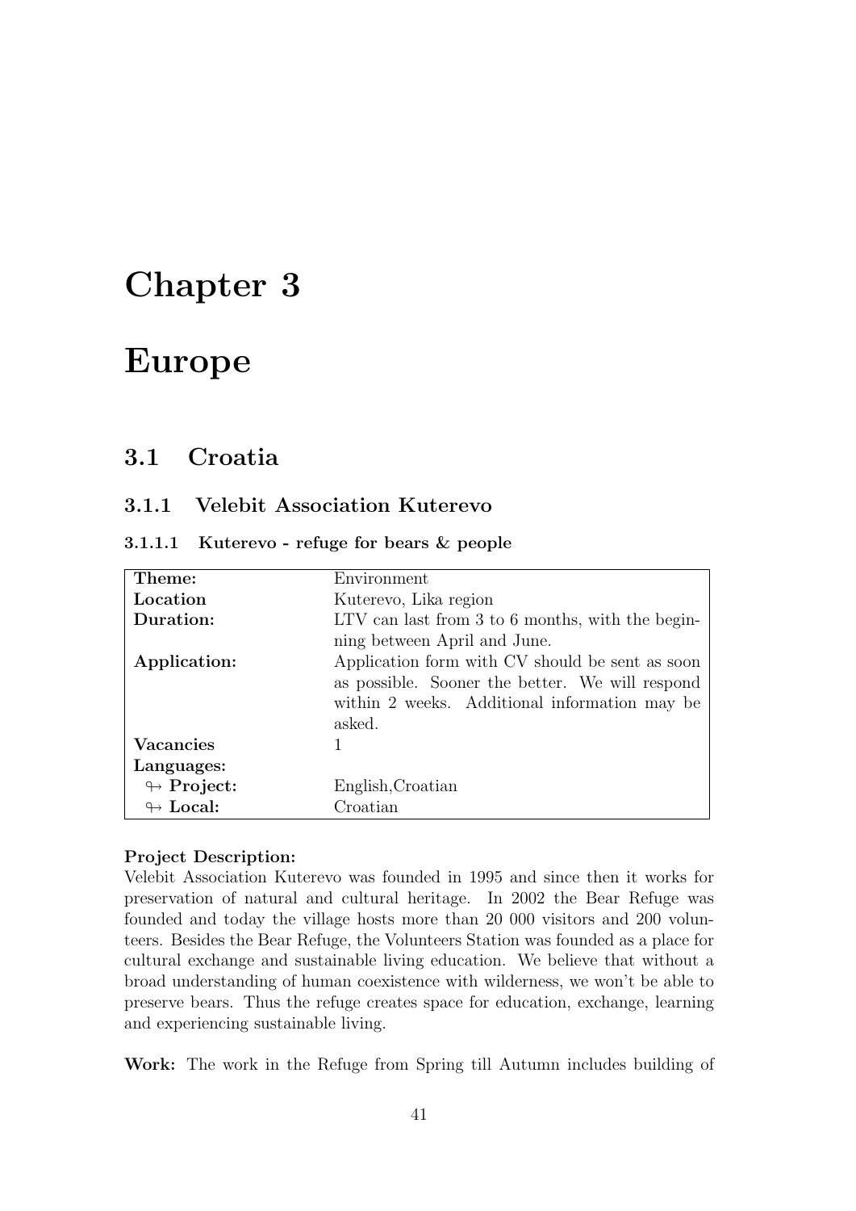# Chapter 3

# Europe

## 3.1 Croatia

### 3.1.1 Velebit Association Kuterevo

#### 3.1.1.1 Kuterevo - refuge for bears & people

| | |
|---|---|
| **Theme:** | Environment |
| **Location** | Kuterevo, Lika region |
| **Duration:** | LTV can last from 3 to 6 months, with the beginning between April and June. |
| **Application:** | Application form with CV should be sent as soon as possible. Sooner the better. We will respond within 2 weeks. Additional information may be asked. |
| **Vacancies** | 1 |
| **Languages:** | |
| ↬ **Project:** | English,Croatian |
| ↬ **Local:** | Croatian |

**Project Description:**
Velebit Association Kuterevo was founded in 1995 and since then it works for preservation of natural and cultural heritage. In 2002 the Bear Refuge was founded and today the village hosts more than 20 000 visitors and 200 volunteers. Besides the Bear Refuge, the Volunteers Station was founded as a place for cultural exchange and sustainable living education. We believe that without a broad understanding of human coexistence with wilderness, we won't be able to preserve bears. Thus the refuge creates space for education, exchange, learning and experiencing sustainable living.

**Work:** The work in the Refuge from Spring till Autumn includes building of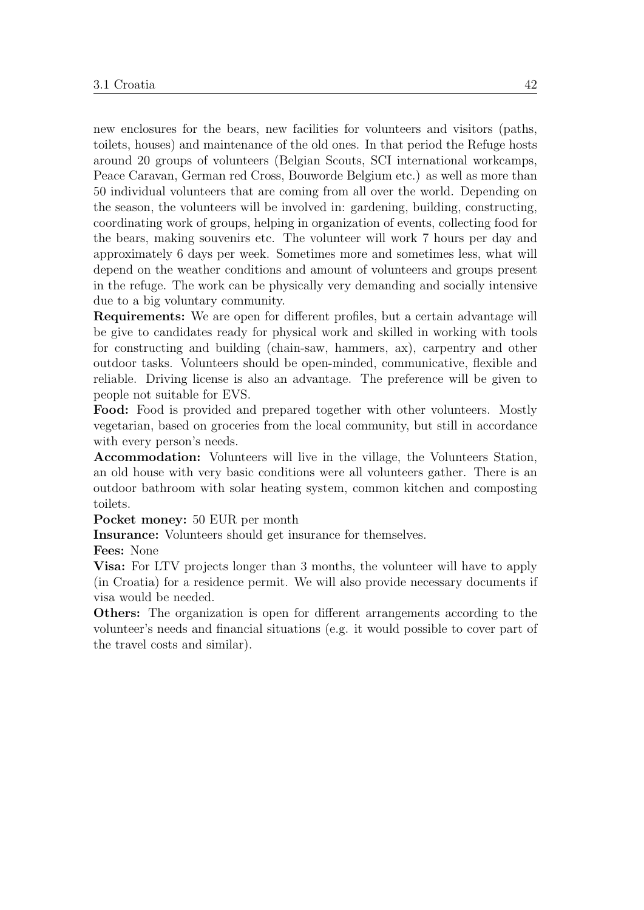new enclosures for the bears, new facilities for volunteers and visitors (paths, toilets, houses) and maintenance of the old ones. In that period the Refuge hosts around 20 groups of volunteers (Belgian Scouts, SCI international workcamps, Peace Caravan, German red Cross, Bouworde Belgium etc.) as well as more than 50 individual volunteers that are coming from all over the world. Depending on the season, the volunteers will be involved in: gardening, building, constructing, coordinating work of groups, helping in organization of events, collecting food for the bears, making souvenirs etc. The volunteer will work 7 hours per day and approximately 6 days per week. Sometimes more and sometimes less, what will depend on the weather conditions and amount of volunteers and groups present in the refuge. The work can be physically very demanding and socially intensive due to a big voluntary community.

**Requirements:** We are open for different profiles, but a certain advantage will be give to candidates ready for physical work and skilled in working with tools for constructing and building (chain-saw, hammers, ax), carpentry and other outdoor tasks. Volunteers should be open-minded, communicative, flexible and reliable. Driving license is also an advantage. The preference will be given to people not suitable for EVS.

**Food:** Food is provided and prepared together with other volunteers. Mostly vegetarian, based on groceries from the local community, but still in accordance with every person's needs.

**Accommodation:** Volunteers will live in the village, the Volunteers Station, an old house with very basic conditions were all volunteers gather. There is an outdoor bathroom with solar heating system, common kitchen and composting toilets.

**Pocket money:** 50 EUR per month

**Insurance:** Volunteers should get insurance for themselves.

**Fees:** None

**Visa:** For LTV projects longer than 3 months, the volunteer will have to apply (in Croatia) for a residence permit. We will also provide necessary documents if visa would be needed.

**Others:** The organization is open for different arrangements according to the volunteer's needs and financial situations (e.g. it would possible to cover part of the travel costs and similar).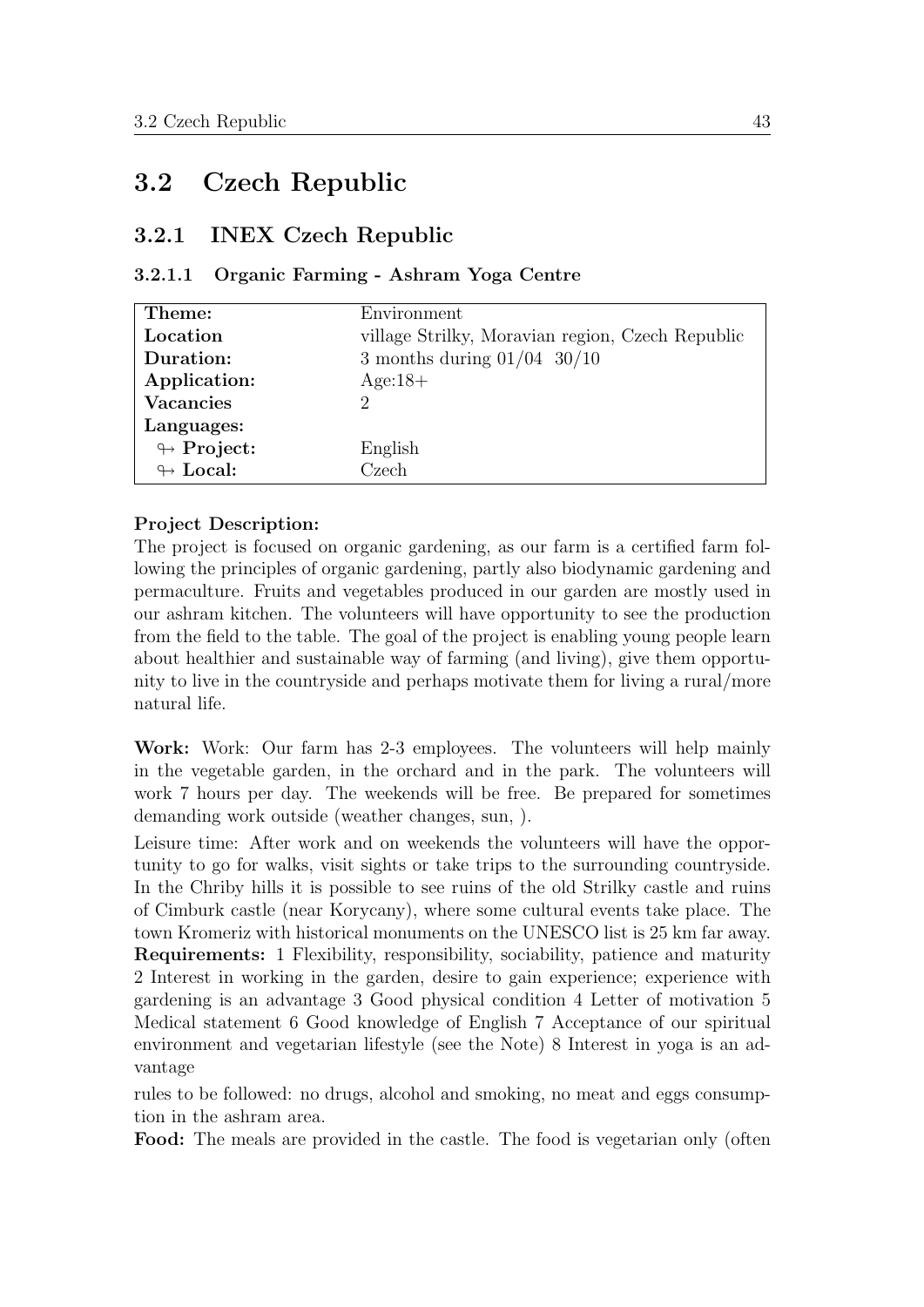## 3.2 Czech Republic

### 3.2.1 INEX Czech Republic

#### 3.2.1.1 Organic Farming - Ashram Yoga Centre

| **Theme:** | Environment |
|---|---|
| **Location** | village Strilky, Moravian region, Czech Republic |
| **Duration:** | 3 months during 01/04 30/10 |
| **Application:** | Age:18+ |
| **Vacancies** | 2 |
| **Languages:** | |
| ↬ **Project:** | English |
| ↬ **Local:** | Czech |

**Project Description:**
The project is focused on organic gardening, as our farm is a certified farm following the principles of organic gardening, partly also biodynamic gardening and permaculture. Fruits and vegetables produced in our garden are mostly used in our ashram kitchen. The volunteers will have opportunity to see the production from the field to the table. The goal of the project is enabling young people learn about healthier and sustainable way of farming (and living), give them opportunity to live in the countryside and perhaps motivate them for living a rural/more natural life.

**Work:** Work: Our farm has 2-3 employees. The volunteers will help mainly in the vegetable garden, in the orchard and in the park. The volunteers will work 7 hours per day. The weekends will be free. Be prepared for sometimes demanding work outside (weather changes, sun, ).

Leisure time: After work and on weekends the volunteers will have the opportunity to go for walks, visit sights or take trips to the surrounding countryside. In the Chriby hills it is possible to see ruins of the old Strilky castle and ruins of Cimburk castle (near Korycany), where some cultural events take place. The town Kromeriz with historical monuments on the UNESCO list is 25 km far away.
**Requirements:** 1 Flexibility, responsibility, sociability, patience and maturity 2 Interest in working in the garden, desire to gain experience; experience with gardening is an advantage 3 Good physical condition 4 Letter of motivation 5 Medical statement 6 Good knowledge of English 7 Acceptance of our spiritual environment and vegetarian lifestyle (see the Note) 8 Interest in yoga is an advantage

rules to be followed: no drugs, alcohol and smoking, no meat and eggs consumption in the ashram area.

**Food:** The meals are provided in the castle. The food is vegetarian only (often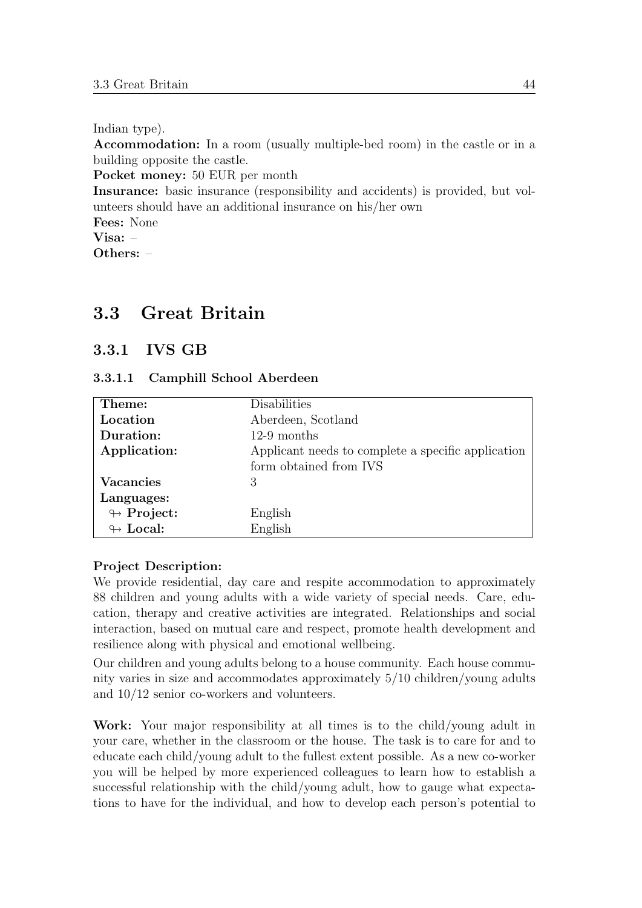Indian type).

**Accommodation:** In a room (usually multiple-bed room) in the castle or in a building opposite the castle.

**Pocket money:** 50 EUR per month

**Insurance:** basic insurance (responsibility and accidents) is provided, but volunteers should have an additional insurance on his/her own

**Fees:** None

**Visa:** –

**Others:** –

## 3.3 Great Britain

### 3.3.1 IVS GB

#### 3.3.1.1 Camphill School Aberdeen

| **Theme:** | Disabilities |
|---|---|
| **Location** | Aberdeen, Scotland |
| **Duration:** | 12-9 months |
| **Application:** | Applicant needs to complete a specific application form obtained from IVS |
| **Vacancies** | 3 |
| **Languages:** | |
| ↬ **Project:** | English |
| ↬ **Local:** | English |

**Project Description:**
We provide residential, day care and respite accommodation to approximately 88 children and young adults with a wide variety of special needs. Care, education, therapy and creative activities are integrated. Relationships and social interaction, based on mutual care and respect, promote health development and resilience along with physical and emotional wellbeing.

Our children and young adults belong to a house community. Each house community varies in size and accommodates approximately 5/10 children/young adults and 10/12 senior co-workers and volunteers.

**Work:** Your major responsibility at all times is to the child/young adult in your care, whether in the classroom or the house. The task is to care for and to educate each child/young adult to the fullest extent possible. As a new co-worker you will be helped by more experienced colleagues to learn how to establish a successful relationship with the child/young adult, how to gauge what expectations to have for the individual, and how to develop each person's potential to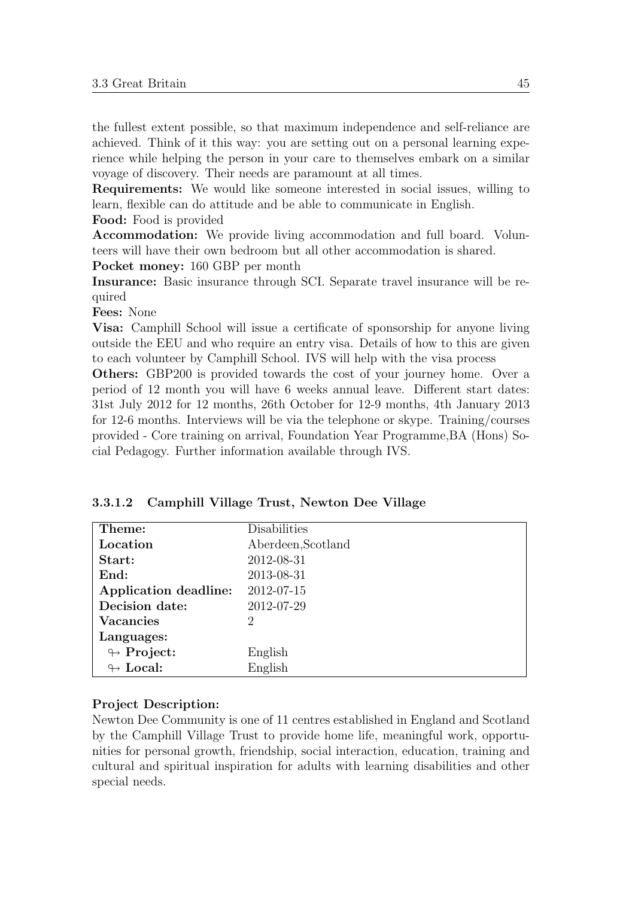the fullest extent possible, so that maximum independence and self-reliance are achieved. Think of it this way: you are setting out on a personal learning experience while helping the person in your care to themselves embark on a similar voyage of discovery. Their needs are paramount at all times.

**Requirements:** We would like someone interested in social issues, willing to learn, flexible can do attitude and be able to communicate in English.

**Food:** Food is provided

**Accommodation:** We provide living accommodation and full board. Volunteers will have their own bedroom but all other accommodation is shared.

**Pocket money:** 160 GBP per month

**Insurance:** Basic insurance through SCI. Separate travel insurance will be required

**Fees:** None

**Visa:** Camphill School will issue a certificate of sponsorship for anyone living outside the EEU and who require an entry visa. Details of how to this are given to each volunteer by Camphill School. IVS will help with the visa process

**Others:** GBP200 is provided towards the cost of your journey home. Over a period of 12 month you will have 6 weeks annual leave. Different start dates: 31st July 2012 for 12 months, 26th October for 12-9 months, 4th January 2013 for 12-6 months. Interviews will be via the telephone or skype. Training/courses provided - Core training on arrival, Foundation Year Programme,BA (Hons) Social Pedagogy. Further information available through IVS.

#### 3.3.1.2 Camphill Village Trust, Newton Dee Village

| | |
|---|---|
| **Theme:** | Disabilities |
| **Location** | Aberdeen,Scotland |
| **Start:** | 2012-08-31 |
| **End:** | 2013-08-31 |
| **Application deadline:** | 2012-07-15 |
| **Decision date:** | 2012-07-29 |
| **Vacancies** | 2 |
| **Languages:** | |
| ↬ **Project:** | English |
| ↬ **Local:** | English |

**Project Description:**

Newton Dee Community is one of 11 centres established in England and Scotland by the Camphill Village Trust to provide home life, meaningful work, opportunities for personal growth, friendship, social interaction, education, training and cultural and spiritual inspiration for adults with learning disabilities and other special needs.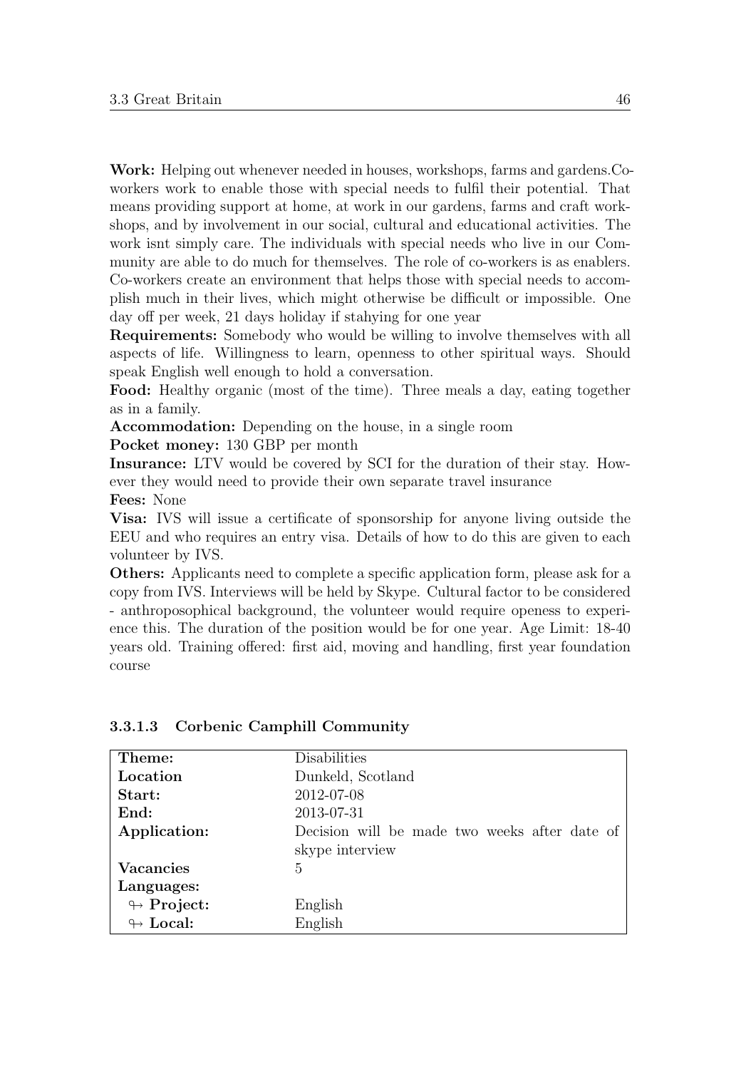**Work:** Helping out whenever needed in houses, workshops, farms and gardens.Co-workers work to enable those with special needs to fulfil their potential. That means providing support at home, at work in our gardens, farms and craft workshops, and by involvement in our social, cultural and educational activities. The work isnt simply care. The individuals with special needs who live in our Community are able to do much for themselves. The role of co-workers is as enablers. Co-workers create an environment that helps those with special needs to accomplish much in their lives, which might otherwise be difficult or impossible. One day off per week, 21 days holiday if stahying for one year

**Requirements:** Somebody who would be willing to involve themselves with all aspects of life. Willingness to learn, openness to other spiritual ways. Should speak English well enough to hold a conversation.

**Food:** Healthy organic (most of the time). Three meals a day, eating together as in a family.

**Accommodation:** Depending on the house, in a single room

**Pocket money:** 130 GBP per month

**Insurance:** LTV would be covered by SCI for the duration of their stay. However they would need to provide their own separate travel insurance

**Fees:** None

**Visa:** IVS will issue a certificate of sponsorship for anyone living outside the EEU and who requires an entry visa. Details of how to do this are given to each volunteer by IVS.

**Others:** Applicants need to complete a specific application form, please ask for a copy from IVS. Interviews will be held by Skype. Cultural factor to be considered - anthroposophical background, the volunteer would require openess to experience this. The duration of the position would be for one year. Age Limit: 18-40 years old. Training offered: first aid, moving and handling, first year foundation course

#### 3.3.1.3 Corbenic Camphill Community

| | |
|---|---|
| **Theme:** | Disabilities |
| **Location** | Dunkeld, Scotland |
| **Start:** | 2012-07-08 |
| **End:** | 2013-07-31 |
| **Application:** | Decision will be made two weeks after date of skype interview |
| **Vacancies** | 5 |
| **Languages:** | |
| ↬ **Project:** | English |
| ↬ **Local:** | English |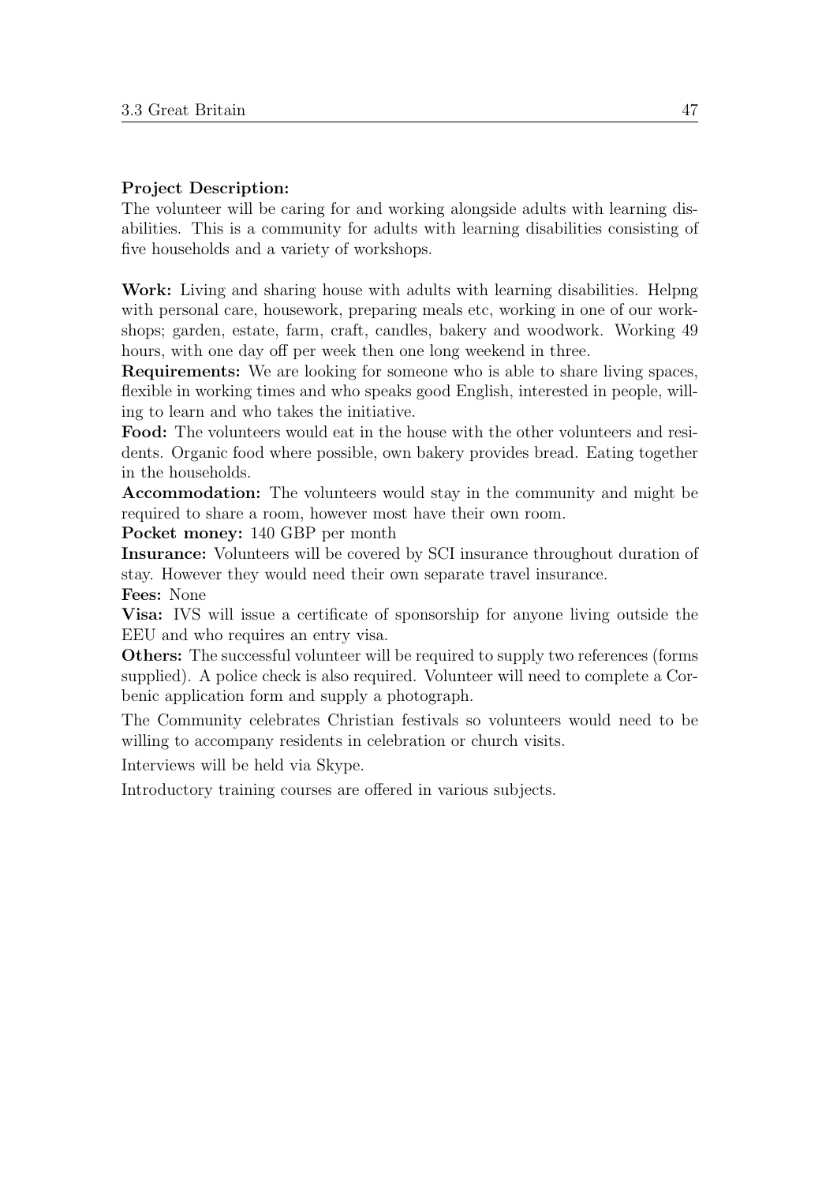**Project Description:**
The volunteer will be caring for and working alongside adults with learning disabilities. This is a community for adults with learning disabilities consisting of five households and a variety of workshops.

**Work:** Living and sharing house with adults with learning disabilities. Helpng with personal care, housework, preparing meals etc, working in one of our workshops; garden, estate, farm, craft, candles, bakery and woodwork. Working 49 hours, with one day off per week then one long weekend in three.
**Requirements:** We are looking for someone who is able to share living spaces, flexible in working times and who speaks good English, interested in people, willing to learn and who takes the initiative.
**Food:** The volunteers would eat in the house with the other volunteers and residents. Organic food where possible, own bakery provides bread. Eating together in the households.
**Accommodation:** The volunteers would stay in the community and might be required to share a room, however most have their own room.
**Pocket money:** 140 GBP per month
**Insurance:** Volunteers will be covered by SCI insurance throughout duration of stay. However they would need their own separate travel insurance.
**Fees:** None
**Visa:** IVS will issue a certificate of sponsorship for anyone living outside the EEU and who requires an entry visa.
**Others:** The successful volunteer will be required to supply two references (forms supplied). A police check is also required. Volunteer will need to complete a Corbenic application form and supply a photograph.

The Community celebrates Christian festivals so volunteers would need to be willing to accompany residents in celebration or church visits.

Interviews will be held via Skype.

Introductory training courses are offered in various subjects.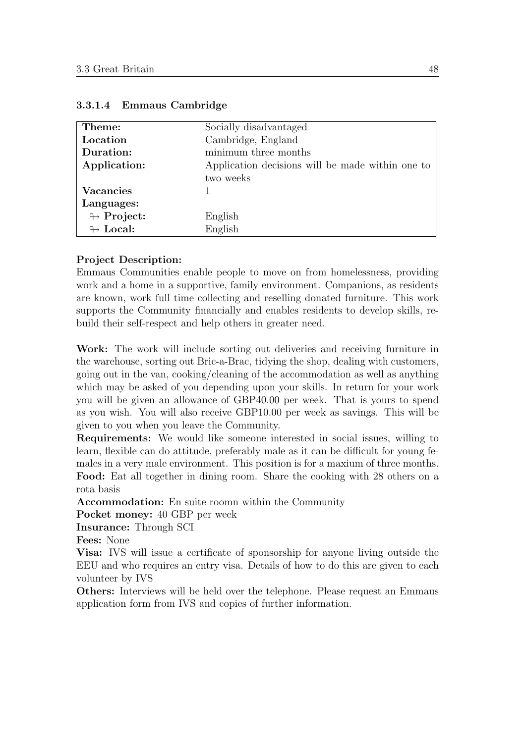#### 3.3.1.4 Emmaus Cambridge

| **Theme:** | Socially disadvantaged |
|---|---|
| **Location** | Cambridge, England |
| **Duration:** | minimum three months |
| **Application:** | Application decisions will be made within one to two weeks |
| **Vacancies** | 1 |
| **Languages:** | |
| ↬ **Project:** | English |
| ↬ **Local:** | English |

**Project Description:**
Emmaus Communities enable people to move on from homelessness, providing work and a home in a supportive, family environment. Companions, as residents are known, work full time collecting and reselling donated furniture. This work supports the Community financially and enables residents to develop skills, rebuild their self-respect and help others in greater need.

**Work:** The work will include sorting out deliveries and receiving furniture in the warehouse, sorting out Bric-a-Brac, tidying the shop, dealing with customers, going out in the van, cooking/cleaning of the accommodation as well as anything which may be asked of you depending upon your skills. In return for your work you will be given an allowance of GBP40.00 per week. That is yours to spend as you wish. You will also receive GBP10.00 per week as savings. This will be given to you when you leave the Community.
**Requirements:** We would like someone interested in social issues, willing to learn, flexible can do attitude, preferably male as it can be difficult for young females in a very male environment. This position is for a maxium of three months.
**Food:** Eat all together in dining room. Share the cooking with 28 others on a rota basis
**Accommodation:** En suite roomn within the Community
**Pocket money:** 40 GBP per week
**Insurance:** Through SCI
**Fees:** None
**Visa:** IVS will issue a certificate of sponsorship for anyone living outside the EEU and who requires an entry visa. Details of how to do this are given to each volunteer by IVS
**Others:** Interviews will be held over the telephone. Please request an Emmaus application form from IVS and copies of further information.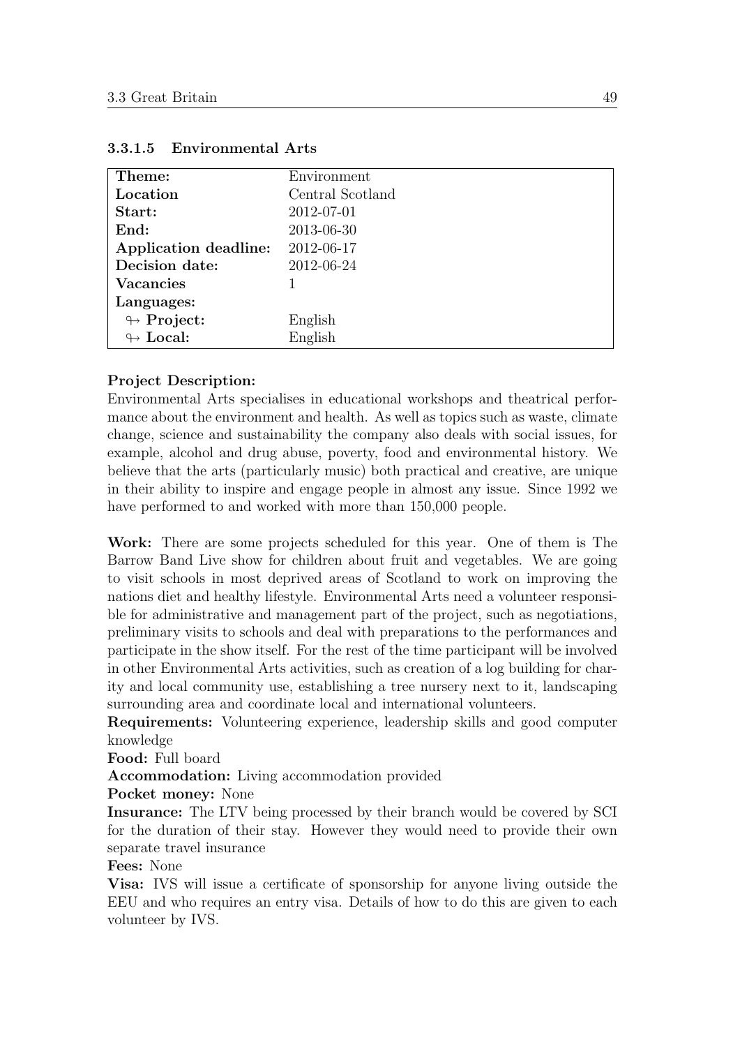#### 3.3.1.5 Environmental Arts

| **Theme:** | Environment |
|---|---|
| **Location** | Central Scotland |
| **Start:** | 2012-07-01 |
| **End:** | 2013-06-30 |
| **Application deadline:** | 2012-06-17 |
| **Decision date:** | 2012-06-24 |
| **Vacancies** | 1 |
| **Languages:** | |
| ↬ **Project:** | English |
| ↬ **Local:** | English |

**Project Description:**
Environmental Arts specialises in educational workshops and theatrical performance about the environment and health. As well as topics such as waste, climate change, science and sustainability the company also deals with social issues, for example, alcohol and drug abuse, poverty, food and environmental history. We believe that the arts (particularly music) both practical and creative, are unique in their ability to inspire and engage people in almost any issue. Since 1992 we have performed to and worked with more than 150,000 people.

**Work:** There are some projects scheduled for this year. One of them is The Barrow Band Live show for children about fruit and vegetables. We are going to visit schools in most deprived areas of Scotland to work on improving the nations diet and healthy lifestyle. Environmental Arts need a volunteer responsible for administrative and management part of the project, such as negotiations, preliminary visits to schools and deal with preparations to the performances and participate in the show itself. For the rest of the time participant will be involved in other Environmental Arts activities, such as creation of a log building for charity and local community use, establishing a tree nursery next to it, landscaping surrounding area and coordinate local and international volunteers.
**Requirements:** Volunteering experience, leadership skills and good computer knowledge
**Food:** Full board
**Accommodation:** Living accommodation provided
**Pocket money:** None
**Insurance:** The LTV being processed by their branch would be covered by SCI for the duration of their stay. However they would need to provide their own separate travel insurance
**Fees:** None
**Visa:** IVS will issue a certificate of sponsorship for anyone living outside the EEU and who requires an entry visa. Details of how to do this are given to each volunteer by IVS.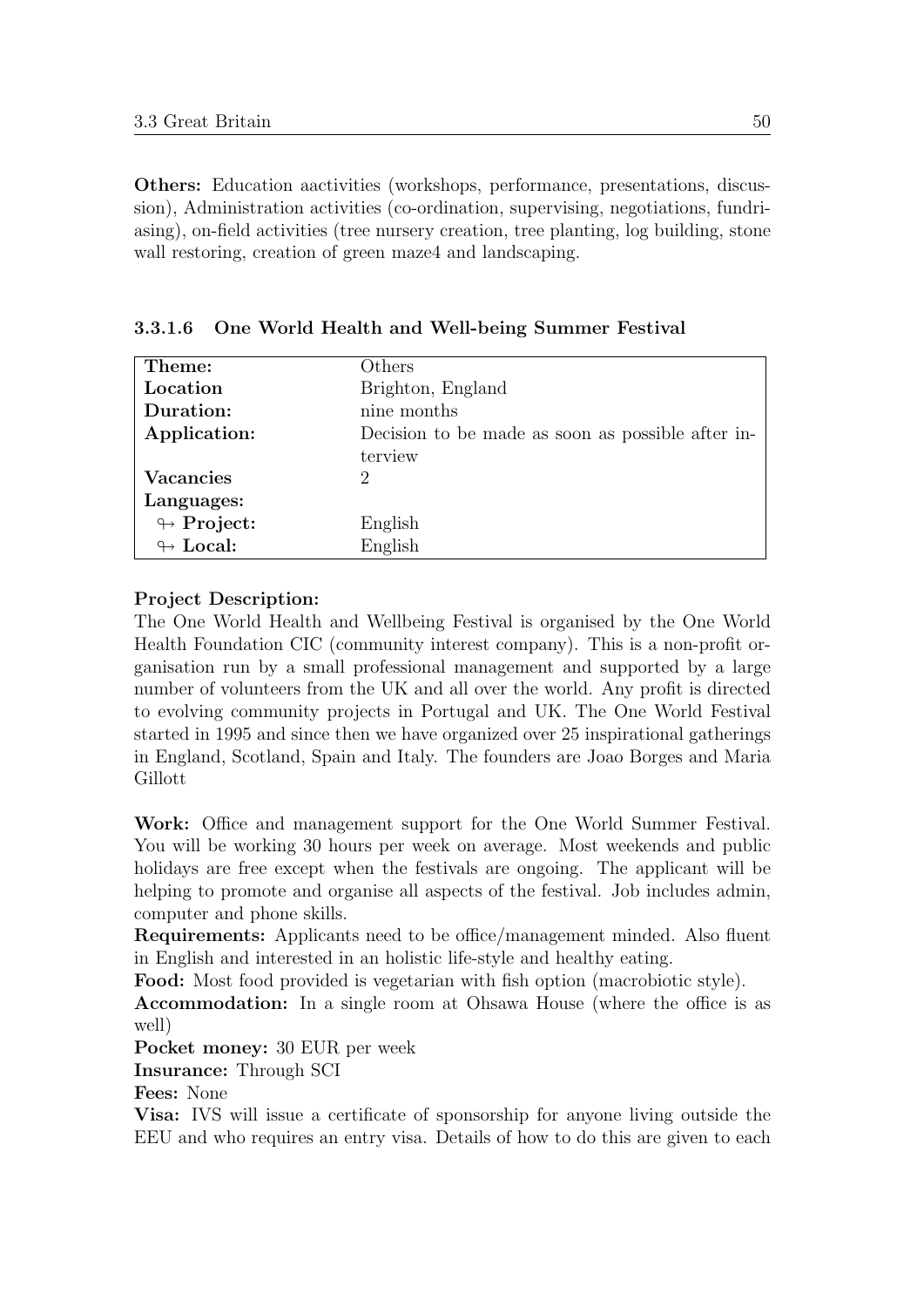**Others:** Education aactivities (workshops, performance, presentations, discussion), Administration activities (co-ordination, supervising, negotiations, fundriasing), on-field activities (tree nursery creation, tree planting, log building, stone wall restoring, creation of green maze4 and landscaping.

#### 3.3.1.6 One World Health and Well-being Summer Festival

| | |
|---|---|
| **Theme:** | Others |
| **Location** | Brighton, England |
| **Duration:** | nine months |
| **Application:** | Decision to be made as soon as possible after interview |
| **Vacancies** | 2 |
| **Languages:** | |
| ↬ **Project:** | English |
| ↬ **Local:** | English |

**Project Description:**
The One World Health and Wellbeing Festival is organised by the One World Health Foundation CIC (community interest company). This is a non-profit organisation run by a small professional management and supported by a large number of volunteers from the UK and all over the world. Any profit is directed to evolving community projects in Portugal and UK. The One World Festival started in 1995 and since then we have organized over 25 inspirational gatherings in England, Scotland, Spain and Italy. The founders are Joao Borges and Maria Gillott

**Work:** Office and management support for the One World Summer Festival. You will be working 30 hours per week on average. Most weekends and public holidays are free except when the festivals are ongoing. The applicant will be helping to promote and organise all aspects of the festival. Job includes admin, computer and phone skills.
**Requirements:** Applicants need to be office/management minded. Also fluent in English and interested in an holistic life-style and healthy eating.
**Food:** Most food provided is vegetarian with fish option (macrobiotic style).
**Accommodation:** In a single room at Ohsawa House (where the office is as well)
**Pocket money:** 30 EUR per week
**Insurance:** Through SCI
**Fees:** None
**Visa:** IVS will issue a certificate of sponsorship for anyone living outside the EEU and who requires an entry visa. Details of how to do this are given to each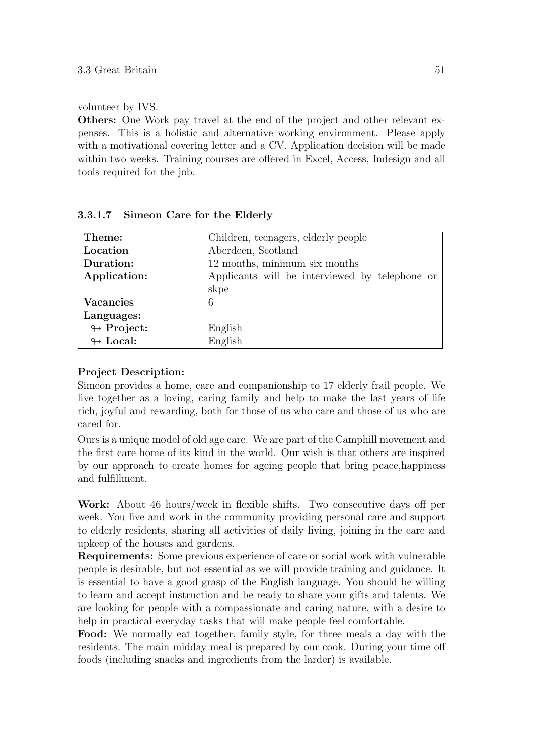volunteer by IVS.

**Others:** One Work pay travel at the end of the project and other relevant expenses. This is a holistic and alternative working environment. Please apply with a motivational covering letter and a CV. Application decision will be made within two weeks. Training courses are offered in Excel, Access, Indesign and all tools required for the job.

#### 3.3.1.7 Simeon Care for the Elderly

| | |
|---|---|
| **Theme:** | Children, teenagers, elderly people |
| **Location** | Aberdeen, Scotland |
| **Duration:** | 12 months, minimum six months |
| **Application:** | Applicants will be interviewed by telephone or skpe |
| **Vacancies** | 6 |
| **Languages:** | |
| ↬ **Project:** | English |
| ↬ **Local:** | English |

**Project Description:**

Simeon provides a home, care and companionship to 17 elderly frail people. We live together as a loving, caring family and help to make the last years of life rich, joyful and rewarding, both for those of us who care and those of us who are cared for.

Ours is a unique model of old age care. We are part of the Camphill movement and the first care home of its kind in the world. Our wish is that others are inspired by our approach to create homes for ageing people that bring peace,happiness and fulfillment.

**Work:** About 46 hours/week in flexible shifts. Two consecutive days off per week. You live and work in the community providing personal care and support to elderly residents, sharing all activities of daily living, joining in the care and upkeep of the houses and gardens.

**Requirements:** Some previous experience of care or social work with vulnerable people is desirable, but not essential as we will provide training and guidance. It is essential to have a good grasp of the English language. You should be willing to learn and accept instruction and be ready to share your gifts and talents. We are looking for people with a compassionate and caring nature, with a desire to help in practical everyday tasks that will make people feel comfortable.

**Food:** We normally eat together, family style, for three meals a day with the residents. The main midday meal is prepared by our cook. During your time off foods (including snacks and ingredients from the larder) is available.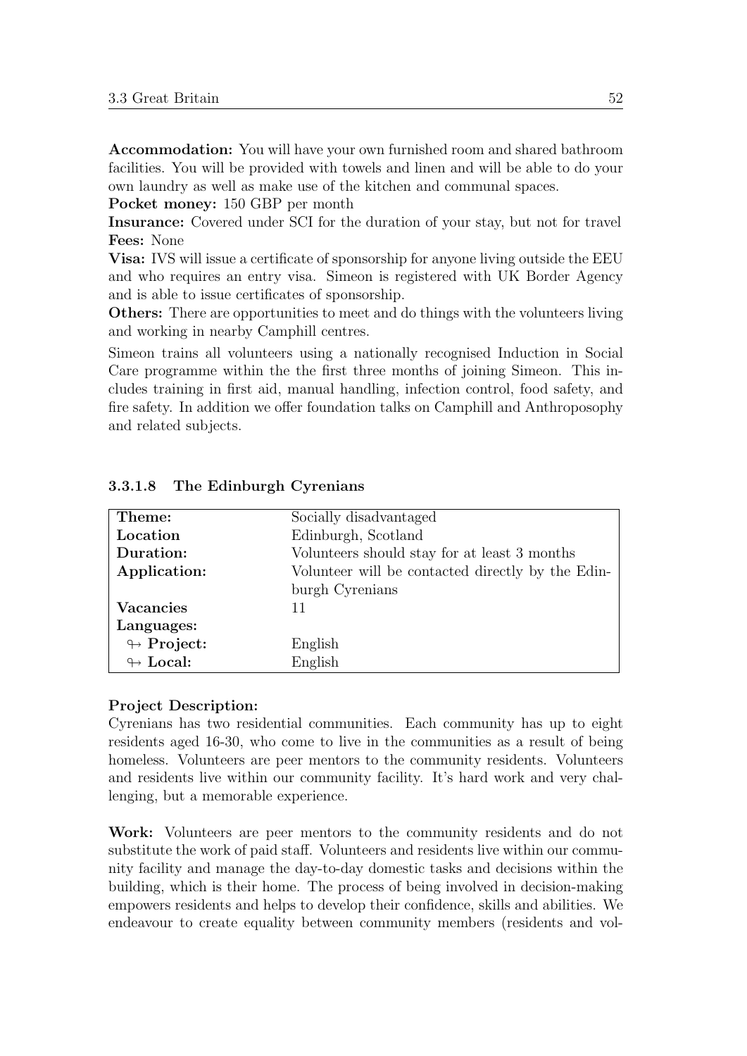**Accommodation:** You will have your own furnished room and shared bathroom facilities. You will be provided with towels and linen and will be able to do your own laundry as well as make use of the kitchen and communal spaces.

**Pocket money:** 150 GBP per month

**Insurance:** Covered under SCI for the duration of your stay, but not for travel

**Fees:** None

**Visa:** IVS will issue a certificate of sponsorship for anyone living outside the EEU and who requires an entry visa. Simeon is registered with UK Border Agency and is able to issue certificates of sponsorship.

**Others:** There are opportunities to meet and do things with the volunteers living and working in nearby Camphill centres.

Simeon trains all volunteers using a nationally recognised Induction in Social Care programme within the the first three months of joining Simeon. This includes training in first aid, manual handling, infection control, food safety, and fire safety. In addition we offer foundation talks on Camphill and Anthroposophy and related subjects.

#### 3.3.1.8 The Edinburgh Cyrenians

| | |
|---|---|
| **Theme:** | Socially disadvantaged |
| **Location** | Edinburgh, Scotland |
| **Duration:** | Volunteers should stay for at least 3 months |
| **Application:** | Volunteer will be contacted directly by the Edinburgh Cyrenians |
| **Vacancies** | 11 |
| **Languages:** | |
| ↬ **Project:** | English |
| ↬ **Local:** | English |

**Project Description:**
Cyrenians has two residential communities. Each community has up to eight residents aged 16-30, who come to live in the communities as a result of being homeless. Volunteers are peer mentors to the community residents. Volunteers and residents live within our community facility. It's hard work and very challenging, but a memorable experience.

**Work:** Volunteers are peer mentors to the community residents and do not substitute the work of paid staff. Volunteers and residents live within our community facility and manage the day-to-day domestic tasks and decisions within the building, which is their home. The process of being involved in decision-making empowers residents and helps to develop their confidence, skills and abilities. We endeavour to create equality between community members (residents and vol-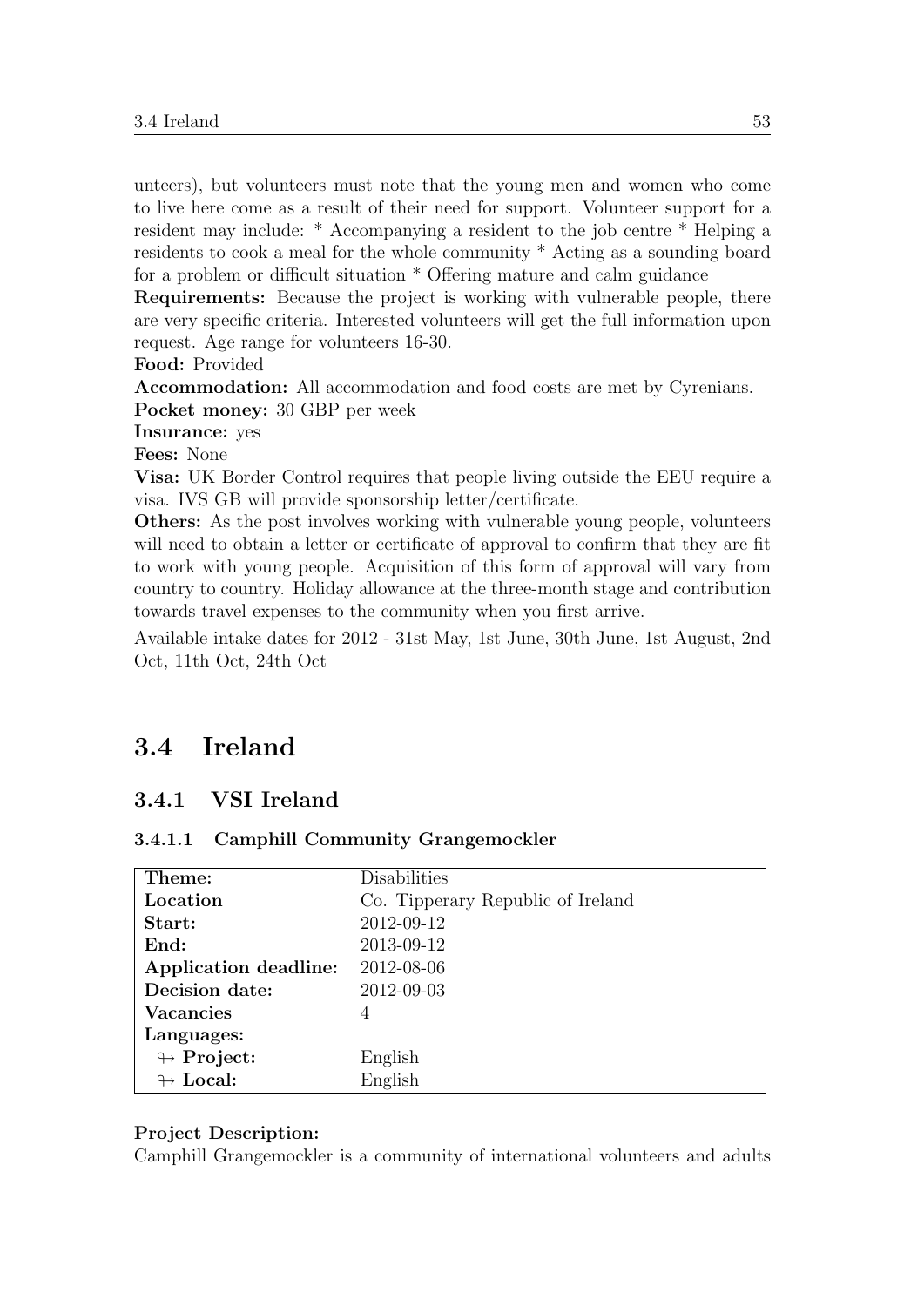unteers), but volunteers must note that the young men and women who come to live here come as a result of their need for support. Volunteer support for a resident may include: * Accompanying a resident to the job centre * Helping a residents to cook a meal for the whole community * Acting as a sounding board for a problem or difficult situation * Offering mature and calm guidance

**Requirements:** Because the project is working with vulnerable people, there are very specific criteria. Interested volunteers will get the full information upon request. Age range for volunteers 16-30.

**Food:** Provided

**Accommodation:** All accommodation and food costs are met by Cyrenians.

**Pocket money:** 30 GBP per week

**Insurance:** yes

**Fees:** None

**Visa:** UK Border Control requires that people living outside the EEU require a visa. IVS GB will provide sponsorship letter/certificate.

**Others:** As the post involves working with vulnerable young people, volunteers will need to obtain a letter or certificate of approval to confirm that they are fit to work with young people. Acquisition of this form of approval will vary from country to country. Holiday allowance at the three-month stage and contribution towards travel expenses to the community when you first arrive.

Available intake dates for 2012 - 31st May, 1st June, 30th June, 1st August, 2nd Oct, 11th Oct, 24th Oct

## 3.4 Ireland

### 3.4.1 VSI Ireland

#### 3.4.1.1 Camphill Community Grangemockler

| **Theme:** | Disabilities |
|---|---|
| **Location** | Co. Tipperary Republic of Ireland |
| **Start:** | 2012-09-12 |
| **End:** | 2013-09-12 |
| **Application deadline:** | 2012-08-06 |
| **Decision date:** | 2012-09-03 |
| **Vacancies** | 4 |
| **Languages:** | |
| ↪ **Project:** | English |
| ↪ **Local:** | English |

**Project Description:**

Camphill Grangemockler is a community of international volunteers and adults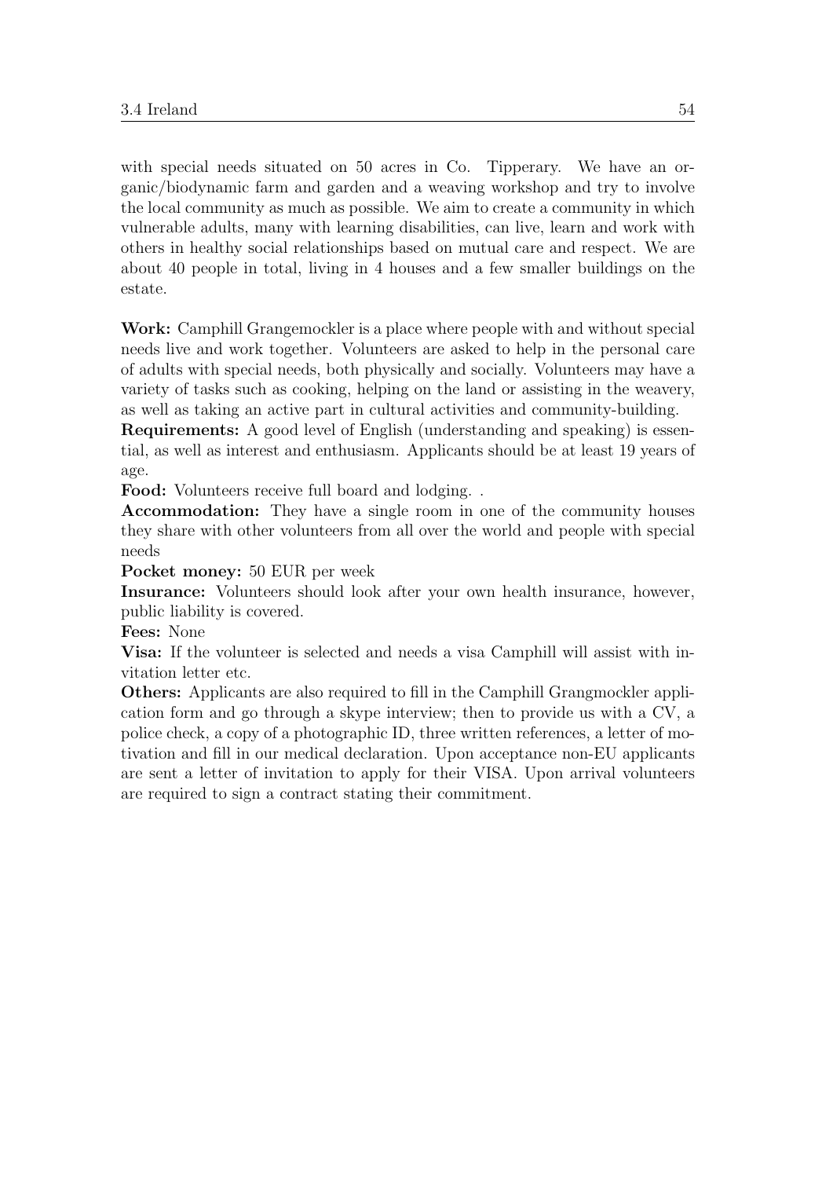with special needs situated on 50 acres in Co. Tipperary. We have an organic/biodynamic farm and garden and a weaving workshop and try to involve the local community as much as possible. We aim to create a community in which vulnerable adults, many with learning disabilities, can live, learn and work with others in healthy social relationships based on mutual care and respect. We are about 40 people in total, living in 4 houses and a few smaller buildings on the estate.

**Work:** Camphill Grangemockler is a place where people with and without special needs live and work together. Volunteers are asked to help in the personal care of adults with special needs, both physically and socially. Volunteers may have a variety of tasks such as cooking, helping on the land or assisting in the weavery, as well as taking an active part in cultural activities and community-building.

**Requirements:** A good level of English (understanding and speaking) is essential, as well as interest and enthusiasm. Applicants should be at least 19 years of age.

**Food:** Volunteers receive full board and lodging. .

**Accommodation:** They have a single room in one of the community houses they share with other volunteers from all over the world and people with special needs

**Pocket money:** 50 EUR per week

**Insurance:** Volunteers should look after your own health insurance, however, public liability is covered.

**Fees:** None

**Visa:** If the volunteer is selected and needs a visa Camphill will assist with invitation letter etc.

**Others:** Applicants are also required to fill in the Camphill Grangmockler application form and go through a skype interview; then to provide us with a CV, a police check, a copy of a photographic ID, three written references, a letter of motivation and fill in our medical declaration. Upon acceptance non-EU applicants are sent a letter of invitation to apply for their VISA. Upon arrival volunteers are required to sign a contract stating their commitment.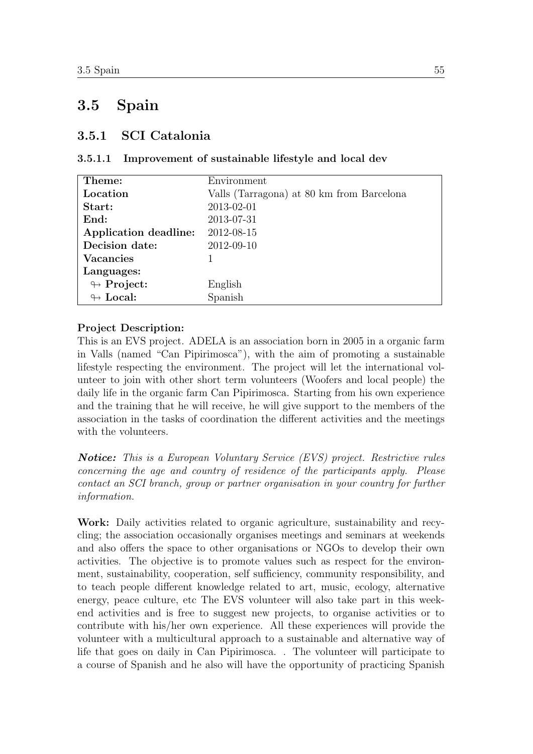## 3.5 Spain

### 3.5.1 SCI Catalonia

#### 3.5.1.1 Improvement of sustainable lifestyle and local dev

| | |
|---|---|
| **Theme:** | Environment |
| **Location** | Valls (Tarragona) at 80 km from Barcelona |
| **Start:** | 2013-02-01 |
| **End:** | 2013-07-31 |
| **Application deadline:** | 2012-08-15 |
| **Decision date:** | 2012-09-10 |
| **Vacancies** | 1 |
| **Languages:** | |
| ↬ **Project:** | English |
| ↬ **Local:** | Spanish |

**Project Description:**
This is an EVS project. ADELA is an association born in 2005 in a organic farm in Valls (named "Can Pipirimosca"), with the aim of promoting a sustainable lifestyle respecting the environment. The project will let the international volunteer to join with other short term volunteers (Woofers and local people) the daily life in the organic farm Can Pipirimosca. Starting from his own experience and the training that he will receive, he will give support to the members of the association in the tasks of coordination the different activities and the meetings with the volunteers.

***Notice:*** *This is a European Voluntary Service (EVS) project. Restrictive rules concerning the age and country of residence of the participants apply. Please contact an SCI branch, group or partner organisation in your country for further information.*

**Work:** Daily activities related to organic agriculture, sustainability and recycling; the association occasionally organises meetings and seminars at weekends and also offers the space to other organisations or NGOs to develop their own activities. The objective is to promote values such as respect for the environment, sustainability, cooperation, self sufficiency, community responsibility, and to teach people different knowledge related to art, music, ecology, alternative energy, peace culture, etc The EVS volunteer will also take part in this weekend activities and is free to suggest new projects, to organise activities or to contribute with his/her own experience. All these experiences will provide the volunteer with a multicultural approach to a sustainable and alternative way of life that goes on daily in Can Pipirimosca. . The volunteer will participate to a course of Spanish and he also will have the opportunity of practicing Spanish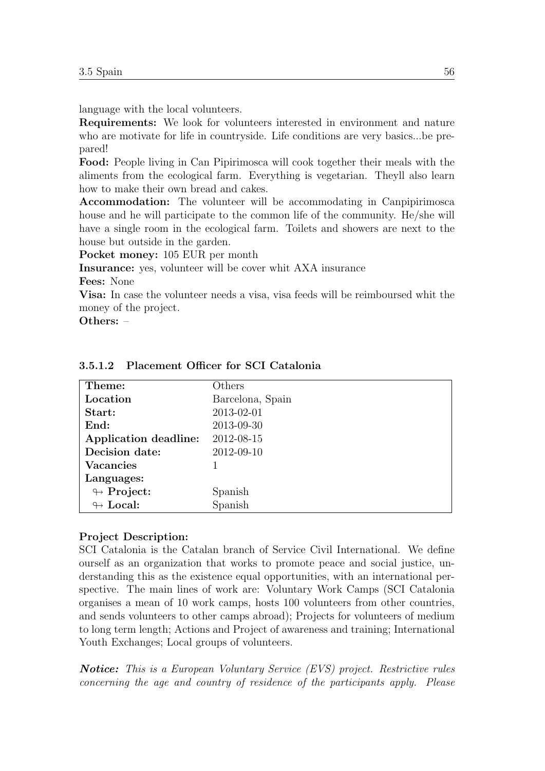language with the local volunteers.

**Requirements:** We look for volunteers interested in environment and nature who are motivate for life in countryside. Life conditions are very basics...be prepared!

**Food:** People living in Can Pipirimosca will cook together their meals with the aliments from the ecological farm. Everything is vegetarian. Theyll also learn how to make their own bread and cakes.

**Accommodation:** The volunteer will be accommodating in Canpipirimosca house and he will participate to the common life of the community. He/she will have a single room in the ecological farm. Toilets and showers are next to the house but outside in the garden.

**Pocket money:** 105 EUR per month

**Insurance:** yes, volunteer will be cover whit AXA insurance

**Fees:** None

**Visa:** In case the volunteer needs a visa, visa feeds will be reimboursed whit the money of the project.

**Others:** –

#### 3.5.1.2 Placement Officer for SCI Catalonia

| **Theme:** | Others |
|---|---|
| **Location** | Barcelona, Spain |
| **Start:** | 2013-02-01 |
| **End:** | 2013-09-30 |
| **Application deadline:** | 2012-08-15 |
| **Decision date:** | 2012-09-10 |
| **Vacancies** | 1 |
| **Languages:** | |
| ↬ **Project:** | Spanish |
| ↬ **Local:** | Spanish |

**Project Description:**

SCI Catalonia is the Catalan branch of Service Civil International. We define ourself as an organization that works to promote peace and social justice, understanding this as the existence equal opportunities, with an international perspective. The main lines of work are: Voluntary Work Camps (SCI Catalonia organises a mean of 10 work camps, hosts 100 volunteers from other countries, and sends volunteers to other camps abroad); Projects for volunteers of medium to long term length; Actions and Project of awareness and training; International Youth Exchanges; Local groups of volunteers.

***Notice:*** *This is a European Voluntary Service (EVS) project. Restrictive rules concerning the age and country of residence of the participants apply. Please*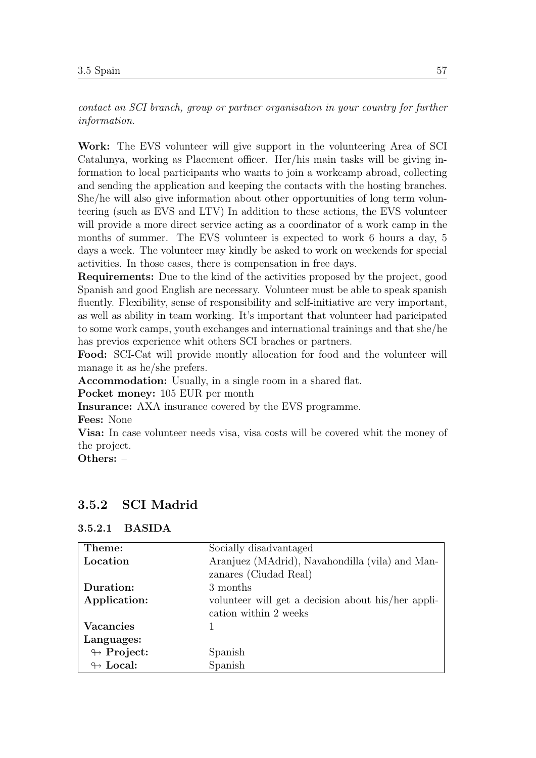*contact an SCI branch, group or partner organisation in your country for further information.*

**Work:** The EVS volunteer will give support in the volunteering Area of SCI Catalunya, working as Placement officer. Her/his main tasks will be giving information to local participants who wants to join a workcamp abroad, collecting and sending the application and keeping the contacts with the hosting branches. She/he will also give information about other opportunities of long term volunteering (such as EVS and LTV) In addition to these actions, the EVS volunteer will provide a more direct service acting as a coordinator of a work camp in the months of summer. The EVS volunteer is expected to work 6 hours a day, 5 days a week. The volunteer may kindly be asked to work on weekends for special activities. In those cases, there is compensation in free days.

**Requirements:** Due to the kind of the activities proposed by the project, good Spanish and good English are necessary. Volunteer must be able to speak spanish fluently. Flexibility, sense of responsibility and self-initiative are very important, as well as ability in team working. It's important that volunteer had paricipated to some work camps, youth exchanges and international trainings and that she/he has previos experience whit others SCI braches or partners.

**Food:** SCI-Cat will provide montly allocation for food and the volunteer will manage it as he/she prefers.

**Accommodation:** Usually, in a single room in a shared flat.

**Pocket money:** 105 EUR per month

**Insurance:** AXA insurance covered by the EVS programme.

**Fees:** None

**Visa:** In case volunteer needs visa, visa costs will be covered whit the money of the project.

**Others:** –

## 3.5.2 SCI Madrid

### 3.5.2.1 BASIDA

| **Theme:** | Socially disadvantaged |
|---|---|
| **Location** | Aranjuez (MAdrid), Navahondilla (vila) and Manzanares (Ciudad Real) |
| **Duration:** | 3 months |
| **Application:** | volunteer will get a decision about his/her application within 2 weeks |
| **Vacancies** | 1 |
| **Languages:** | |
| ↬ **Project:** | Spanish |
| ↬ **Local:** | Spanish |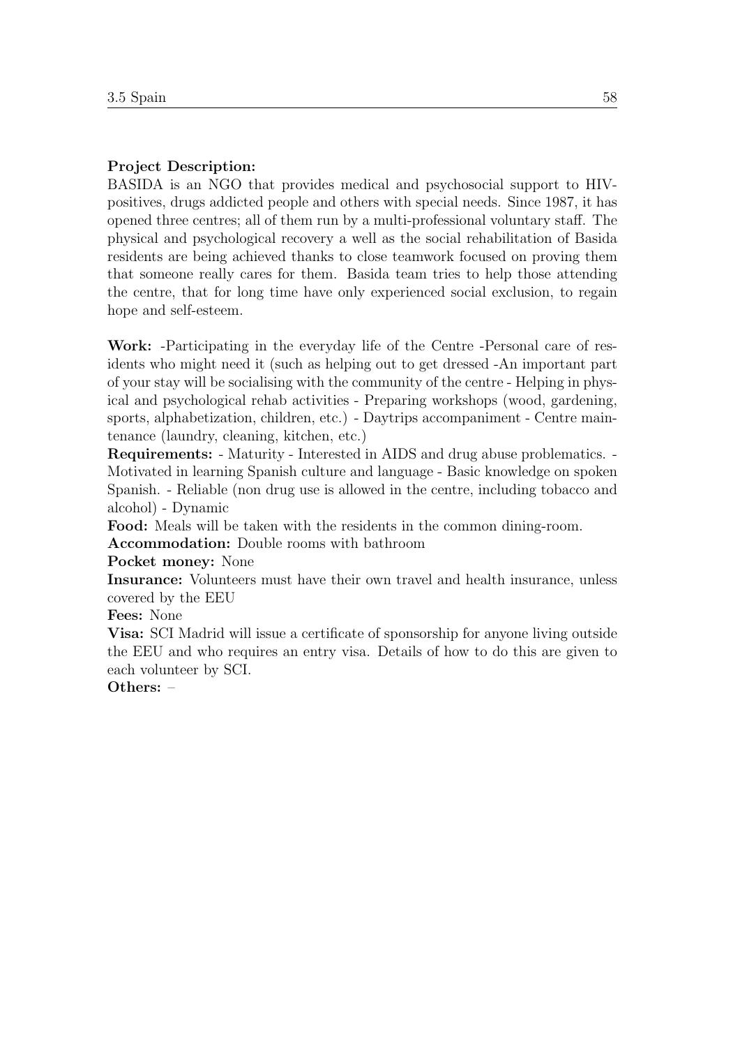**Project Description:**
BASIDA is an NGO that provides medical and psychosocial support to HIV-positives, drugs addicted people and others with special needs. Since 1987, it has opened three centres; all of them run by a multi-professional voluntary staff. The physical and psychological recovery a well as the social rehabilitation of Basida residents are being achieved thanks to close teamwork focused on proving them that someone really cares for them. Basida team tries to help those attending the centre, that for long time have only experienced social exclusion, to regain hope and self-esteem.

**Work:** -Participating in the everyday life of the Centre -Personal care of residents who might need it (such as helping out to get dressed -An important part of your stay will be socialising with the community of the centre - Helping in physical and psychological rehab activities - Preparing workshops (wood, gardening, sports, alphabetization, children, etc.) - Daytrips accompaniment - Centre maintenance (laundry, cleaning, kitchen, etc.)
**Requirements:** - Maturity - Interested in AIDS and drug abuse problematics. - Motivated in learning Spanish culture and language - Basic knowledge on spoken Spanish. - Reliable (non drug use is allowed in the centre, including tobacco and alcohol) - Dynamic
**Food:** Meals will be taken with the residents in the common dining-room.
**Accommodation:** Double rooms with bathroom
**Pocket money:** None
**Insurance:** Volunteers must have their own travel and health insurance, unless covered by the EEU
**Fees:** None
**Visa:** SCI Madrid will issue a certificate of sponsorship for anyone living outside the EEU and who requires an entry visa. Details of how to do this are given to each volunteer by SCI.
**Others:** –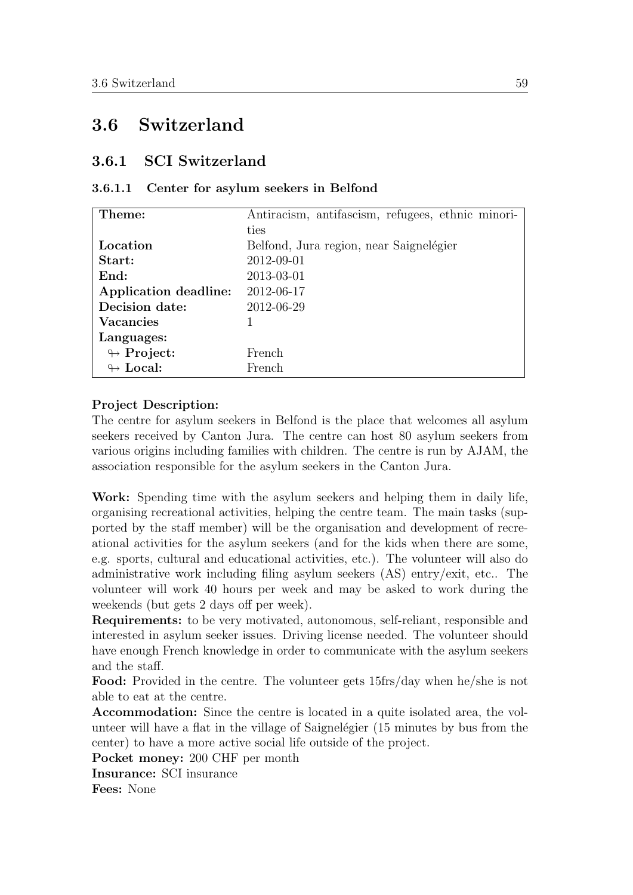## 3.6 Switzerland

### 3.6.1 SCI Switzerland

#### 3.6.1.1 Center for asylum seekers in Belfond

| **Theme:** | Antiracism, antifascism, refugees, ethnic minorities |
|---|---|
| **Location** | Belfond, Jura region, near Saignelégier |
| **Start:** | 2012-09-01 |
| **End:** | 2013-03-01 |
| **Application deadline:** | 2012-06-17 |
| **Decision date:** | 2012-06-29 |
| **Vacancies** | 1 |
| **Languages:** | |
| ↬ **Project:** | French |
| ↬ **Local:** | French |

**Project Description:**
The centre for asylum seekers in Belfond is the place that welcomes all asylum seekers received by Canton Jura. The centre can host 80 asylum seekers from various origins including families with children. The centre is run by AJAM, the association responsible for the asylum seekers in the Canton Jura.

**Work:** Spending time with the asylum seekers and helping them in daily life, organising recreational activities, helping the centre team. The main tasks (supported by the staff member) will be the organisation and development of recreational activities for the asylum seekers (and for the kids when there are some, e.g. sports, cultural and educational activities, etc.). The volunteer will also do administrative work including filing asylum seekers (AS) entry/exit, etc.. The volunteer will work 40 hours per week and may be asked to work during the weekends (but gets 2 days off per week).
**Requirements:** to be very motivated, autonomous, self-reliant, responsible and interested in asylum seeker issues. Driving license needed. The volunteer should have enough French knowledge in order to communicate with the asylum seekers and the staff.
**Food:** Provided in the centre. The volunteer gets 15frs/day when he/she is not able to eat at the centre.
**Accommodation:** Since the centre is located in a quite isolated area, the volunteer will have a flat in the village of Saignelégier (15 minutes by bus from the center) to have a more active social life outside of the project.
**Pocket money:** 200 CHF per month
**Insurance:** SCI insurance
**Fees:** None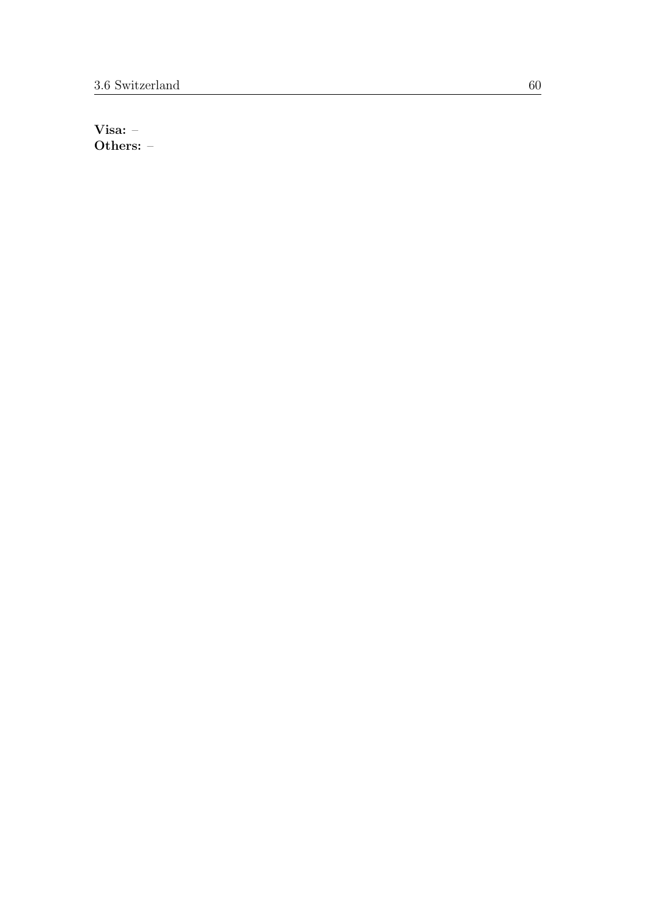**Visa:** –  
**Others:** –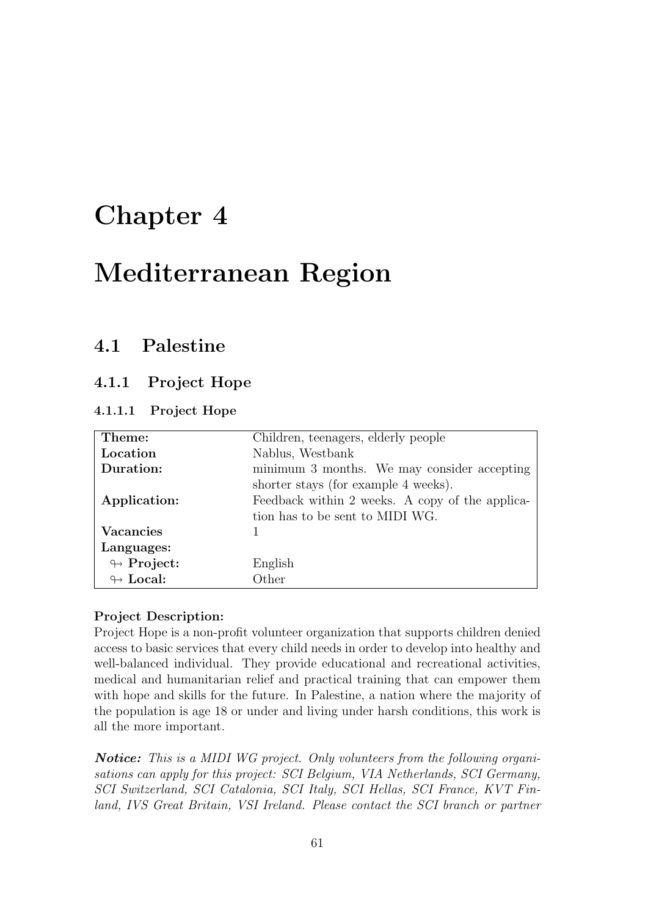# Chapter 4

# Mediterranean Region

## 4.1 Palestine

### 4.1.1 Project Hope

#### 4.1.1.1 Project Hope

| **Theme:** | Children, teenagers, elderly people |
|---|---|
| **Location** | Nablus, Westbank |
| **Duration:** | minimum 3 months. We may consider accepting shorter stays (for example 4 weeks). |
| **Application:** | Feedback within 2 weeks. A copy of the application has to be sent to MIDI WG. |
| **Vacancies** | 1 |
| **Languages:** | |
| ↬ **Project:** | English |
| ↬ **Local:** | Other |

**Project Description:**
Project Hope is a non-profit volunteer organization that supports children denied access to basic services that every child needs in order to develop into healthy and well-balanced individual. They provide educational and recreational activities, medical and humanitarian relief and practical training that can empower them with hope and skills for the future. In Palestine, a nation where the majority of the population is age 18 or under and living under harsh conditions, this work is all the more important.

***Notice:*** *This is a MIDI WG project. Only volunteers from the following organisations can apply for this project: SCI Belgium, VIA Netherlands, SCI Germany, SCI Switzerland, SCI Catalonia, SCI Italy, SCI Hellas, SCI France, KVT Finland, IVS Great Britain, VSI Ireland. Please contact the SCI branch or partner*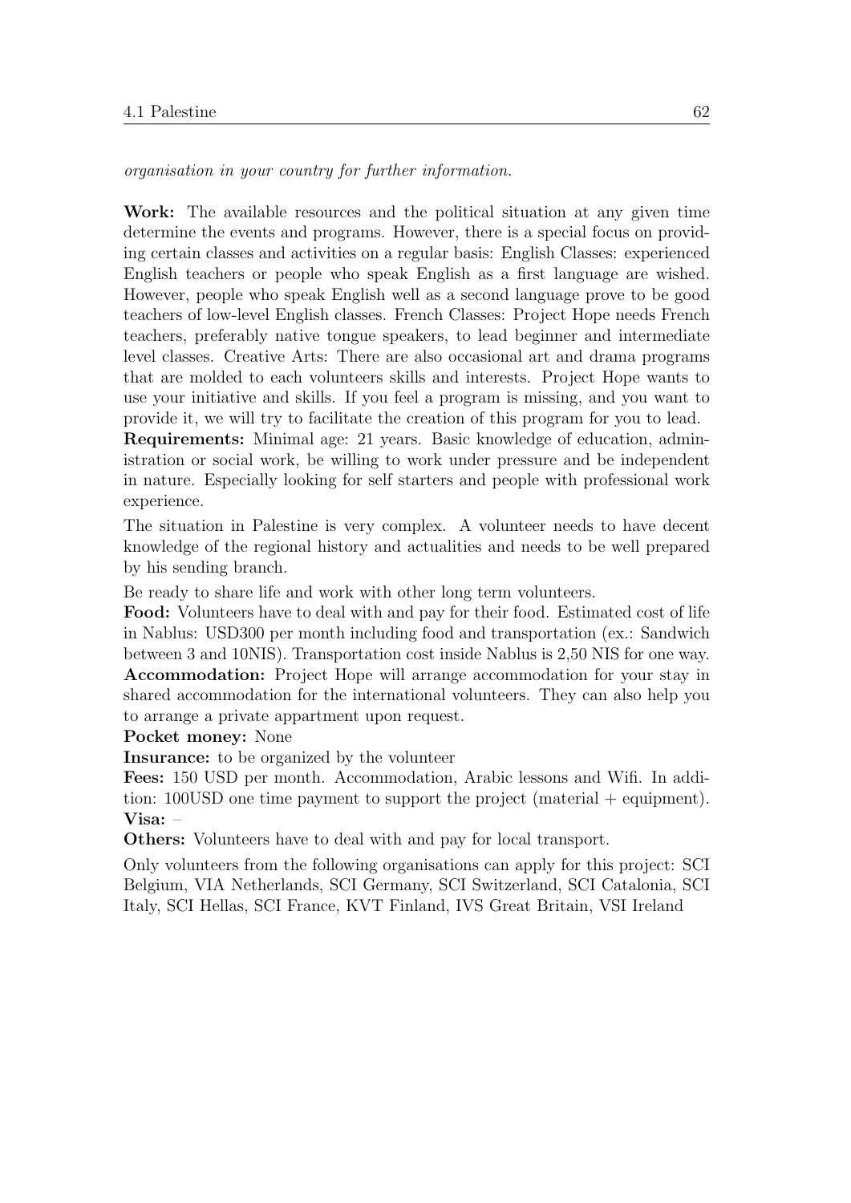*organisation in your country for further information.*

**Work:** The available resources and the political situation at any given time determine the events and programs. However, there is a special focus on providing certain classes and activities on a regular basis: English Classes: experienced English teachers or people who speak English as a first language are wished. However, people who speak English well as a second language prove to be good teachers of low-level English classes. French Classes: Project Hope needs French teachers, preferably native tongue speakers, to lead beginner and intermediate level classes. Creative Arts: There are also occasional art and drama programs that are molded to each volunteers skills and interests. Project Hope wants to use your initiative and skills. If you feel a program is missing, and you want to provide it, we will try to facilitate the creation of this program for you to lead.

**Requirements:** Minimal age: 21 years. Basic knowledge of education, administration or social work, be willing to work under pressure and be independent in nature. Especially looking for self starters and people with professional work experience.

The situation in Palestine is very complex. A volunteer needs to have decent knowledge of the regional history and actualities and needs to be well prepared by his sending branch.

Be ready to share life and work with other long term volunteers.

**Food:** Volunteers have to deal with and pay for their food. Estimated cost of life in Nablus: USD300 per month including food and transportation (ex.: Sandwich between 3 and 10NIS). Transportation cost inside Nablus is 2,50 NIS for one way.

**Accommodation:** Project Hope will arrange accommodation for your stay in shared accommodation for the international volunteers. They can also help you to arrange a private appartment upon request.

**Pocket money:** None

**Insurance:** to be organized by the volunteer

**Fees:** 150 USD per month. Accommodation, Arabic lessons and Wifi. In addition: 100USD one time payment to support the project (material + equipment).

**Visa:** –

**Others:** Volunteers have to deal with and pay for local transport.

Only volunteers from the following organisations can apply for this project: SCI Belgium, VIA Netherlands, SCI Germany, SCI Switzerland, SCI Catalonia, SCI Italy, SCI Hellas, SCI France, KVT Finland, IVS Great Britain, VSI Ireland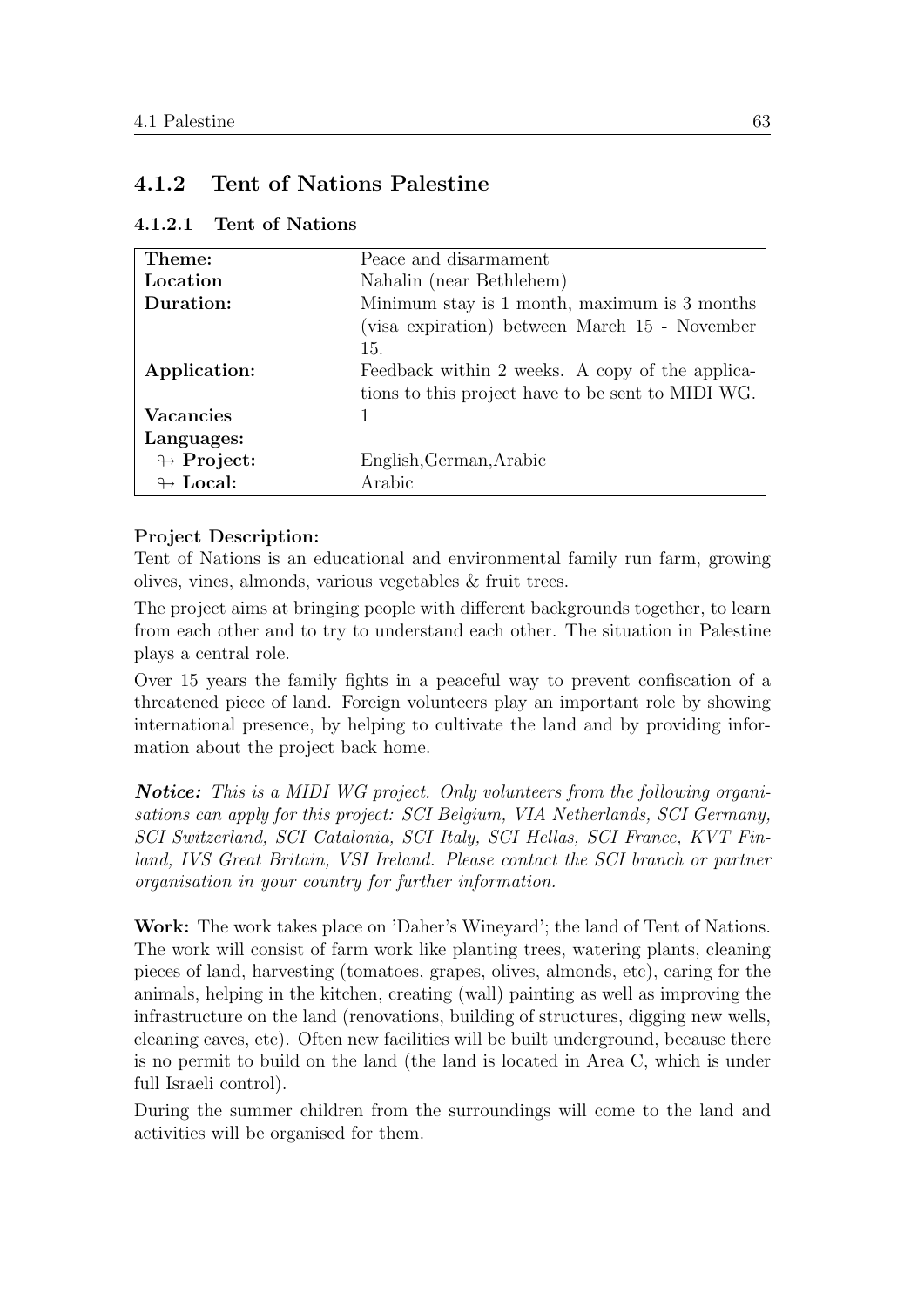## 4.1.2 Tent of Nations Palestine

### 4.1.2.1 Tent of Nations

| | |
|---|---|
| **Theme:** | Peace and disarmament |
| **Location** | Nahalin (near Bethlehem) |
| **Duration:** | Minimum stay is 1 month, maximum is 3 months (visa expiration) between March 15 - November 15. |
| **Application:** | Feedback within 2 weeks. A copy of the applications to this project have to be sent to MIDI WG. |
| **Vacancies** | 1 |
| **Languages:** | |
| ↬ **Project:** | English,German,Arabic |
| ↬ **Local:** | Arabic |

**Project Description:**
Tent of Nations is an educational and environmental family run farm, growing olives, vines, almonds, various vegetables & fruit trees.

The project aims at bringing people with different backgrounds together, to learn from each other and to try to understand each other. The situation in Palestine plays a central role.

Over 15 years the family fights in a peaceful way to prevent confiscation of a threatened piece of land. Foreign volunteers play an important role by showing international presence, by helping to cultivate the land and by providing information about the project back home.

***Notice:*** *This is a MIDI WG project. Only volunteers from the following organisations can apply for this project: SCI Belgium, VIA Netherlands, SCI Germany, SCI Switzerland, SCI Catalonia, SCI Italy, SCI Hellas, SCI France, KVT Finland, IVS Great Britain, VSI Ireland. Please contact the SCI branch or partner organisation in your country for further information.*

**Work:** The work takes place on 'Daher's Wineyard'; the land of Tent of Nations. The work will consist of farm work like planting trees, watering plants, cleaning pieces of land, harvesting (tomatoes, grapes, olives, almonds, etc), caring for the animals, helping in the kitchen, creating (wall) painting as well as improving the infrastructure on the land (renovations, building of structures, digging new wells, cleaning caves, etc). Often new facilities will be built underground, because there is no permit to build on the land (the land is located in Area C, which is under full Israeli control).

During the summer children from the surroundings will come to the land and activities will be organised for them.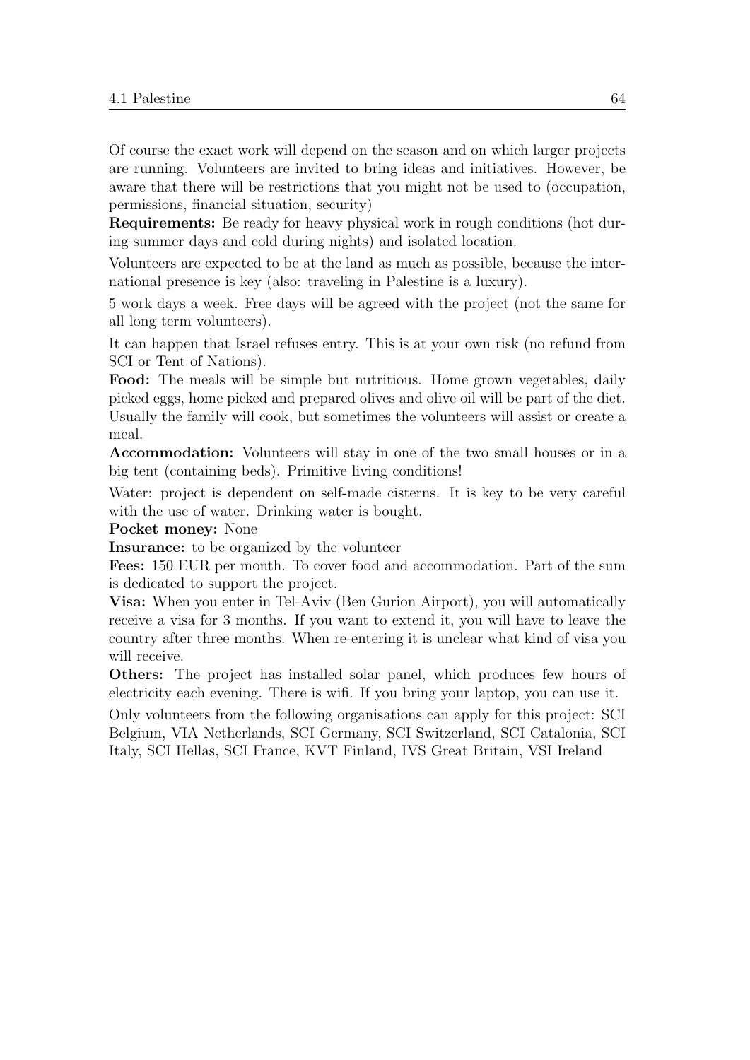Of course the exact work will depend on the season and on which larger projects are running. Volunteers are invited to bring ideas and initiatives. However, be aware that there will be restrictions that you might not be used to (occupation, permissions, financial situation, security)

**Requirements:** Be ready for heavy physical work in rough conditions (hot during summer days and cold during nights) and isolated location.

Volunteers are expected to be at the land as much as possible, because the international presence is key (also: traveling in Palestine is a luxury).

5 work days a week. Free days will be agreed with the project (not the same for all long term volunteers).

It can happen that Israel refuses entry. This is at your own risk (no refund from SCI or Tent of Nations).

**Food:** The meals will be simple but nutritious. Home grown vegetables, daily picked eggs, home picked and prepared olives and olive oil will be part of the diet. Usually the family will cook, but sometimes the volunteers will assist or create a meal.

**Accommodation:** Volunteers will stay in one of the two small houses or in a big tent (containing beds). Primitive living conditions!

Water: project is dependent on self-made cisterns. It is key to be very careful with the use of water. Drinking water is bought.

**Pocket money:** None

**Insurance:** to be organized by the volunteer

**Fees:** 150 EUR per month. To cover food and accommodation. Part of the sum is dedicated to support the project.

**Visa:** When you enter in Tel-Aviv (Ben Gurion Airport), you will automatically receive a visa for 3 months. If you want to extend it, you will have to leave the country after three months. When re-entering it is unclear what kind of visa you will receive.

**Others:** The project has installed solar panel, which produces few hours of electricity each evening. There is wifi. If you bring your laptop, you can use it.

Only volunteers from the following organisations can apply for this project: SCI Belgium, VIA Netherlands, SCI Germany, SCI Switzerland, SCI Catalonia, SCI Italy, SCI Hellas, SCI France, KVT Finland, IVS Great Britain, VSI Ireland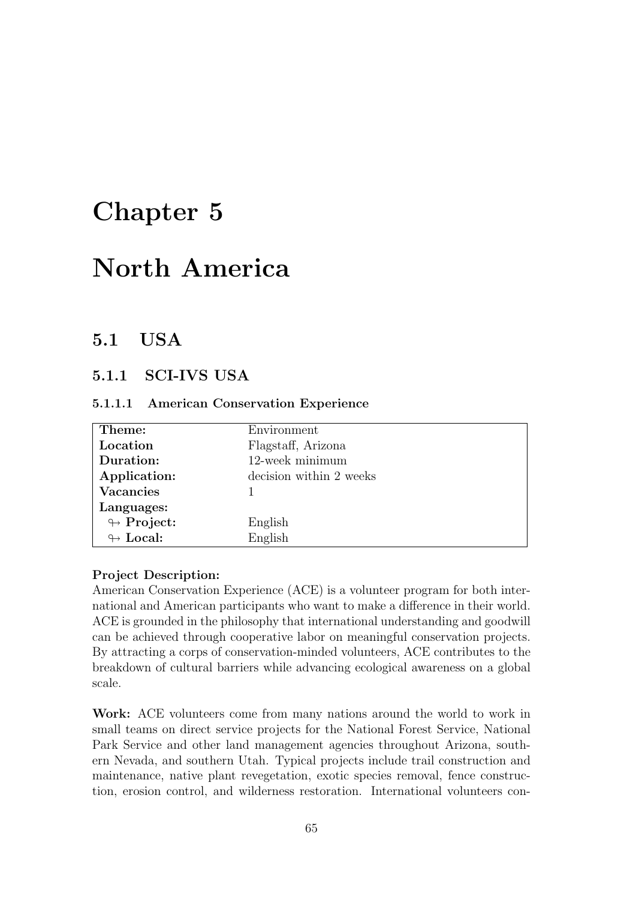# Chapter 5

# North America

## 5.1 USA

### 5.1.1 SCI-IVS USA

#### 5.1.1.1 American Conservation Experience

| | |
|---|---|
| **Theme:** | Environment |
| **Location** | Flagstaff, Arizona |
| **Duration:** | 12-week minimum |
| **Application:** | decision within 2 weeks |
| **Vacancies** | 1 |
| **Languages:** | |
| ↬ **Project:** | English |
| ↬ **Local:** | English |

**Project Description:**
American Conservation Experience (ACE) is a volunteer program for both international and American participants who want to make a difference in their world. ACE is grounded in the philosophy that international understanding and goodwill can be achieved through cooperative labor on meaningful conservation projects. By attracting a corps of conservation-minded volunteers, ACE contributes to the breakdown of cultural barriers while advancing ecological awareness on a global scale.

**Work:** ACE volunteers come from many nations around the world to work in small teams on direct service projects for the National Forest Service, National Park Service and other land management agencies throughout Arizona, southern Nevada, and southern Utah. Typical projects include trail construction and maintenance, native plant revegetation, exotic species removal, fence construction, erosion control, and wilderness restoration. International volunteers con-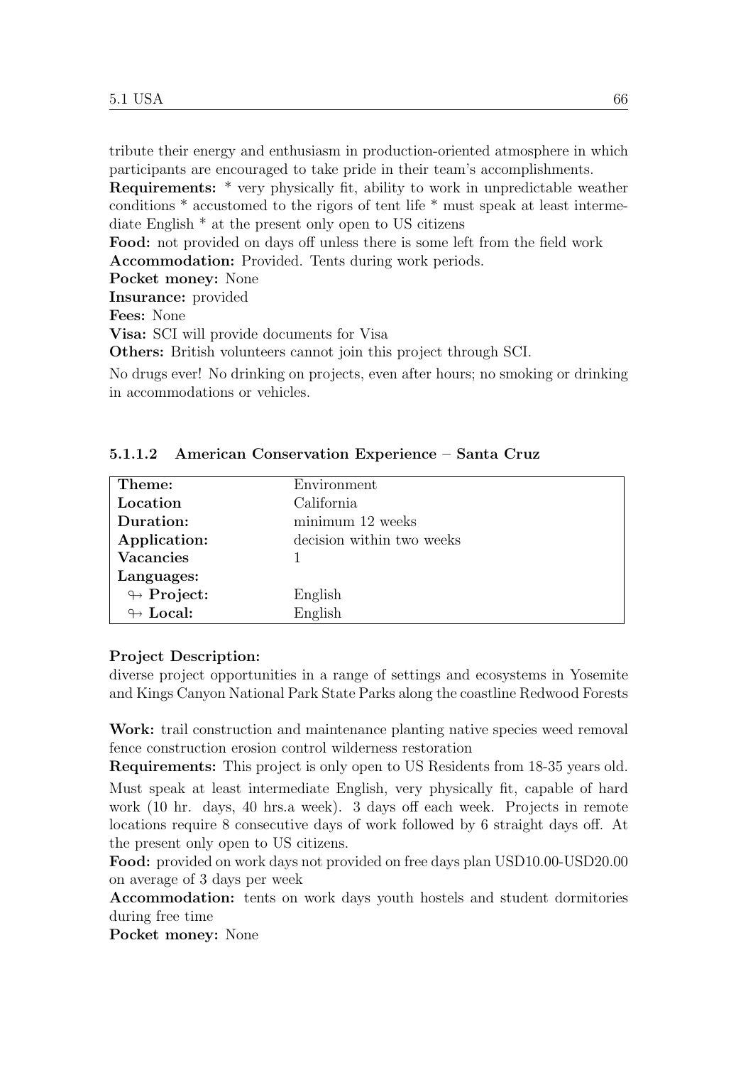tribute their energy and enthusiasm in production-oriented atmosphere in which participants are encouraged to take pride in their team's accomplishments.
**Requirements:** * very physically fit, ability to work in unpredictable weather conditions * accustomed to the rigors of tent life * must speak at least intermediate English * at the present only open to US citizens
**Food:** not provided on days off unless there is some left from the field work
**Accommodation:** Provided. Tents during work periods.
**Pocket money:** None
**Insurance:** provided
**Fees:** None
**Visa:** SCI will provide documents for Visa
**Others:** British volunteers cannot join this project through SCI.

No drugs ever! No drinking on projects, even after hours; no smoking or drinking in accommodations or vehicles.

#### 5.1.1.2 American Conservation Experience – Santa Cruz

| **Theme:** | Environment |
|---|---|
| **Location** | California |
| **Duration:** | minimum 12 weeks |
| **Application:** | decision within two weeks |
| **Vacancies** | 1 |
| **Languages:** | |
| ↬ **Project:** | English |
| ↬ **Local:** | English |

**Project Description:**
diverse project opportunities in a range of settings and ecosystems in Yosemite and Kings Canyon National Park State Parks along the coastline Redwood Forests

**Work:** trail construction and maintenance planting native species weed removal fence construction erosion control wilderness restoration
**Requirements:** This project is only open to US Residents from 18-35 years old.
Must speak at least intermediate English, very physically fit, capable of hard work (10 hr. days, 40 hrs.a week). 3 days off each week. Projects in remote locations require 8 consecutive days of work followed by 6 straight days off. At the present only open to US citizens.
**Food:** provided on work days not provided on free days plan USD10.00-USD20.00 on average of 3 days per week
**Accommodation:** tents on work days youth hostels and student dormitories during free time
**Pocket money:** None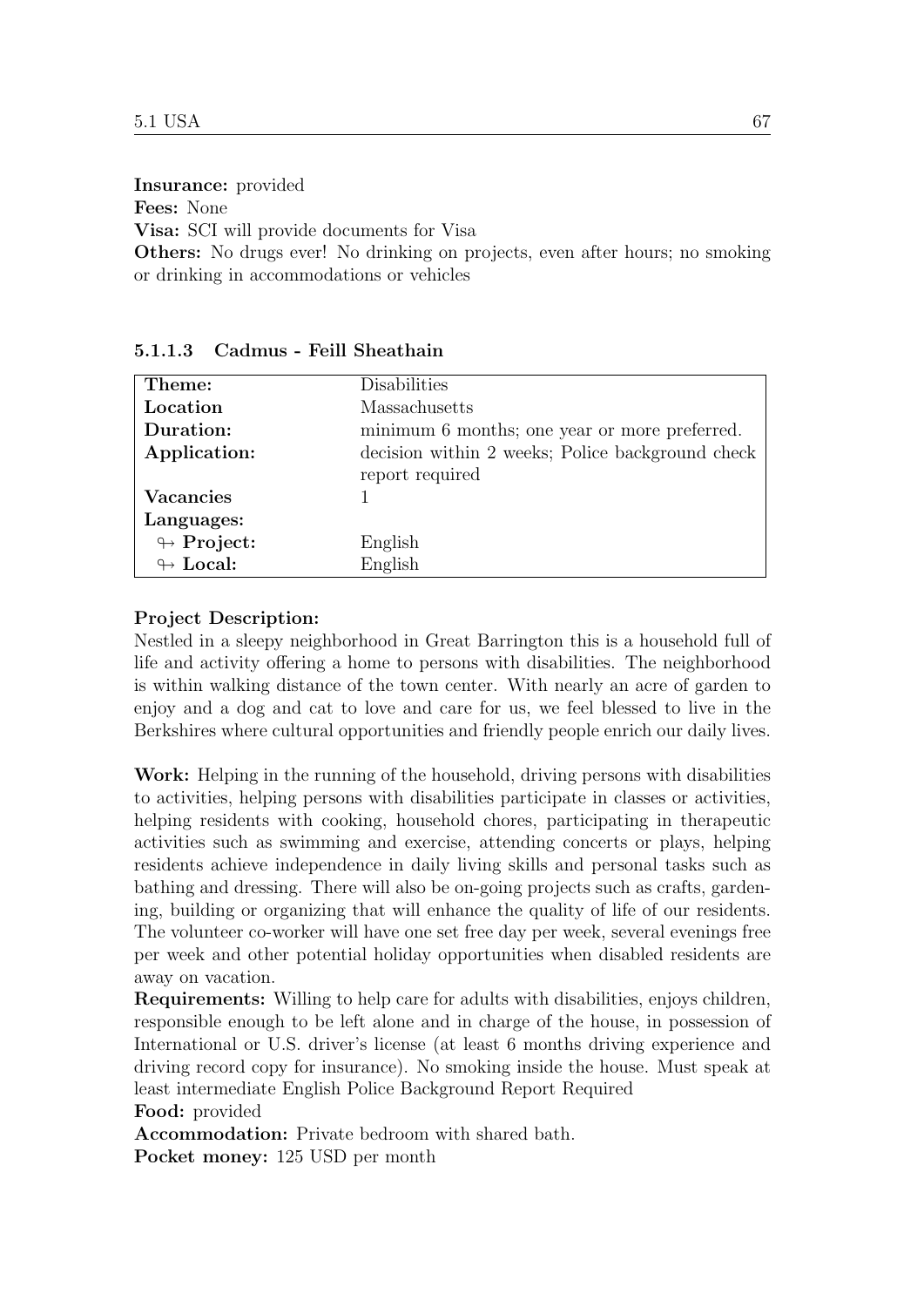**Insurance:** provided
**Fees:** None
**Visa:** SCI will provide documents for Visa
**Others:** No drugs ever! No drinking on projects, even after hours; no smoking or drinking in accommodations or vehicles

#### 5.1.1.3 Cadmus - Feill Sheathain

| **Theme:** | Disabilities |
|---|---|
| **Location** | Massachusetts |
| **Duration:** | minimum 6 months; one year or more preferred. |
| **Application:** | decision within 2 weeks; Police background check report required |
| **Vacancies** | 1 |
| **Languages:** | |
| ↬ **Project:** | English |
| ↬ **Local:** | English |

**Project Description:**
Nestled in a sleepy neighborhood in Great Barrington this is a household full of life and activity offering a home to persons with disabilities. The neighborhood is within walking distance of the town center. With nearly an acre of garden to enjoy and a dog and cat to love and care for us, we feel blessed to live in the Berkshires where cultural opportunities and friendly people enrich our daily lives.

**Work:** Helping in the running of the household, driving persons with disabilities to activities, helping persons with disabilities participate in classes or activities, helping residents with cooking, household chores, participating in therapeutic activities such as swimming and exercise, attending concerts or plays, helping residents achieve independence in daily living skills and personal tasks such as bathing and dressing. There will also be on-going projects such as crafts, gardening, building or organizing that will enhance the quality of life of our residents. The volunteer co-worker will have one set free day per week, several evenings free per week and other potential holiday opportunities when disabled residents are away on vacation.
**Requirements:** Willing to help care for adults with disabilities, enjoys children, responsible enough to be left alone and in charge of the house, in possession of International or U.S. driver's license (at least 6 months driving experience and driving record copy for insurance). No smoking inside the house. Must speak at least intermediate English Police Background Report Required
**Food:** provided
**Accommodation:** Private bedroom with shared bath.
**Pocket money:** 125 USD per month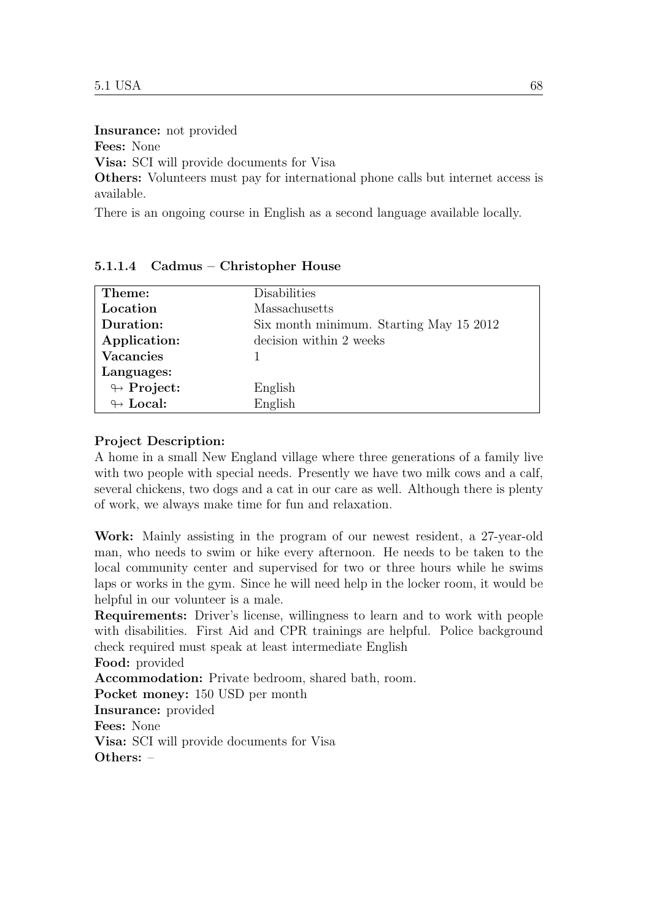**Insurance:** not provided
**Fees:** None
**Visa:** SCI will provide documents for Visa
**Others:** Volunteers must pay for international phone calls but internet access is available.

There is an ongoing course in English as a second language available locally.

#### 5.1.1.4 Cadmus – Christopher House

| | |
|---|---|
| **Theme:** | Disabilities |
| **Location** | Massachusetts |
| **Duration:** | Six month minimum. Starting May 15 2012 |
| **Application:** | decision within 2 weeks |
| **Vacancies** | 1 |
| **Languages:** | |
| ↬ **Project:** | English |
| ↬ **Local:** | English |

**Project Description:**
A home in a small New England village where three generations of a family live with two people with special needs. Presently we have two milk cows and a calf, several chickens, two dogs and a cat in our care as well. Although there is plenty of work, we always make time for fun and relaxation.

**Work:** Mainly assisting in the program of our newest resident, a 27-year-old man, who needs to swim or hike every afternoon. He needs to be taken to the local community center and supervised for two or three hours while he swims laps or works in the gym. Since he will need help in the locker room, it would be helpful in our volunteer is a male.
**Requirements:** Driver's license, willingness to learn and to work with people with disabilities. First Aid and CPR trainings are helpful. Police background check required must speak at least intermediate English
**Food:** provided
**Accommodation:** Private bedroom, shared bath, room.
**Pocket money:** 150 USD per month
**Insurance:** provided
**Fees:** None
**Visa:** SCI will provide documents for Visa
**Others:** –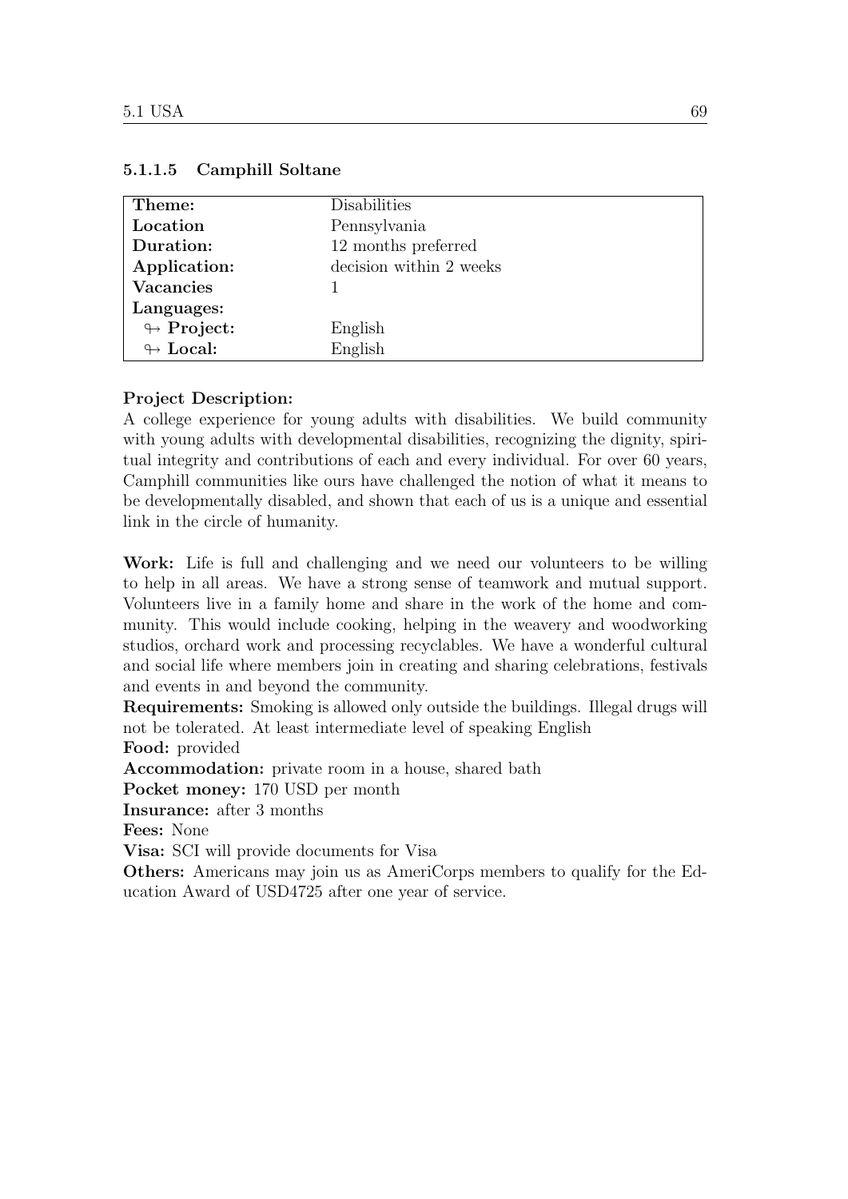#### 5.1.1.5 Camphill Soltane

| **Theme:** | Disabilities |
| --- | --- |
| **Location** | Pennsylvania |
| **Duration:** | 12 months preferred |
| **Application:** | decision within 2 weeks |
| **Vacancies** | 1 |
| **Languages:** | |
| ↬ **Project:** | English |
| ↬ **Local:** | English |

**Project Description:**
A college experience for young adults with disabilities. We build community with young adults with developmental disabilities, recognizing the dignity, spiritual integrity and contributions of each and every individual. For over 60 years, Camphill communities like ours have challenged the notion of what it means to be developmentally disabled, and shown that each of us is a unique and essential link in the circle of humanity.

**Work:** Life is full and challenging and we need our volunteers to be willing to help in all areas. We have a strong sense of teamwork and mutual support. Volunteers live in a family home and share in the work of the home and community. This would include cooking, helping in the weavery and woodworking studios, orchard work and processing recyclables. We have a wonderful cultural and social life where members join in creating and sharing celebrations, festivals and events in and beyond the community.
**Requirements:** Smoking is allowed only outside the buildings. Illegal drugs will not be tolerated. At least intermediate level of speaking English
**Food:** provided
**Accommodation:** private room in a house, shared bath
**Pocket money:** 170 USD per month
**Insurance:** after 3 months
**Fees:** None
**Visa:** SCI will provide documents for Visa
**Others:** Americans may join us as AmeriCorps members to qualify for the Education Award of USD4725 after one year of service.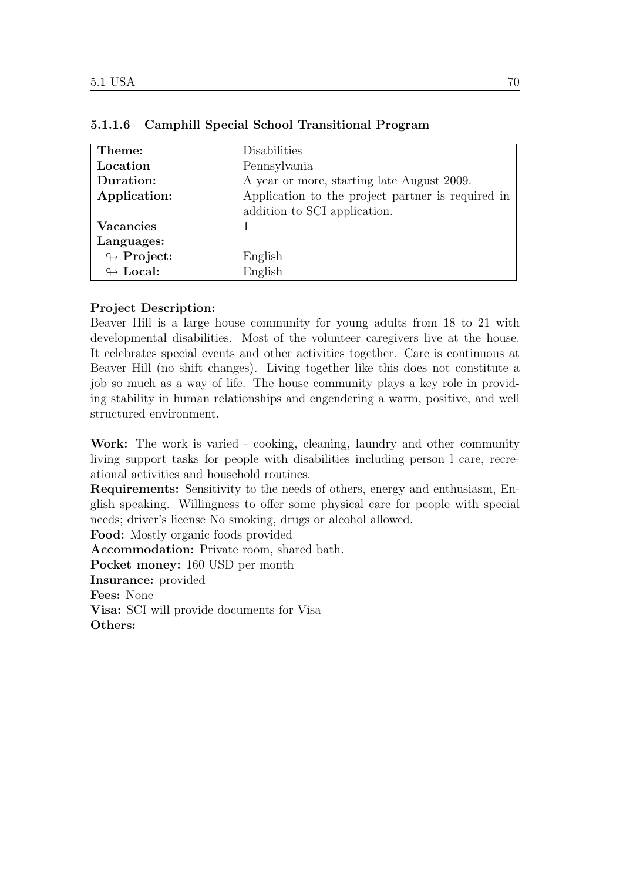#### 5.1.1.6 Camphill Special School Transitional Program

| **Theme:** | Disabilities |
|---|---|
| **Location** | Pennsylvania |
| **Duration:** | A year or more, starting late August 2009. |
| **Application:** | Application to the project partner is required in addition to SCI application. |
| **Vacancies** | 1 |
| **Languages:** | |
| ↬ **Project:** | English |
| ↬ **Local:** | English |

**Project Description:**
Beaver Hill is a large house community for young adults from 18 to 21 with developmental disabilities. Most of the volunteer caregivers live at the house. It celebrates special events and other activities together. Care is continuous at Beaver Hill (no shift changes). Living together like this does not constitute a job so much as a way of life. The house community plays a key role in providing stability in human relationships and engendering a warm, positive, and well structured environment.

**Work:** The work is varied - cooking, cleaning, laundry and other community living support tasks for people with disabilities including person l care, recreational activities and household routines.
**Requirements:** Sensitivity to the needs of others, energy and enthusiasm, English speaking. Willingness to offer some physical care for people with special needs; driver's license No smoking, drugs or alcohol allowed.
**Food:** Mostly organic foods provided
**Accommodation:** Private room, shared bath.
**Pocket money:** 160 USD per month
**Insurance:** provided
**Fees:** None
**Visa:** SCI will provide documents for Visa
**Others:** –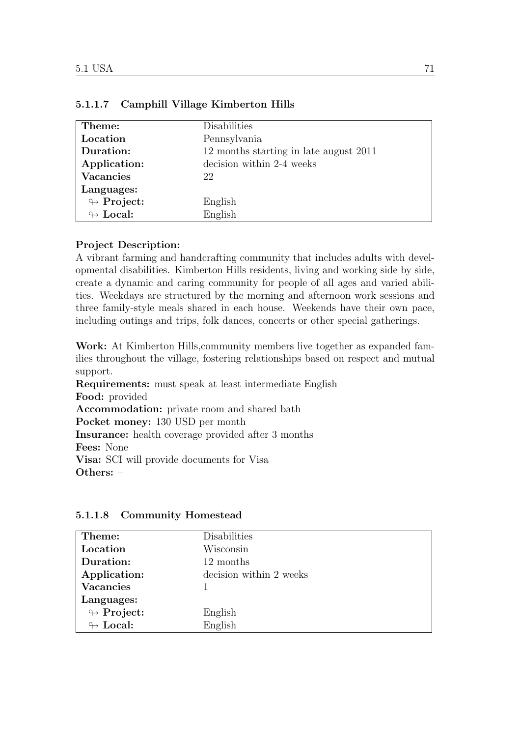#### 5.1.1.7 Camphill Village Kimberton Hills

| **Theme:** | Disabilities |
|---|---|
| **Location** | Pennsylvania |
| **Duration:** | 12 months starting in late august 2011 |
| **Application:** | decision within 2-4 weeks |
| **Vacancies** | 22 |
| **Languages:** | |
| ↬ **Project:** | English |
| ↬ **Local:** | English |

**Project Description:**
A vibrant farming and handcrafting community that includes adults with developmental disabilities. Kimberton Hills residents, living and working side by side, create a dynamic and caring community for people of all ages and varied abilities. Weekdays are structured by the morning and afternoon work sessions and three family-style meals shared in each house. Weekends have their own pace, including outings and trips, folk dances, concerts or other special gatherings.

**Work:** At Kimberton Hills,community members live together as expanded families throughout the village, fostering relationships based on respect and mutual support.
**Requirements:** must speak at least intermediate English
**Food:** provided
**Accommodation:** private room and shared bath
**Pocket money:** 130 USD per month
**Insurance:** health coverage provided after 3 months
**Fees:** None
**Visa:** SCI will provide documents for Visa
**Others:** –

#### 5.1.1.8 Community Homestead

| **Theme:** | Disabilities |
|---|---|
| **Location** | Wisconsin |
| **Duration:** | 12 months |
| **Application:** | decision within 2 weeks |
| **Vacancies** | 1 |
| **Languages:** | |
| ↬ **Project:** | English |
| ↬ **Local:** | English |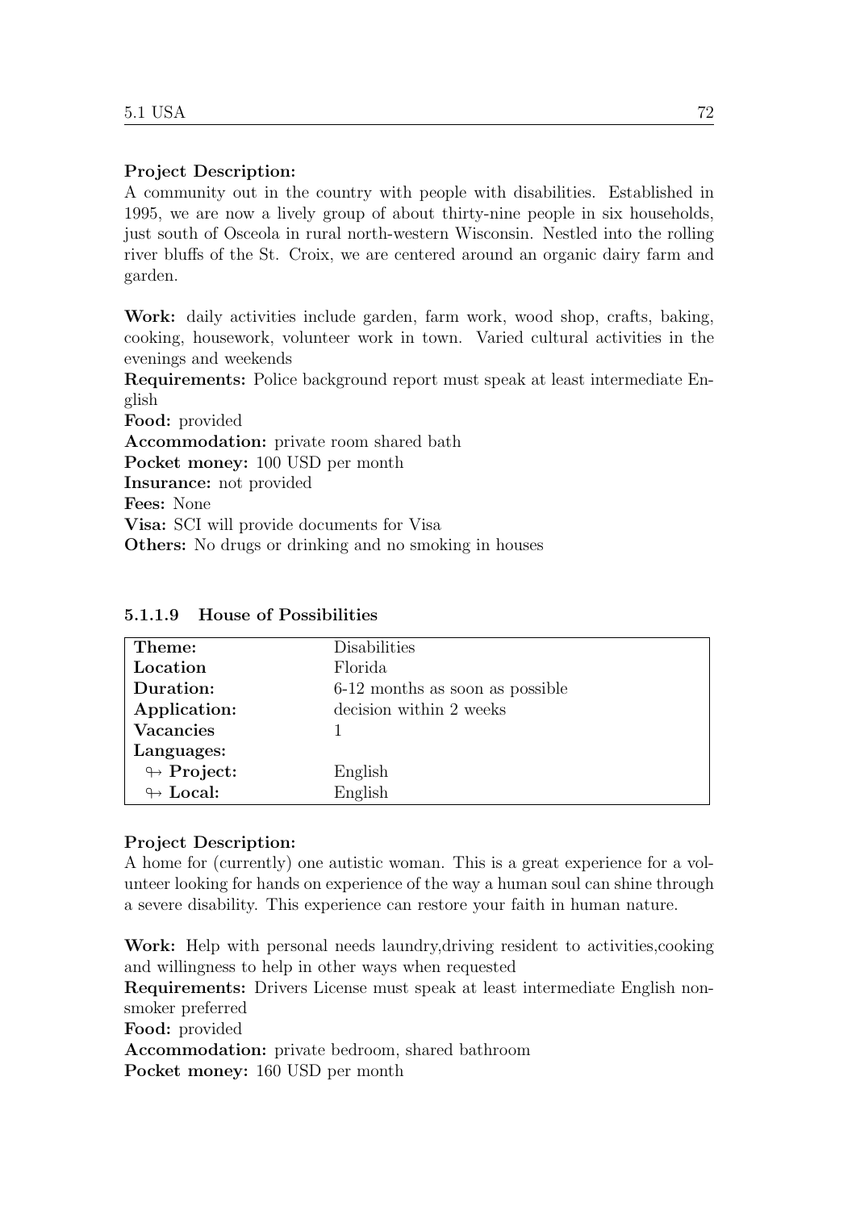**Project Description:**
A community out in the country with people with disabilities. Established in 1995, we are now a lively group of about thirty-nine people in six households, just south of Osceola in rural north-western Wisconsin. Nestled into the rolling river bluffs of the St. Croix, we are centered around an organic dairy farm and garden.

**Work:** daily activities include garden, farm work, wood shop, crafts, baking, cooking, housework, volunteer work in town. Varied cultural activities in the evenings and weekends
**Requirements:** Police background report must speak at least intermediate English
**Food:** provided
**Accommodation:** private room shared bath
**Pocket money:** 100 USD per month
**Insurance:** not provided
**Fees:** None
**Visa:** SCI will provide documents for Visa
**Others:** No drugs or drinking and no smoking in houses

#### 5.1.1.9 House of Possibilities

| **Theme:** | Disabilities |
|---|---|
| **Location** | Florida |
| **Duration:** | 6-12 months as soon as possible |
| **Application:** | decision within 2 weeks |
| **Vacancies** | 1 |
| **Languages:** | |
| ↬ **Project:** | English |
| ↬ **Local:** | English |

**Project Description:**
A home for (currently) one autistic woman. This is a great experience for a volunteer looking for hands on experience of the way a human soul can shine through a severe disability. This experience can restore your faith in human nature.

**Work:** Help with personal needs laundry,driving resident to activities,cooking and willingness to help in other ways when requested
**Requirements:** Drivers License must speak at least intermediate English nonsmoker preferred
**Food:** provided
**Accommodation:** private bedroom, shared bathroom
**Pocket money:** 160 USD per month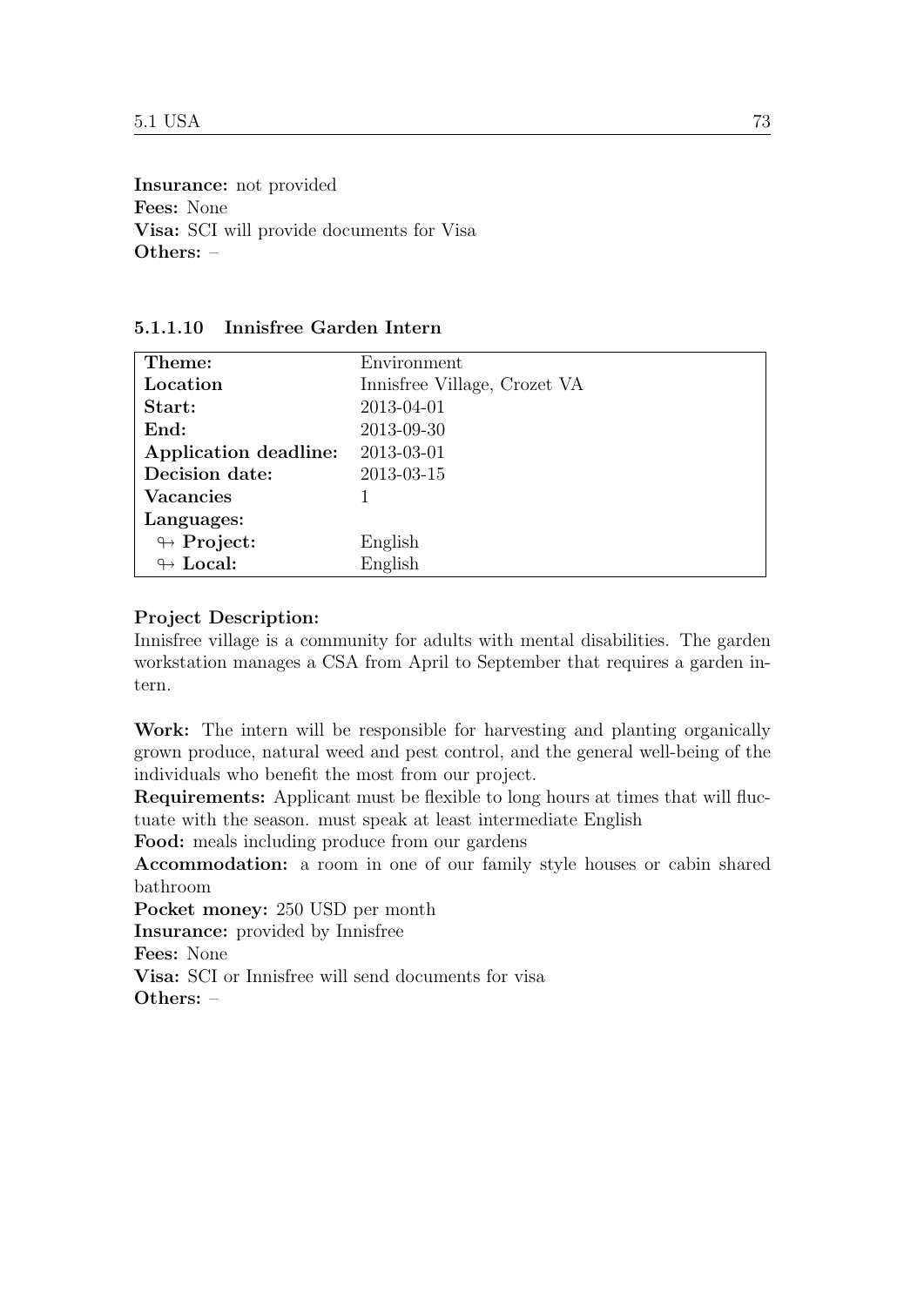**Insurance:** not provided
**Fees:** None
**Visa:** SCI will provide documents for Visa
**Others:** –

#### 5.1.1.10 Innisfree Garden Intern

| **Theme:** | Environment |
|---|---|
| **Location** | Innisfree Village, Crozet VA |
| **Start:** | 2013-04-01 |
| **End:** | 2013-09-30 |
| **Application deadline:** | 2013-03-01 |
| **Decision date:** | 2013-03-15 |
| **Vacancies** | 1 |
| **Languages:** | |
| ↪ **Project:** | English |
| ↪ **Local:** | English |

**Project Description:**
Innisfree village is a community for adults with mental disabilities. The garden workstation manages a CSA from April to September that requires a garden intern.

**Work:** The intern will be responsible for harvesting and planting organically grown produce, natural weed and pest control, and the general well-being of the individuals who benefit the most from our project.
**Requirements:** Applicant must be flexible to long hours at times that will fluctuate with the season. must speak at least intermediate English
**Food:** meals including produce from our gardens
**Accommodation:** a room in one of our family style houses or cabin shared bathroom
**Pocket money:** 250 USD per month
**Insurance:** provided by Innisfree
**Fees:** None
**Visa:** SCI or Innisfree will send documents for visa
**Others:** –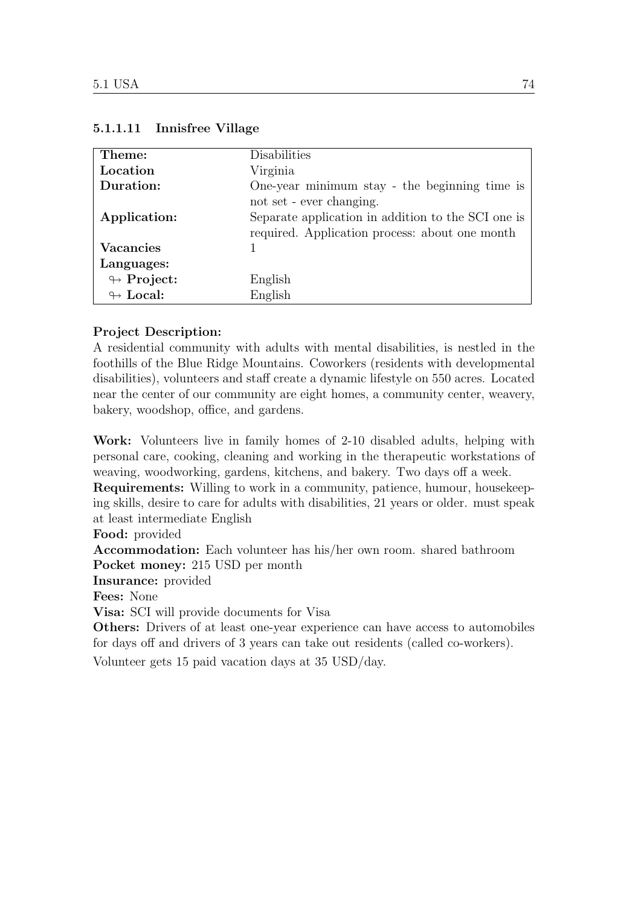#### 5.1.1.11 Innisfree Village

| **Theme:** | Disabilities |
|---|---|
| **Location** | Virginia |
| **Duration:** | One-year minimum stay - the beginning time is not set - ever changing. |
| **Application:** | Separate application in addition to the SCI one is required. Application process: about one month |
| **Vacancies** | 1 |
| **Languages:** | |
| ↬ **Project:** | English |
| ↬ **Local:** | English |

**Project Description:**
A residential community with adults with mental disabilities, is nestled in the foothills of the Blue Ridge Mountains. Coworkers (residents with developmental disabilities), volunteers and staff create a dynamic lifestyle on 550 acres. Located near the center of our community are eight homes, a community center, weavery, bakery, woodshop, office, and gardens.

**Work:** Volunteers live in family homes of 2-10 disabled adults, helping with personal care, cooking, cleaning and working in the therapeutic workstations of weaving, woodworking, gardens, kitchens, and bakery. Two days off a week.
**Requirements:** Willing to work in a community, patience, humour, housekeeping skills, desire to care for adults with disabilities, 21 years or older. must speak at least intermediate English
**Food:** provided
**Accommodation:** Each volunteer has his/her own room. shared bathroom
**Pocket money:** 215 USD per month
**Insurance:** provided
**Fees:** None
**Visa:** SCI will provide documents for Visa
**Others:** Drivers of at least one-year experience can have access to automobiles for days off and drivers of 3 years can take out residents (called co-workers).

Volunteer gets 15 paid vacation days at 35 USD/day.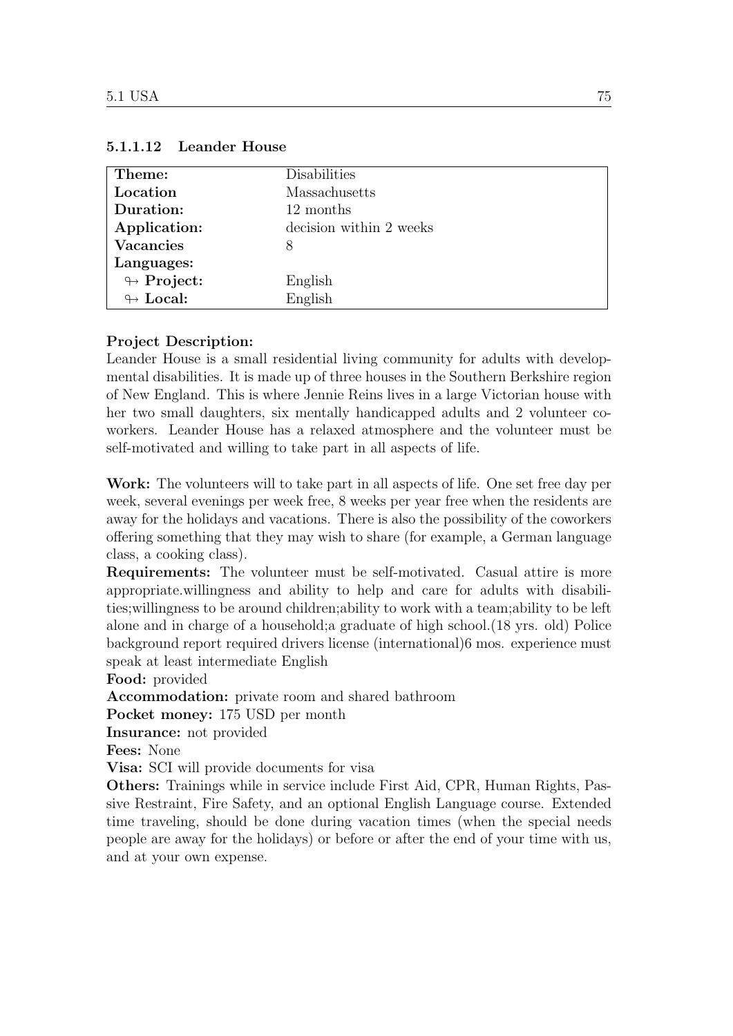#### 5.1.1.12 Leander House

| **Theme:** | Disabilities |
|---|---|
| **Location** | Massachusetts |
| **Duration:** | 12 months |
| **Application:** | decision within 2 weeks |
| **Vacancies** | 8 |
| **Languages:** | |
| ↬ **Project:** | English |
| ↬ **Local:** | English |

**Project Description:**
Leander House is a small residential living community for adults with developmental disabilities. It is made up of three houses in the Southern Berkshire region of New England. This is where Jennie Reins lives in a large Victorian house with her two small daughters, six mentally handicapped adults and 2 volunteer co-workers. Leander House has a relaxed atmosphere and the volunteer must be self-motivated and willing to take part in all aspects of life.

**Work:** The volunteers will to take part in all aspects of life. One set free day per week, several evenings per week free, 8 weeks per year free when the residents are away for the holidays and vacations. There is also the possibility of the coworkers offering something that they may wish to share (for example, a German language class, a cooking class).

**Requirements:** The volunteer must be self-motivated. Casual attire is more appropriate.willingness and ability to help and care for adults with disabilities;willingness to be around children;ability to work with a team;ability to be left alone and in charge of a household;a graduate of high school.(18 yrs. old) Police background report required drivers license (international)6 mos. experience must speak at least intermediate English

**Food:** provided

**Accommodation:** private room and shared bathroom

**Pocket money:** 175 USD per month

**Insurance:** not provided

**Fees:** None

**Visa:** SCI will provide documents for visa

**Others:** Trainings while in service include First Aid, CPR, Human Rights, Passive Restraint, Fire Safety, and an optional English Language course. Extended time traveling, should be done during vacation times (when the special needs people are away for the holidays) or before or after the end of your time with us, and at your own expense.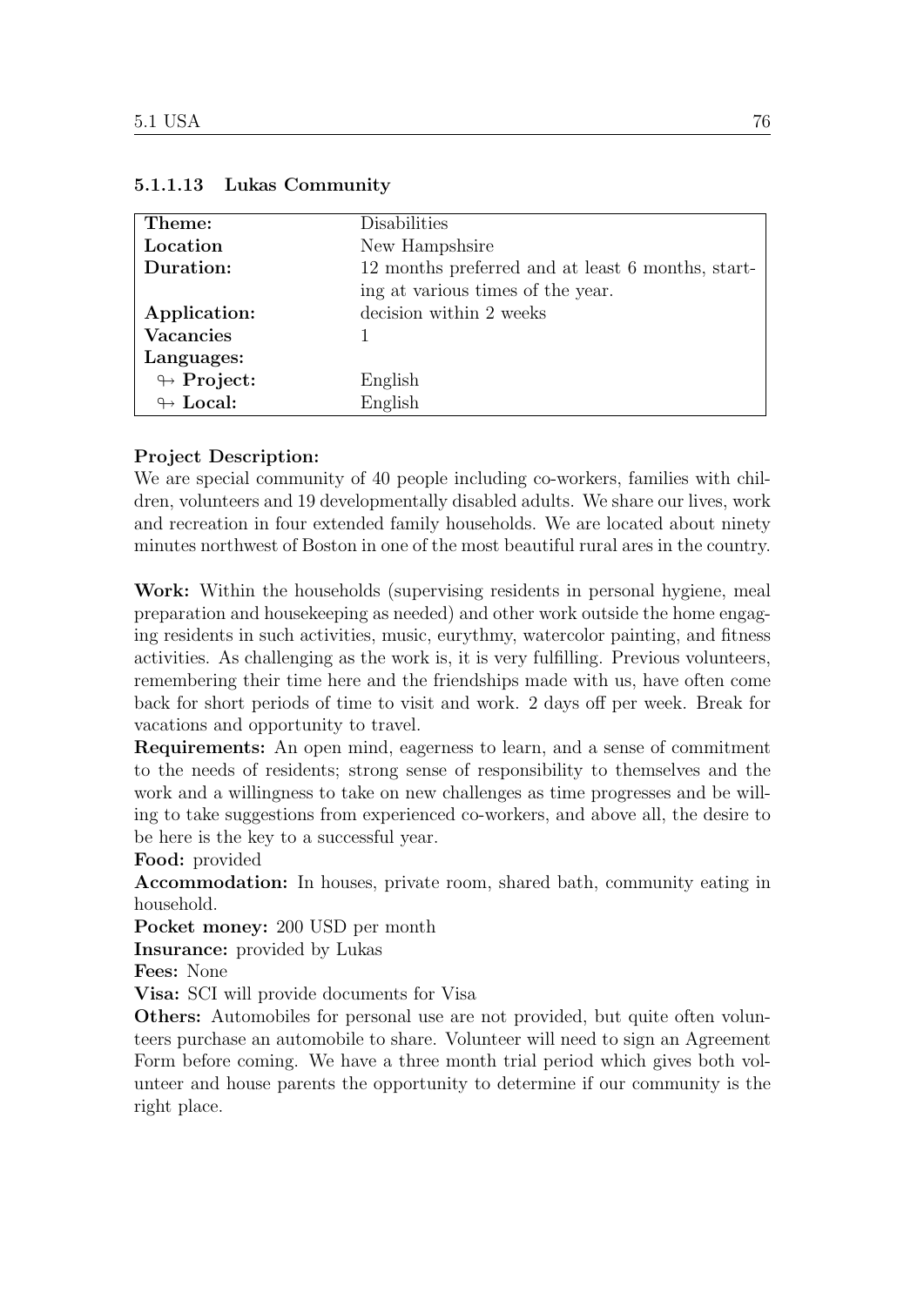#### 5.1.1.13 Lukas Community

| **Theme:** | Disabilities |
|---|---|
| **Location** | New Hampshsire |
| **Duration:** | 12 months preferred and at least 6 months, starting at various times of the year. |
| **Application:** | decision within 2 weeks |
| **Vacancies** | 1 |
| **Languages:** | |
| ↬ **Project:** | English |
| ↬ **Local:** | English |

**Project Description:**
We are special community of 40 people including co-workers, families with children, volunteers and 19 developmentally disabled adults. We share our lives, work and recreation in four extended family households. We are located about ninety minutes northwest of Boston in one of the most beautiful rural ares in the country.

**Work:** Within the households (supervising residents in personal hygiene, meal preparation and housekeeping as needed) and other work outside the home engaging residents in such activities, music, eurythmy, watercolor painting, and fitness activities. As challenging as the work is, it is very fulfilling. Previous volunteers, remembering their time here and the friendships made with us, have often come back for short periods of time to visit and work. 2 days off per week. Break for vacations and opportunity to travel.

**Requirements:** An open mind, eagerness to learn, and a sense of commitment to the needs of residents; strong sense of responsibility to themselves and the work and a willingness to take on new challenges as time progresses and be willing to take suggestions from experienced co-workers, and above all, the desire to be here is the key to a successful year.

**Food:** provided

**Accommodation:** In houses, private room, shared bath, community eating in household.

**Pocket money:** 200 USD per month

**Insurance:** provided by Lukas

**Fees:** None

**Visa:** SCI will provide documents for Visa

**Others:** Automobiles for personal use are not provided, but quite often volunteers purchase an automobile to share. Volunteer will need to sign an Agreement Form before coming. We have a three month trial period which gives both volunteer and house parents the opportunity to determine if our community is the right place.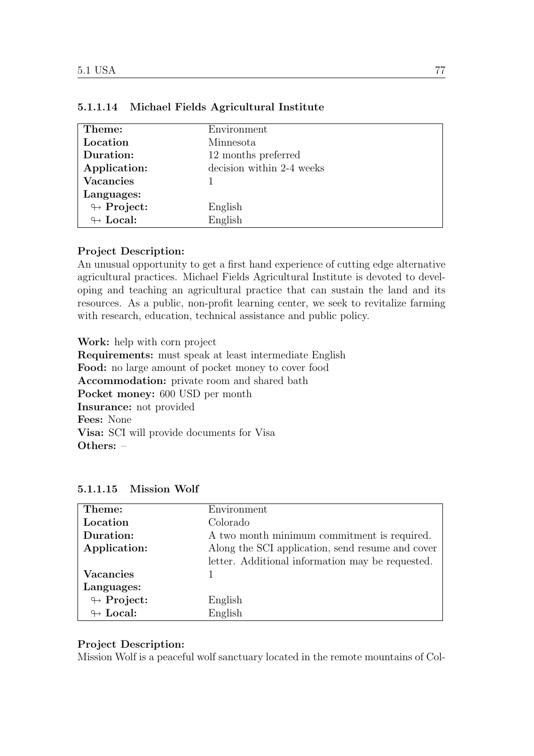#### 5.1.1.14 Michael Fields Agricultural Institute

| | |
|---|---|
| **Theme:** | Environment |
| **Location** | Minnesota |
| **Duration:** | 12 months preferred |
| **Application:** | decision within 2-4 weeks |
| **Vacancies** | 1 |
| **Languages:** | |
| ↬ **Project:** | English |
| ↬ **Local:** | English |

**Project Description:**
An unusual opportunity to get a first hand experience of cutting edge alternative agricultural practices. Michael Fields Agricultural Institute is devoted to developing and teaching an agricultural practice that can sustain the land and its resources. As a public, non-profit learning center, we seek to revitalize farming with research, education, technical assistance and public policy.

**Work:** help with corn project
**Requirements:** must speak at least intermediate English
**Food:** no large amount of pocket money to cover food
**Accommodation:** private room and shared bath
**Pocket money:** 600 USD per month
**Insurance:** not provided
**Fees:** None
**Visa:** SCI will provide documents for Visa
**Others:** –

#### 5.1.1.15 Mission Wolf

| | |
|---|---|
| **Theme:** | Environment |
| **Location** | Colorado |
| **Duration:** | A two month minimum commitment is required. |
| **Application:** | Along the SCI application, send resume and cover letter. Additional information may be requested. |
| **Vacancies** | 1 |
| **Languages:** | |
| ↬ **Project:** | English |
| ↬ **Local:** | English |

**Project Description:**
Mission Wolf is a peaceful wolf sanctuary located in the remote mountains of Col-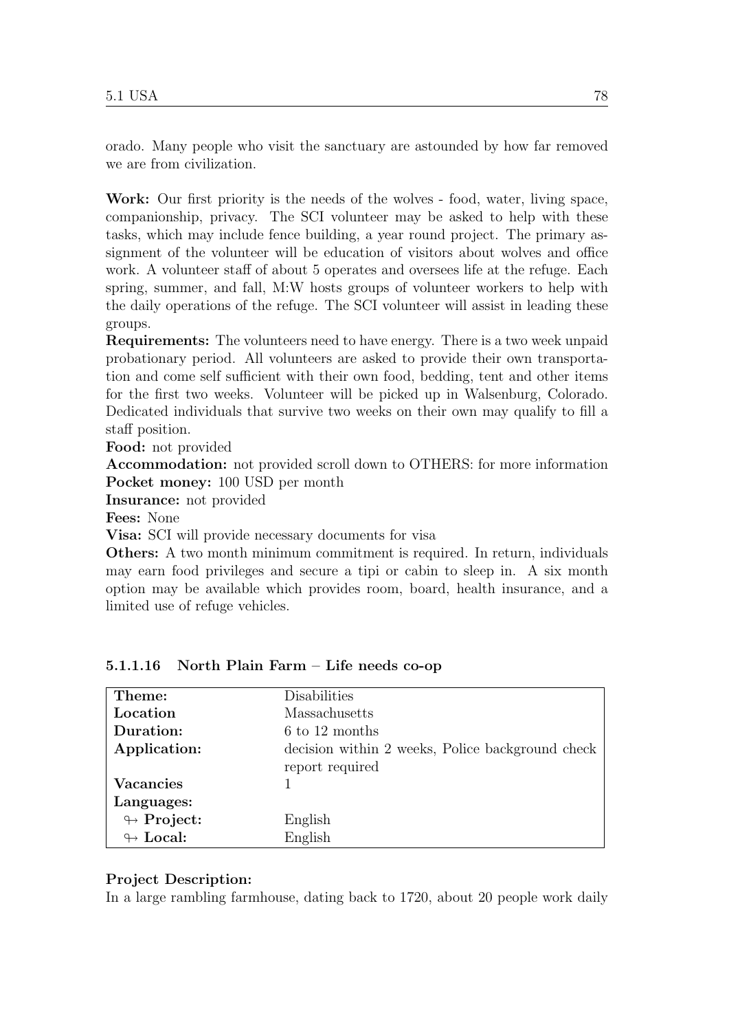orado. Many people who visit the sanctuary are astounded by how far removed we are from civilization.

**Work:** Our first priority is the needs of the wolves - food, water, living space, companionship, privacy. The SCI volunteer may be asked to help with these tasks, which may include fence building, a year round project. The primary assignment of the volunteer will be education of visitors about wolves and office work. A volunteer staff of about 5 operates and oversees life at the refuge. Each spring, summer, and fall, M:W hosts groups of volunteer workers to help with the daily operations of the refuge. The SCI volunteer will assist in leading these groups.

**Requirements:** The volunteers need to have energy. There is a two week unpaid probationary period. All volunteers are asked to provide their own transportation and come self sufficient with their own food, bedding, tent and other items for the first two weeks. Volunteer will be picked up in Walsenburg, Colorado. Dedicated individuals that survive two weeks on their own may qualify to fill a staff position.

**Food:** not provided

**Accommodation:** not provided scroll down to OTHERS: for more information

**Pocket money:** 100 USD per month

**Insurance:** not provided

**Fees:** None

**Visa:** SCI will provide necessary documents for visa

**Others:** A two month minimum commitment is required. In return, individuals may earn food privileges and secure a tipi or cabin to sleep in. A six month option may be available which provides room, board, health insurance, and a limited use of refuge vehicles.

#### 5.1.1.16 North Plain Farm – Life needs co-op

| | |
|---|---|
| **Theme:** | Disabilities |
| **Location** | Massachusetts |
| **Duration:** | 6 to 12 months |
| **Application:** | decision within 2 weeks, Police background check report required |
| **Vacancies** | 1 |
| **Languages:** | |
| ↬ **Project:** | English |
| ↬ **Local:** | English |

**Project Description:**

In a large rambling farmhouse, dating back to 1720, about 20 people work daily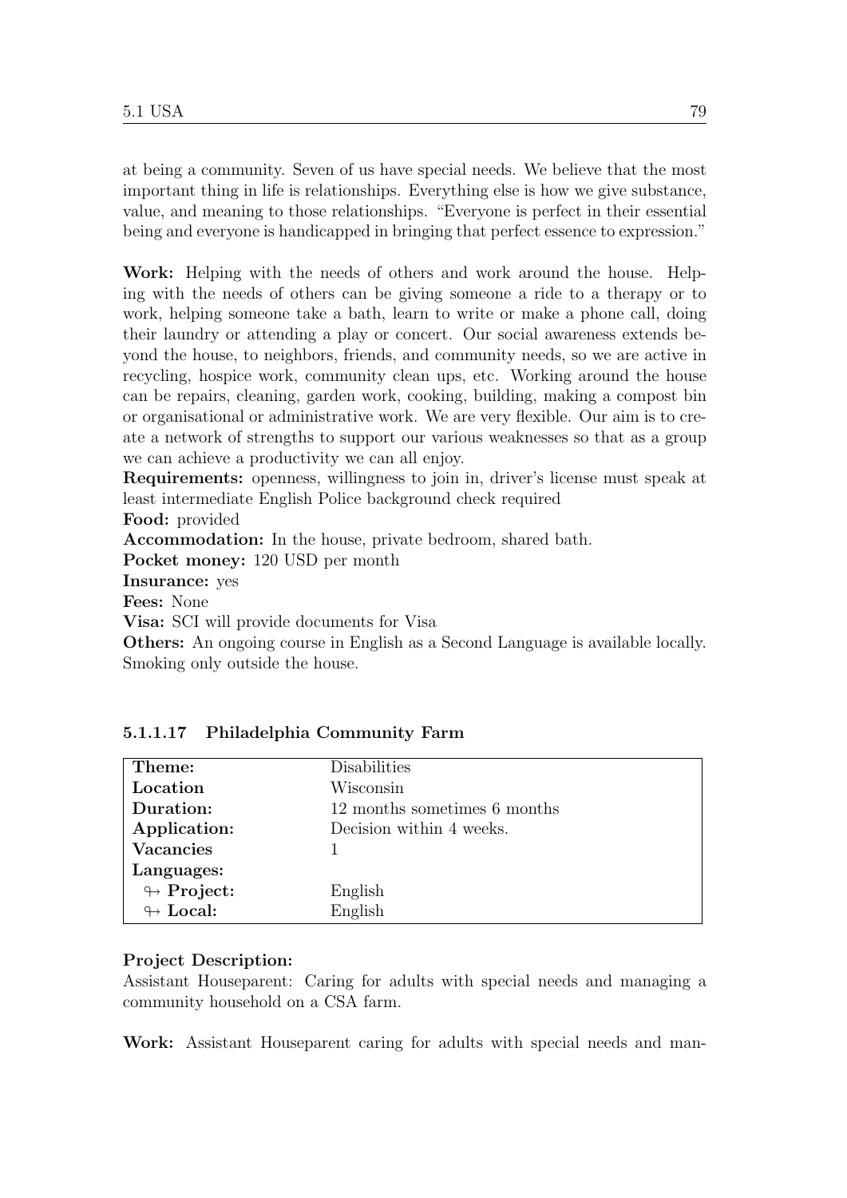at being a community. Seven of us have special needs. We believe that the most important thing in life is relationships. Everything else is how we give substance, value, and meaning to those relationships. "Everyone is perfect in their essential being and everyone is handicapped in bringing that perfect essence to expression."

**Work:** Helping with the needs of others and work around the house. Helping with the needs of others can be giving someone a ride to a therapy or to work, helping someone take a bath, learn to write or make a phone call, doing their laundry or attending a play or concert. Our social awareness extends beyond the house, to neighbors, friends, and community needs, so we are active in recycling, hospice work, community clean ups, etc. Working around the house can be repairs, cleaning, garden work, cooking, building, making a compost bin or organisational or administrative work. We are very flexible. Our aim is to create a network of strengths to support our various weaknesses so that as a group we can achieve a productivity we can all enjoy.
**Requirements:** openness, willingness to join in, driver's license must speak at least intermediate English Police background check required
**Food:** provided
**Accommodation:** In the house, private bedroom, shared bath.
**Pocket money:** 120 USD per month
**Insurance:** yes
**Fees:** None
**Visa:** SCI will provide documents for Visa
**Others:** An ongoing course in English as a Second Language is available locally. Smoking only outside the house.

#### 5.1.1.17 Philadelphia Community Farm

| | |
|---|---|
| **Theme:** | Disabilities |
| **Location** | Wisconsin |
| **Duration:** | 12 months sometimes 6 months |
| **Application:** | Decision within 4 weeks. |
| **Vacancies** | 1 |
| **Languages:** | |
| ↬ **Project:** | English |
| ↬ **Local:** | English |

**Project Description:**
Assistant Houseparent: Caring for adults with special needs and managing a community household on a CSA farm.

**Work:** Assistant Houseparent caring for adults with special needs and man-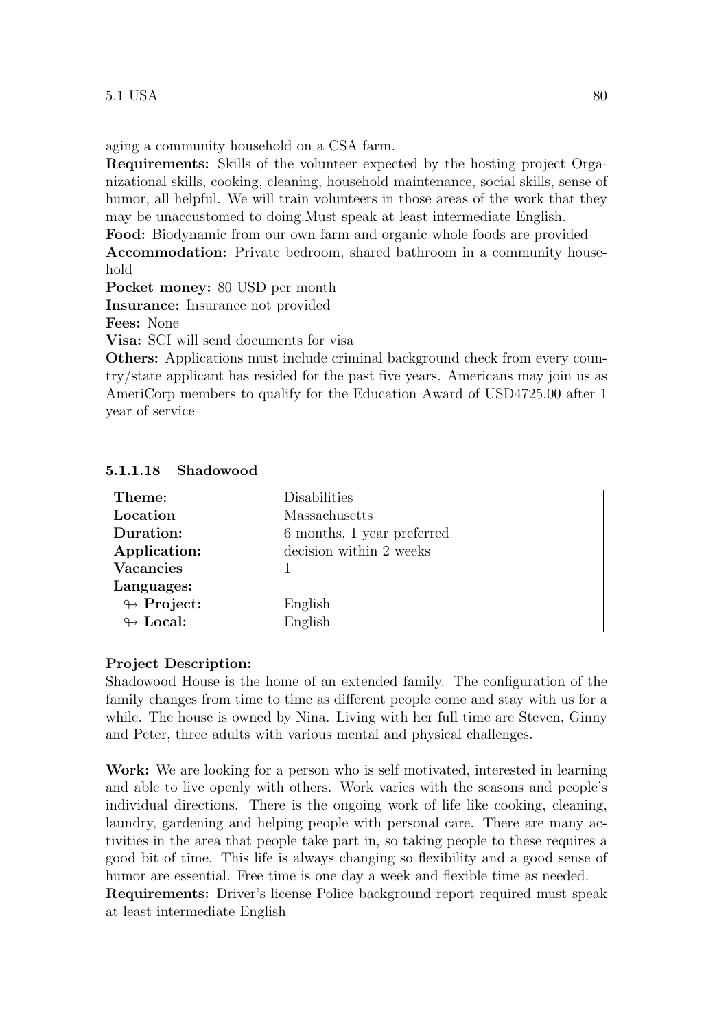aging a community household on a CSA farm.

**Requirements:** Skills of the volunteer expected by the hosting project Organizational skills, cooking, cleaning, household maintenance, social skills, sense of humor, all helpful. We will train volunteers in those areas of the work that they may be unaccustomed to doing.Must speak at least intermediate English.

**Food:** Biodynamic from our own farm and organic whole foods are provided

**Accommodation:** Private bedroom, shared bathroom in a community household

**Pocket money:** 80 USD per month

**Insurance:** Insurance not provided

**Fees:** None

**Visa:** SCI will send documents for visa

**Others:** Applications must include criminal background check from every country/state applicant has resided for the past five years. Americans may join us as AmeriCorp members to qualify for the Education Award of USD4725.00 after 1 year of service

#### 5.1.1.18 Shadowood

| **Theme:** | Disabilities |
|---|---|
| **Location** | Massachusetts |
| **Duration:** | 6 months, 1 year preferred |
| **Application:** | decision within 2 weeks |
| **Vacancies** | 1 |
| **Languages:** | |
| ↬ **Project:** | English |
| ↬ **Local:** | English |

**Project Description:**

Shadowood House is the home of an extended family. The configuration of the family changes from time to time as different people come and stay with us for a while. The house is owned by Nina. Living with her full time are Steven, Ginny and Peter, three adults with various mental and physical challenges.

**Work:** We are looking for a person who is self motivated, interested in learning and able to live openly with others. Work varies with the seasons and people's individual directions. There is the ongoing work of life like cooking, cleaning, laundry, gardening and helping people with personal care. There are many activities in the area that people take part in, so taking people to these requires a good bit of time. This life is always changing so flexibility and a good sense of humor are essential. Free time is one day a week and flexible time as needed.

**Requirements:** Driver's license Police background report required must speak at least intermediate English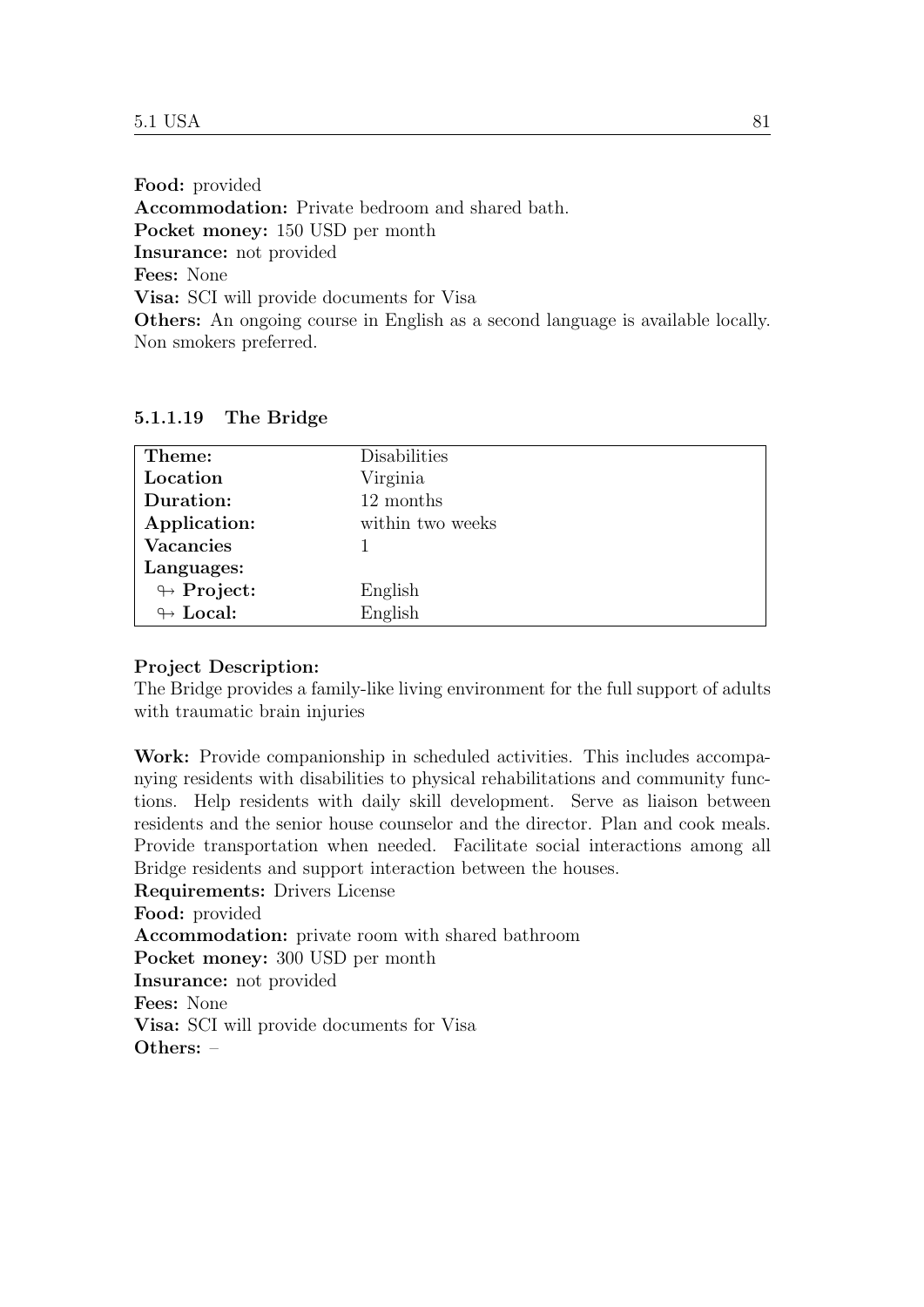**Food:** provided
**Accommodation:** Private bedroom and shared bath.
**Pocket money:** 150 USD per month
**Insurance:** not provided
**Fees:** None
**Visa:** SCI will provide documents for Visa
**Others:** An ongoing course in English as a second language is available locally. Non smokers preferred.

#### 5.1.1.19 The Bridge

| **Theme:** | Disabilities |
|---|---|
| **Location** | Virginia |
| **Duration:** | 12 months |
| **Application:** | within two weeks |
| **Vacancies** | 1 |
| **Languages:** | |
| ↬ **Project:** | English |
| ↬ **Local:** | English |

**Project Description:**
The Bridge provides a family-like living environment for the full support of adults with traumatic brain injuries

**Work:** Provide companionship in scheduled activities. This includes accompanying residents with disabilities to physical rehabilitations and community functions. Help residents with daily skill development. Serve as liaison between residents and the senior house counselor and the director. Plan and cook meals. Provide transportation when needed. Facilitate social interactions among all Bridge residents and support interaction between the houses.
**Requirements:** Drivers License
**Food:** provided
**Accommodation:** private room with shared bathroom
**Pocket money:** 300 USD per month
**Insurance:** not provided
**Fees:** None
**Visa:** SCI will provide documents for Visa
**Others:** –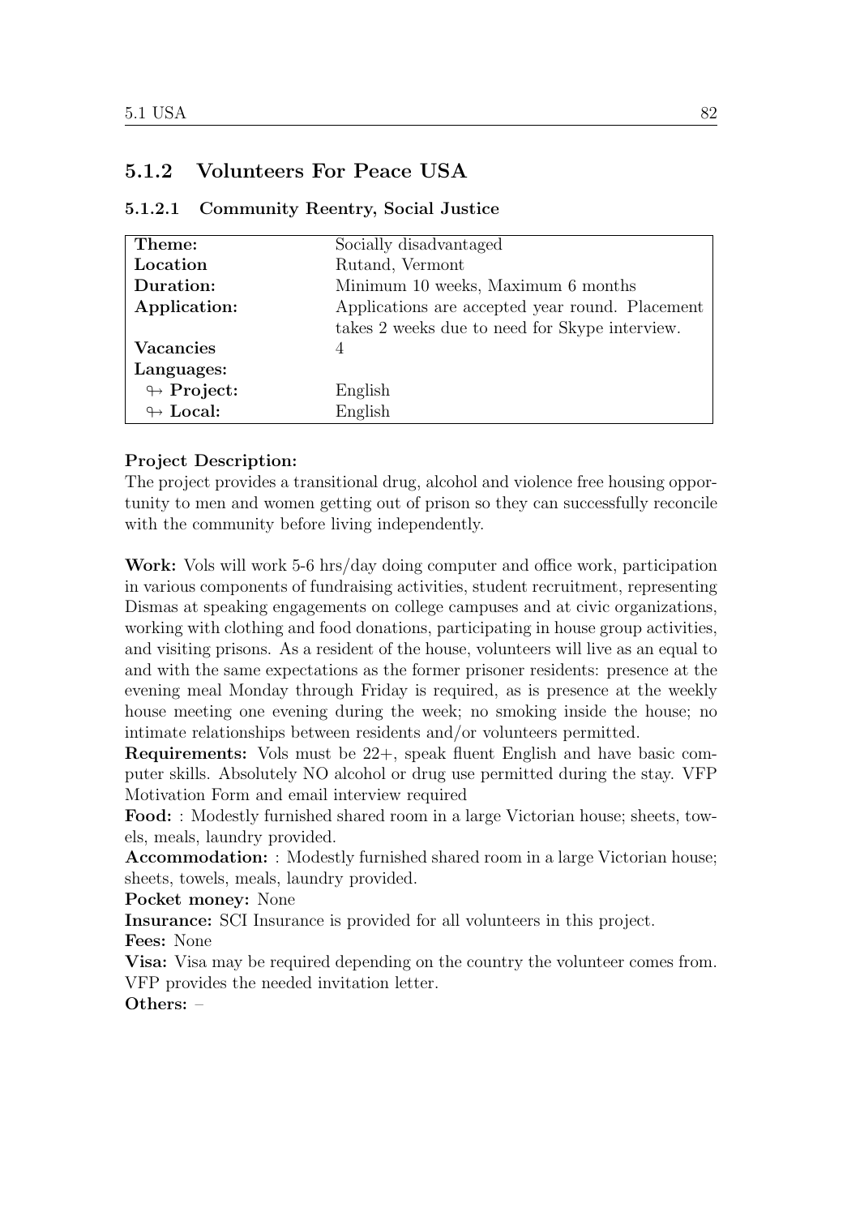### 5.1.2 Volunteers For Peace USA

#### 5.1.2.1 Community Reentry, Social Justice

| **Theme:** | Socially disadvantaged |
|---|---|
| **Location** | Rutand, Vermont |
| **Duration:** | Minimum 10 weeks, Maximum 6 months |
| **Application:** | Applications are accepted year round. Placement takes 2 weeks due to need for Skype interview. |
| **Vacancies** | 4 |
| **Languages:** | |
| ↬ **Project:** | English |
| ↬ **Local:** | English |

**Project Description:**
The project provides a transitional drug, alcohol and violence free housing opportunity to men and women getting out of prison so they can successfully reconcile with the community before living independently.

**Work:** Vols will work 5-6 hrs/day doing computer and office work, participation in various components of fundraising activities, student recruitment, representing Dismas at speaking engagements on college campuses and at civic organizations, working with clothing and food donations, participating in house group activities, and visiting prisons. As a resident of the house, volunteers will live as an equal to and with the same expectations as the former prisoner residents: presence at the evening meal Monday through Friday is required, as is presence at the weekly house meeting one evening during the week; no smoking inside the house; no intimate relationships between residents and/or volunteers permitted.
**Requirements:** Vols must be 22+, speak fluent English and have basic computer skills. Absolutely NO alcohol or drug use permitted during the stay. VFP Motivation Form and email interview required
**Food:** : Modestly furnished shared room in a large Victorian house; sheets, towels, meals, laundry provided.
**Accommodation:** : Modestly furnished shared room in a large Victorian house; sheets, towels, meals, laundry provided.
**Pocket money:** None
**Insurance:** SCI Insurance is provided for all volunteers in this project.
**Fees:** None
**Visa:** Visa may be required depending on the country the volunteer comes from. VFP provides the needed invitation letter.
**Others:** –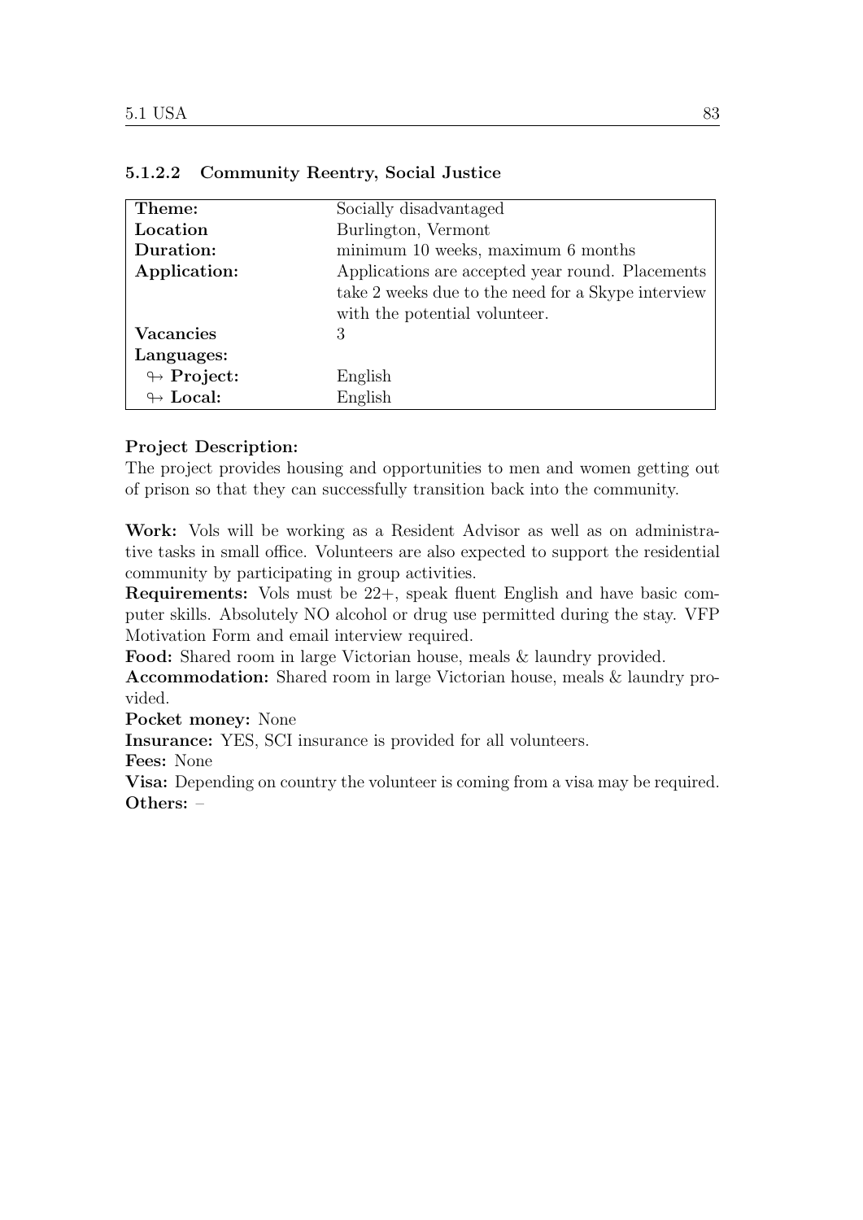#### 5.1.2.2 Community Reentry, Social Justice

| **Theme:** | Socially disadvantaged |
|---|---|
| **Location** | Burlington, Vermont |
| **Duration:** | minimum 10 weeks, maximum 6 months |
| **Application:** | Applications are accepted year round. Placements take 2 weeks due to the need for a Skype interview with the potential volunteer. |
| **Vacancies** | 3 |
| **Languages:** | |
| ↬ **Project:** | English |
| ↬ **Local:** | English |

**Project Description:**
The project provides housing and opportunities to men and women getting out of prison so that they can successfully transition back into the community.

**Work:** Vols will be working as a Resident Advisor as well as on administrative tasks in small office. Volunteers are also expected to support the residential community by participating in group activities.
**Requirements:** Vols must be 22+, speak fluent English and have basic computer skills. Absolutely NO alcohol or drug use permitted during the stay. VFP Motivation Form and email interview required.
**Food:** Shared room in large Victorian house, meals & laundry provided.
**Accommodation:** Shared room in large Victorian house, meals & laundry provided.
**Pocket money:** None
**Insurance:** YES, SCI insurance is provided for all volunteers.
**Fees:** None
**Visa:** Depending on country the volunteer is coming from a visa may be required.
**Others:** –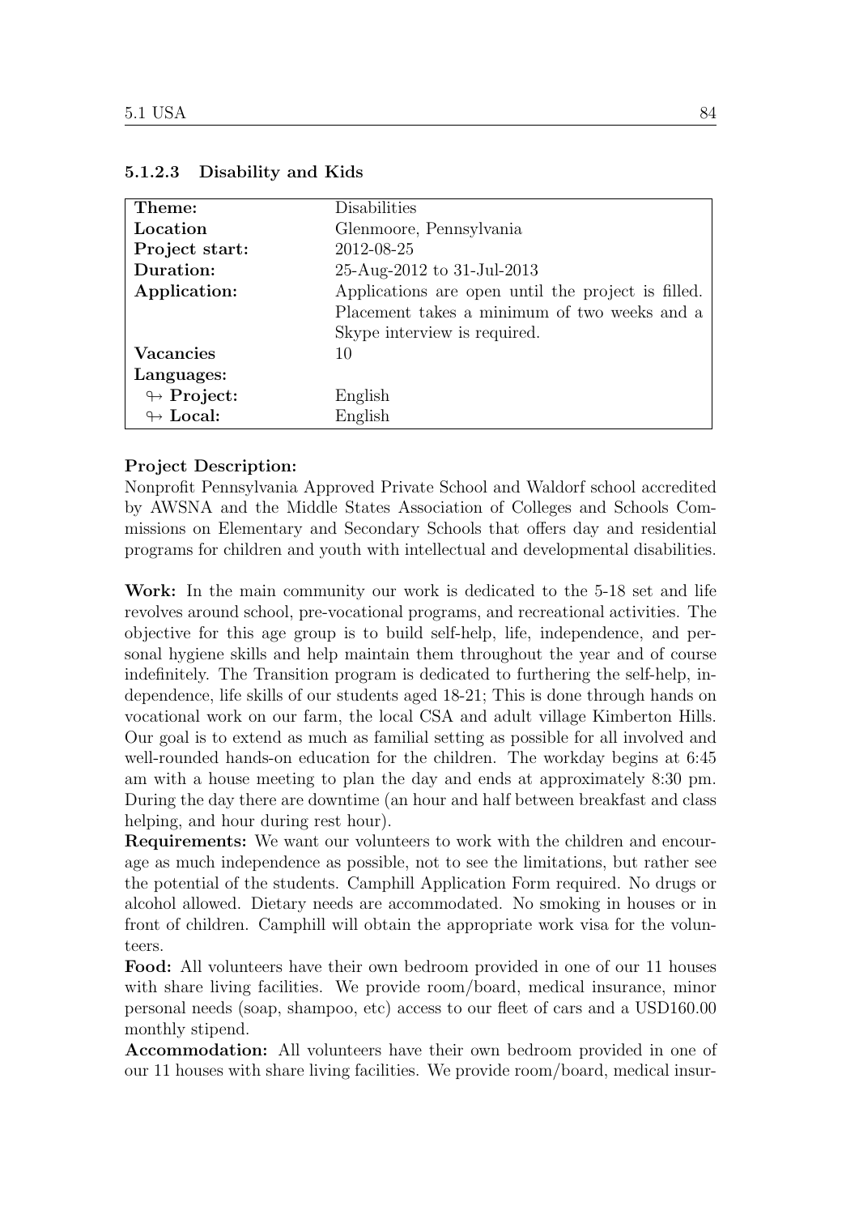#### 5.1.2.3 Disability and Kids

| | |
|---|---|
| **Theme:** | Disabilities |
| **Location** | Glenmoore, Pennsylvania |
| **Project start:** | 2012-08-25 |
| **Duration:** | 25-Aug-2012 to 31-Jul-2013 |
| **Application:** | Applications are open until the project is filled. Placement takes a minimum of two weeks and a Skype interview is required. |
| **Vacancies** | 10 |
| **Languages:** | |
| ↬ **Project:** | English |
| ↬ **Local:** | English |

**Project Description:**
Nonprofit Pennsylvania Approved Private School and Waldorf school accredited by AWSNA and the Middle States Association of Colleges and Schools Commissions on Elementary and Secondary Schools that offers day and residential programs for children and youth with intellectual and developmental disabilities.

**Work:** In the main community our work is dedicated to the 5-18 set and life revolves around school, pre-vocational programs, and recreational activities. The objective for this age group is to build self-help, life, independence, and personal hygiene skills and help maintain them throughout the year and of course indefinitely. The Transition program is dedicated to furthering the self-help, independence, life skills of our students aged 18-21; This is done through hands on vocational work on our farm, the local CSA and adult village Kimberton Hills. Our goal is to extend as much as familial setting as possible for all involved and well-rounded hands-on education for the children. The workday begins at 6:45 am with a house meeting to plan the day and ends at approximately 8:30 pm. During the day there are downtime (an hour and half between breakfast and class helping, and hour during rest hour).
**Requirements:** We want our volunteers to work with the children and encourage as much independence as possible, not to see the limitations, but rather see the potential of the students. Camphill Application Form required. No drugs or alcohol allowed. Dietary needs are accommodated. No smoking in houses or in front of children. Camphill will obtain the appropriate work visa for the volunteers.
**Food:** All volunteers have their own bedroom provided in one of our 11 houses with share living facilities. We provide room/board, medical insurance, minor personal needs (soap, shampoo, etc) access to our fleet of cars and a USD160.00 monthly stipend.
**Accommodation:** All volunteers have their own bedroom provided in one of our 11 houses with share living facilities. We provide room/board, medical insur-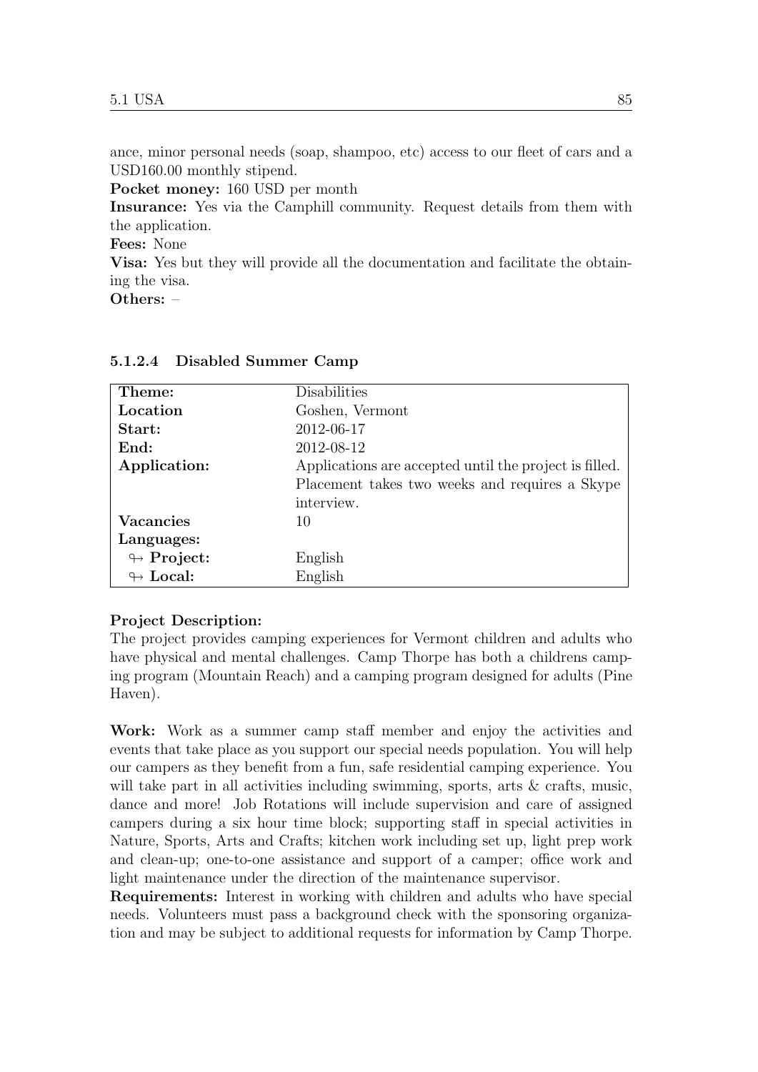ance, minor personal needs (soap, shampoo, etc) access to our fleet of cars and a USD160.00 monthly stipend.

**Pocket money:** 160 USD per month

**Insurance:** Yes via the Camphill community. Request details from them with the application.

**Fees:** None

**Visa:** Yes but they will provide all the documentation and facilitate the obtaining the visa.

**Others:** –

#### 5.1.2.4 Disabled Summer Camp

| | |
|---|---|
| **Theme:** | Disabilities |
| **Location** | Goshen, Vermont |
| **Start:** | 2012-06-17 |
| **End:** | 2012-08-12 |
| **Application:** | Applications are accepted until the project is filled. Placement takes two weeks and requires a Skype interview. |
| **Vacancies** | 10 |
| **Languages:** | |
| ↬ **Project:** | English |
| ↬ **Local:** | English |

**Project Description:**
The project provides camping experiences for Vermont children and adults who have physical and mental challenges. Camp Thorpe has both a childrens camping program (Mountain Reach) and a camping program designed for adults (Pine Haven).

**Work:** Work as a summer camp staff member and enjoy the activities and events that take place as you support our special needs population. You will help our campers as they benefit from a fun, safe residential camping experience. You will take part in all activities including swimming, sports, arts & crafts, music, dance and more! Job Rotations will include supervision and care of assigned campers during a six hour time block; supporting staff in special activities in Nature, Sports, Arts and Crafts; kitchen work including set up, light prep work and clean-up; one-to-one assistance and support of a camper; office work and light maintenance under the direction of the maintenance supervisor.

**Requirements:** Interest in working with children and adults who have special needs. Volunteers must pass a background check with the sponsoring organization and may be subject to additional requests for information by Camp Thorpe.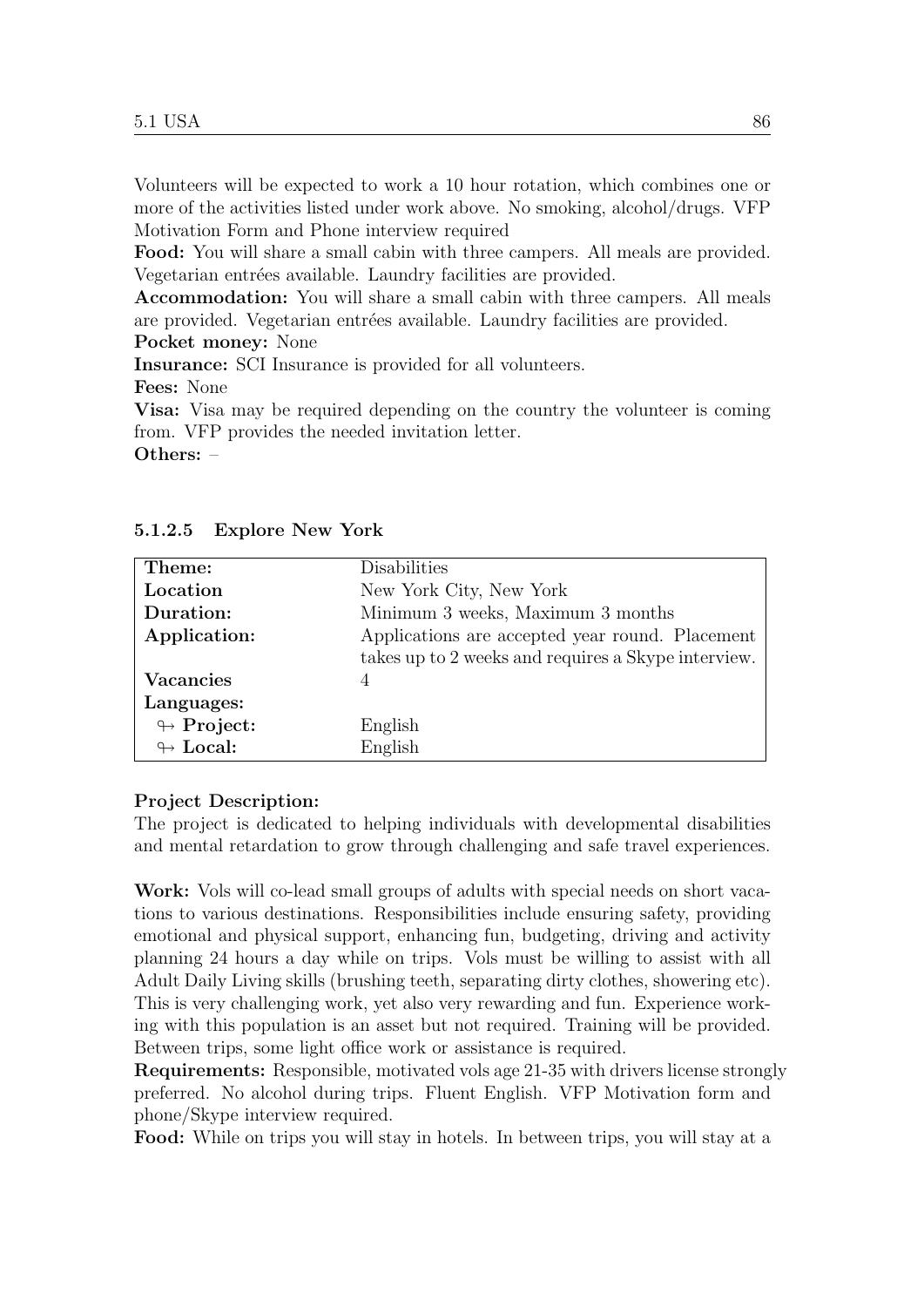Volunteers will be expected to work a 10 hour rotation, which combines one or more of the activities listed under work above. No smoking, alcohol/drugs. VFP Motivation Form and Phone interview required

**Food:** You will share a small cabin with three campers. All meals are provided. Vegetarian entrées available. Laundry facilities are provided.

**Accommodation:** You will share a small cabin with three campers. All meals are provided. Vegetarian entrées available. Laundry facilities are provided.

**Pocket money:** None

**Insurance:** SCI Insurance is provided for all volunteers.

**Fees:** None

**Visa:** Visa may be required depending on the country the volunteer is coming from. VFP provides the needed invitation letter.

**Others:** –

#### 5.1.2.5 Explore New York

| **Theme:** | Disabilities |
|---|---|
| **Location** | New York City, New York |
| **Duration:** | Minimum 3 weeks, Maximum 3 months |
| **Application:** | Applications are accepted year round. Placement takes up to 2 weeks and requires a Skype interview. |
| **Vacancies** | 4 |
| **Languages:** | |
| ↬ **Project:** | English |
| ↬ **Local:** | English |

**Project Description:**
The project is dedicated to helping individuals with developmental disabilities and mental retardation to grow through challenging and safe travel experiences.

**Work:** Vols will co-lead small groups of adults with special needs on short vacations to various destinations. Responsibilities include ensuring safety, providing emotional and physical support, enhancing fun, budgeting, driving and activity planning 24 hours a day while on trips. Vols must be willing to assist with all Adult Daily Living skills (brushing teeth, separating dirty clothes, showering etc). This is very challenging work, yet also very rewarding and fun. Experience working with this population is an asset but not required. Training will be provided. Between trips, some light office work or assistance is required.

**Requirements:** Responsible, motivated vols age 21-35 with drivers license strongly preferred. No alcohol during trips. Fluent English. VFP Motivation form and phone/Skype interview required.

**Food:** While on trips you will stay in hotels. In between trips, you will stay at a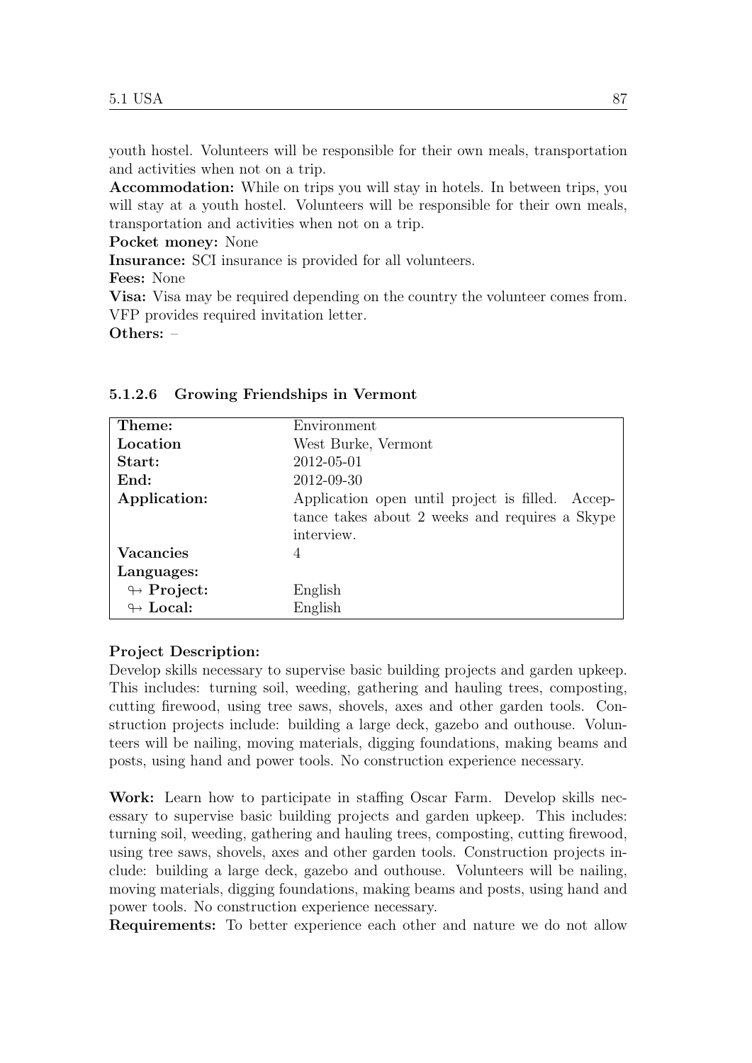youth hostel. Volunteers will be responsible for their own meals, transportation and activities when not on a trip.

**Accommodation:** While on trips you will stay in hotels. In between trips, you will stay at a youth hostel. Volunteers will be responsible for their own meals, transportation and activities when not on a trip.

**Pocket money:** None

**Insurance:** SCI insurance is provided for all volunteers.

**Fees:** None

**Visa:** Visa may be required depending on the country the volunteer comes from. VFP provides required invitation letter.

**Others:** –

#### 5.1.2.6 Growing Friendships in Vermont

| **Theme:** | Environment |
|---|---|
| **Location** | West Burke, Vermont |
| **Start:** | 2012-05-01 |
| **End:** | 2012-09-30 |
| **Application:** | Application open until project is filled. Acceptance takes about 2 weeks and requires a Skype interview. |
| **Vacancies** | 4 |
| **Languages:** | |
| ↬ **Project:** | English |
| ↬ **Local:** | English |

**Project Description:**

Develop skills necessary to supervise basic building projects and garden upkeep. This includes: turning soil, weeding, gathering and hauling trees, composting, cutting firewood, using tree saws, shovels, axes and other garden tools. Construction projects include: building a large deck, gazebo and outhouse. Volunteers will be nailing, moving materials, digging foundations, making beams and posts, using hand and power tools. No construction experience necessary.

**Work:** Learn how to participate in staffing Oscar Farm. Develop skills necessary to supervise basic building projects and garden upkeep. This includes: turning soil, weeding, gathering and hauling trees, composting, cutting firewood, using tree saws, shovels, axes and other garden tools. Construction projects include: building a large deck, gazebo and outhouse. Volunteers will be nailing, moving materials, digging foundations, making beams and posts, using hand and power tools. No construction experience necessary.

**Requirements:** To better experience each other and nature we do not allow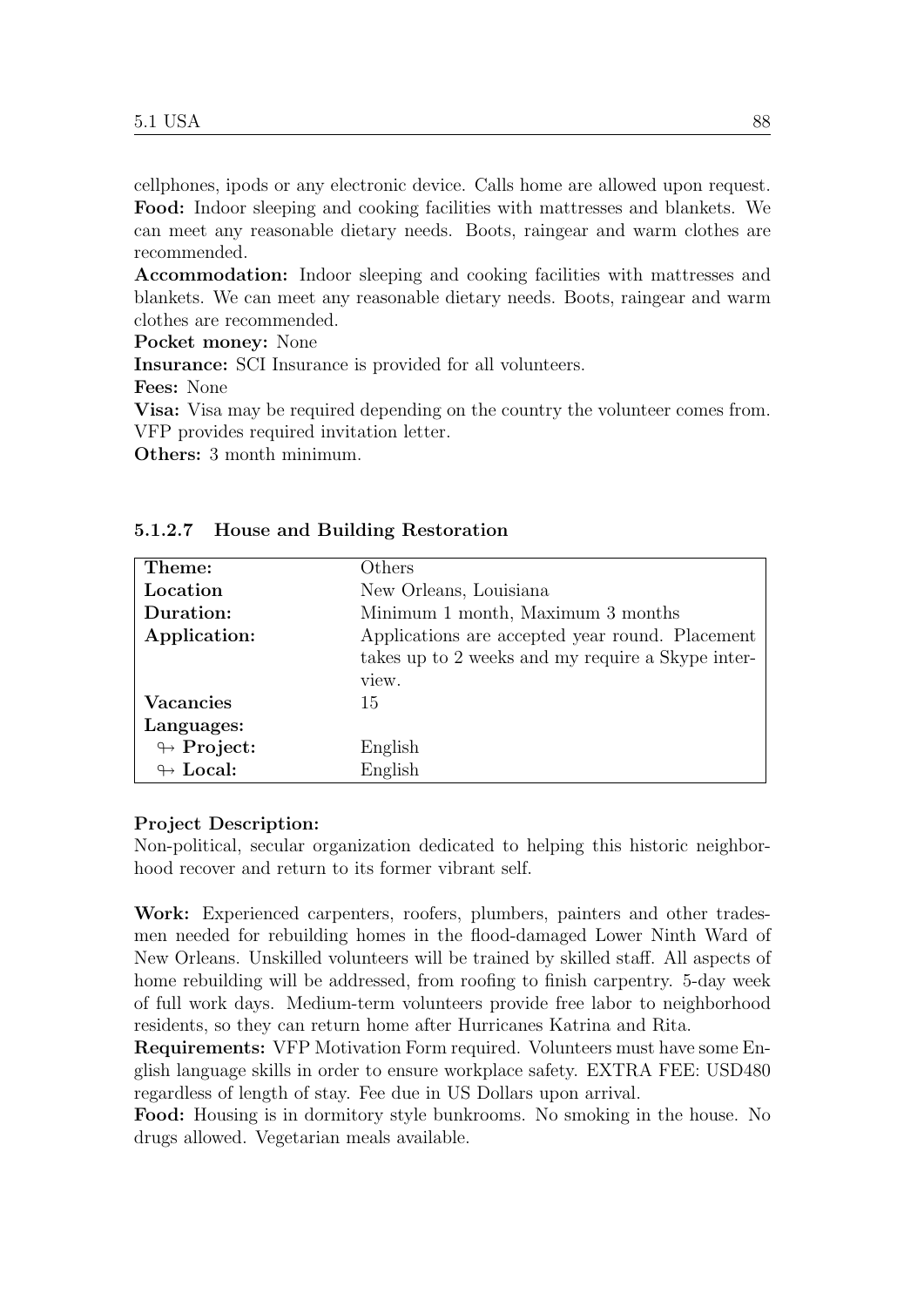cellphones, ipods or any electronic device. Calls home are allowed upon request.
**Food:** Indoor sleeping and cooking facilities with mattresses and blankets. We can meet any reasonable dietary needs. Boots, raingear and warm clothes are recommended.
**Accommodation:** Indoor sleeping and cooking facilities with mattresses and blankets. We can meet any reasonable dietary needs. Boots, raingear and warm clothes are recommended.
**Pocket money:** None
**Insurance:** SCI Insurance is provided for all volunteers.
**Fees:** None
**Visa:** Visa may be required depending on the country the volunteer comes from. VFP provides required invitation letter.
**Others:** 3 month minimum.

#### 5.1.2.7 House and Building Restoration

| **Theme:** | Others |
|---|---|
| **Location** | New Orleans, Louisiana |
| **Duration:** | Minimum 1 month, Maximum 3 months |
| **Application:** | Applications are accepted year round. Placement takes up to 2 weeks and my require a Skype interview. |
| **Vacancies** | 15 |
| **Languages:** | |
| ↬ **Project:** | English |
| ↬ **Local:** | English |

**Project Description:**
Non-political, secular organization dedicated to helping this historic neighborhood recover and return to its former vibrant self.

**Work:** Experienced carpenters, roofers, plumbers, painters and other tradesmen needed for rebuilding homes in the flood-damaged Lower Ninth Ward of New Orleans. Unskilled volunteers will be trained by skilled staff. All aspects of home rebuilding will be addressed, from roofing to finish carpentry. 5-day week of full work days. Medium-term volunteers provide free labor to neighborhood residents, so they can return home after Hurricanes Katrina and Rita.
**Requirements:** VFP Motivation Form required. Volunteers must have some English language skills in order to ensure workplace safety. EXTRA FEE: USD480 regardless of length of stay. Fee due in US Dollars upon arrival.
**Food:** Housing is in dormitory style bunkrooms. No smoking in the house. No drugs allowed. Vegetarian meals available.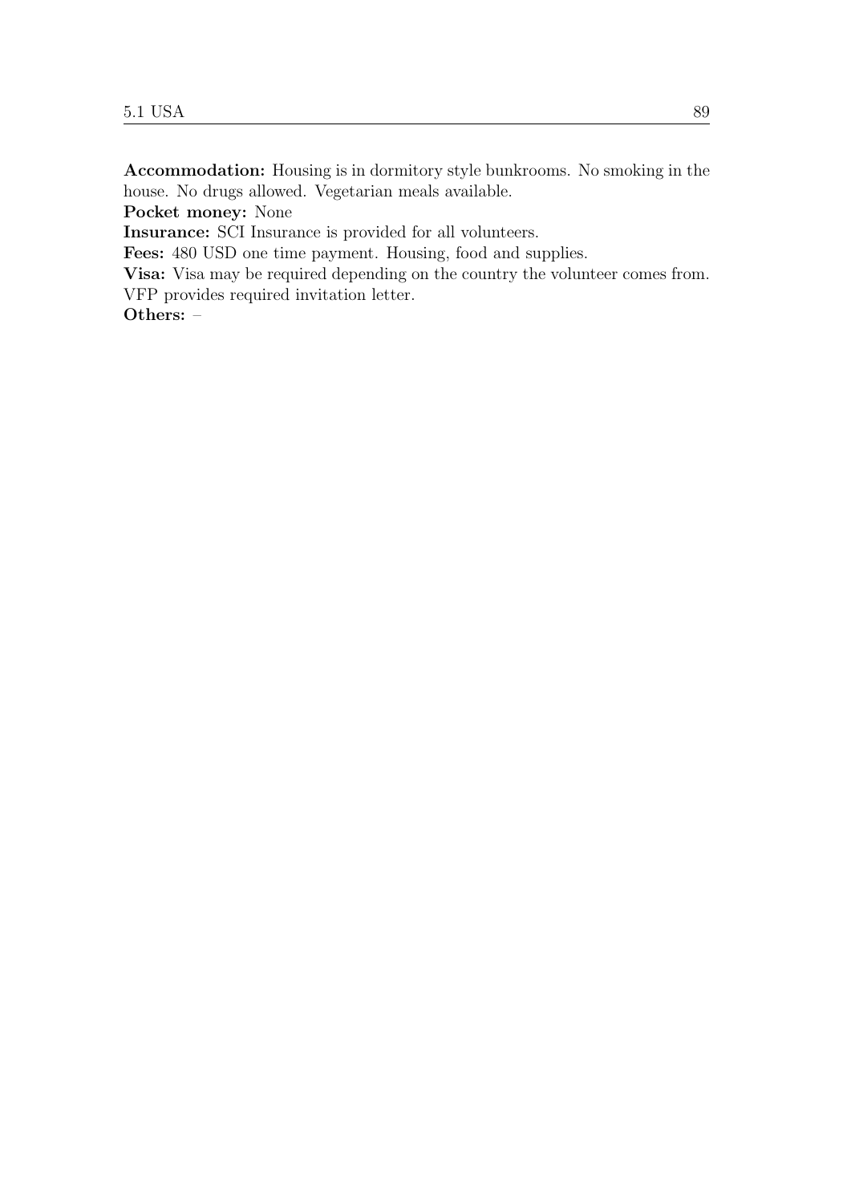**Accommodation:** Housing is in dormitory style bunkrooms. No smoking in the house. No drugs allowed. Vegetarian meals available.
**Pocket money:** None
**Insurance:** SCI Insurance is provided for all volunteers.
**Fees:** 480 USD one time payment. Housing, food and supplies.
**Visa:** Visa may be required depending on the country the volunteer comes from. VFP provides required invitation letter.
**Others:** –